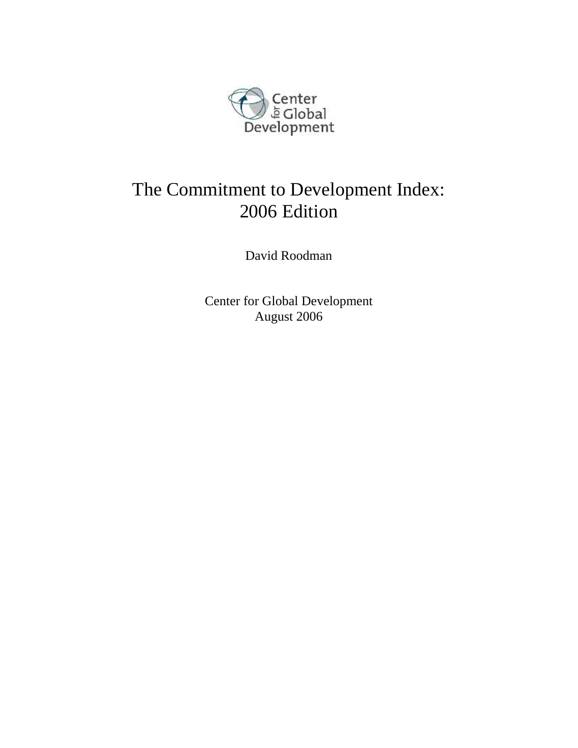Center for Global Development

# The Commitment to Development Index: 2006 Edition

David Roodman

Center for Global Development
August 2006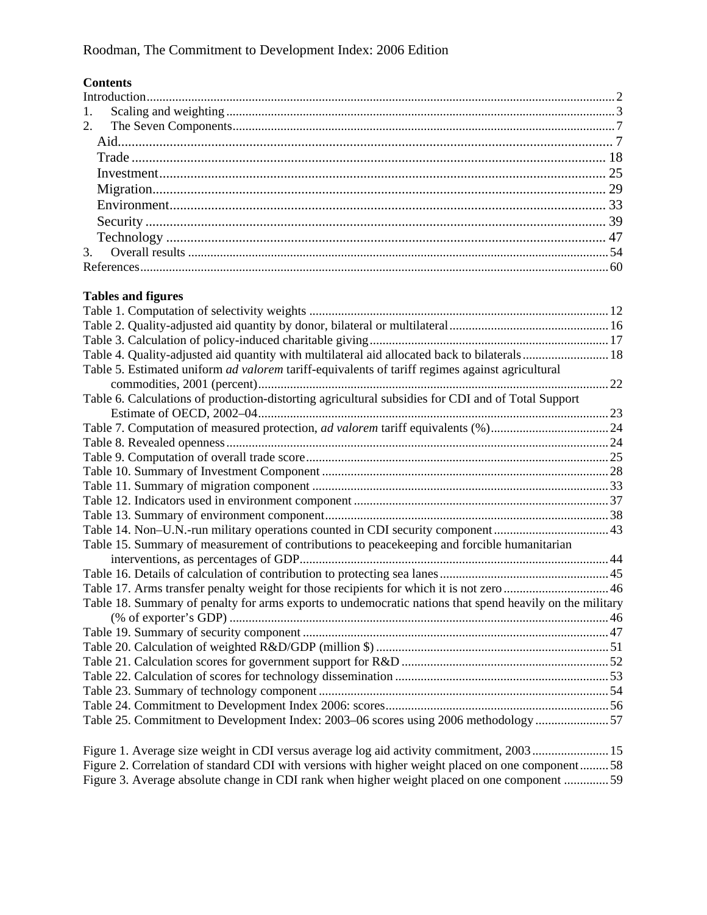**Contents**

Introduction .......... 2
1. Scaling and weighting .......... 3
2. The Seven Components .......... 7
   - Aid .......... 7
   - Trade .......... 18
   - Investment .......... 25
   - Migration .......... 29
   - Environment .......... 33
   - Security .......... 39
   - Technology .......... 47
3. Overall results .......... 54

References .......... 60

**Tables and figures**

Table 1. Computation of selectivity weights .......... 12
Table 2. Quality-adjusted aid quantity by donor, bilateral or multilateral .......... 16
Table 3. Calculation of policy-induced charitable giving .......... 17
Table 4. Quality-adjusted aid quantity with multilateral aid allocated back to bilaterals .......... 18
Table 5. Estimated uniform *ad valorem* tariff-equivalents of tariff regimes against agricultural commodities, 2001 (percent) .......... 22
Table 6. Calculations of production-distorting agricultural subsidies for CDI and of Total Support Estimate of OECD, 2002–04 .......... 23
Table 7. Computation of measured protection, *ad valorem* tariff equivalents (%) .......... 24
Table 8. Revealed openness .......... 24
Table 9. Computation of overall trade score .......... 25
Table 10. Summary of Investment Component .......... 28
Table 11. Summary of migration component .......... 33
Table 12. Indicators used in environment component .......... 37
Table 13. Summary of environment component .......... 38
Table 14. Non–U.N.-run military operations counted in CDI security component .......... 43
Table 15. Summary of measurement of contributions to peacekeeping and forcible humanitarian interventions, as percentages of GDP .......... 44
Table 16. Details of calculation of contribution to protecting sea lanes .......... 45
Table 17. Arms transfer penalty weight for those recipients for which it is not zero .......... 46
Table 18. Summary of penalty for arms exports to undemocratic nations that spend heavily on the military (% of exporter's GDP) .......... 46
Table 19. Summary of security component .......... 47
Table 20. Calculation of weighted R&D/GDP (million $) .......... 51
Table 21. Calculation scores for government support for R&D .......... 52
Table 22. Calculation of scores for technology dissemination .......... 53
Table 23. Summary of technology component .......... 54
Table 24. Commitment to Development Index 2006: scores .......... 56
Table 25. Commitment to Development Index: 2003–06 scores using 2006 methodology .......... 57

Figure 1. Average size weight in CDI versus average log aid activity commitment, 2003 .......... 15
Figure 2. Correlation of standard CDI with versions with higher weight placed on one component .......... 58
Figure 3. Average absolute change in CDI rank when higher weight placed on one component .......... 59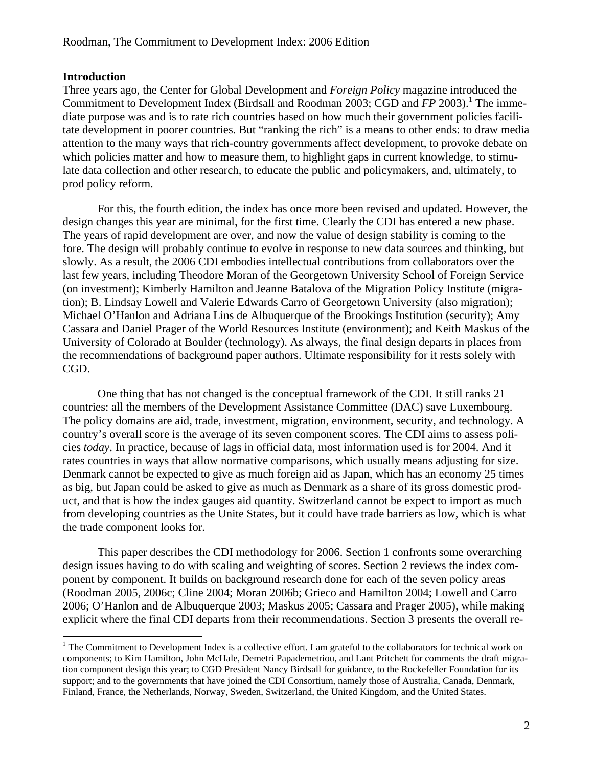## Introduction

Three years ago, the Center for Global Development and *Foreign Policy* magazine introduced the Commitment to Development Index (Birdsall and Roodman 2003; CGD and *FP* 2003).[1] The immediate purpose was and is to rate rich countries based on how much their government policies facilitate development in poorer countries. But "ranking the rich" is a means to other ends: to draw media attention to the many ways that rich-country governments affect development, to provoke debate on which policies matter and how to measure them, to highlight gaps in current knowledge, to stimulate data collection and other research, to educate the public and policymakers, and, ultimately, to prod policy reform.

For this, the fourth edition, the index has once more been revised and updated. However, the design changes this year are minimal, for the first time. Clearly the CDI has entered a new phase. The years of rapid development are over, and now the value of design stability is coming to the fore. The design will probably continue to evolve in response to new data sources and thinking, but slowly. As a result, the 2006 CDI embodies intellectual contributions from collaborators over the last few years, including Theodore Moran of the Georgetown University School of Foreign Service (on investment); Kimberly Hamilton and Jeanne Batalova of the Migration Policy Institute (migration); B. Lindsay Lowell and Valerie Edwards Carro of Georgetown University (also migration); Michael O'Hanlon and Adriana Lins de Albuquerque of the Brookings Institution (security); Amy Cassara and Daniel Prager of the World Resources Institute (environment); and Keith Maskus of the University of Colorado at Boulder (technology). As always, the final design departs in places from the recommendations of background paper authors. Ultimate responsibility for it rests solely with CGD.

One thing that has not changed is the conceptual framework of the CDI. It still ranks 21 countries: all the members of the Development Assistance Committee (DAC) save Luxembourg. The policy domains are aid, trade, investment, migration, environment, security, and technology. A country's overall score is the average of its seven component scores. The CDI aims to assess policies *today*. In practice, because of lags in official data, most information used is for 2004. And it rates countries in ways that allow normative comparisons, which usually means adjusting for size. Denmark cannot be expected to give as much foreign aid as Japan, which has an economy 25 times as big, but Japan could be asked to give as much as Denmark as a share of its gross domestic product, and that is how the index gauges aid quantity. Switzerland cannot be expect to import as much from developing countries as the Unite States, but it could have trade barriers as low, which is what the trade component looks for.

This paper describes the CDI methodology for 2006. Section 1 confronts some overarching design issues having to do with scaling and weighting of scores. Section 2 reviews the index component by component. It builds on background research done for each of the seven policy areas (Roodman 2005, 2006c; Cline 2004; Moran 2006b; Grieco and Hamilton 2004; Lowell and Carro 2006; O'Hanlon and de Albuquerque 2003; Maskus 2005; Cassara and Prager 2005), while making explicit where the final CDI departs from their recommendations. Section 3 presents the overall re-

---

[1] The Commitment to Development Index is a collective effort. I am grateful to the collaborators for technical work on components; to Kim Hamilton, John McHale, Demetri Papademetriou, and Lant Pritchett for comments the draft migration component design this year; to CGD President Nancy Birdsall for guidance, to the Rockefeller Foundation for its support; and to the governments that have joined the CDI Consortium, namely those of Australia, Canada, Denmark, Finland, France, the Netherlands, Norway, Sweden, Switzerland, the United Kingdom, and the United States.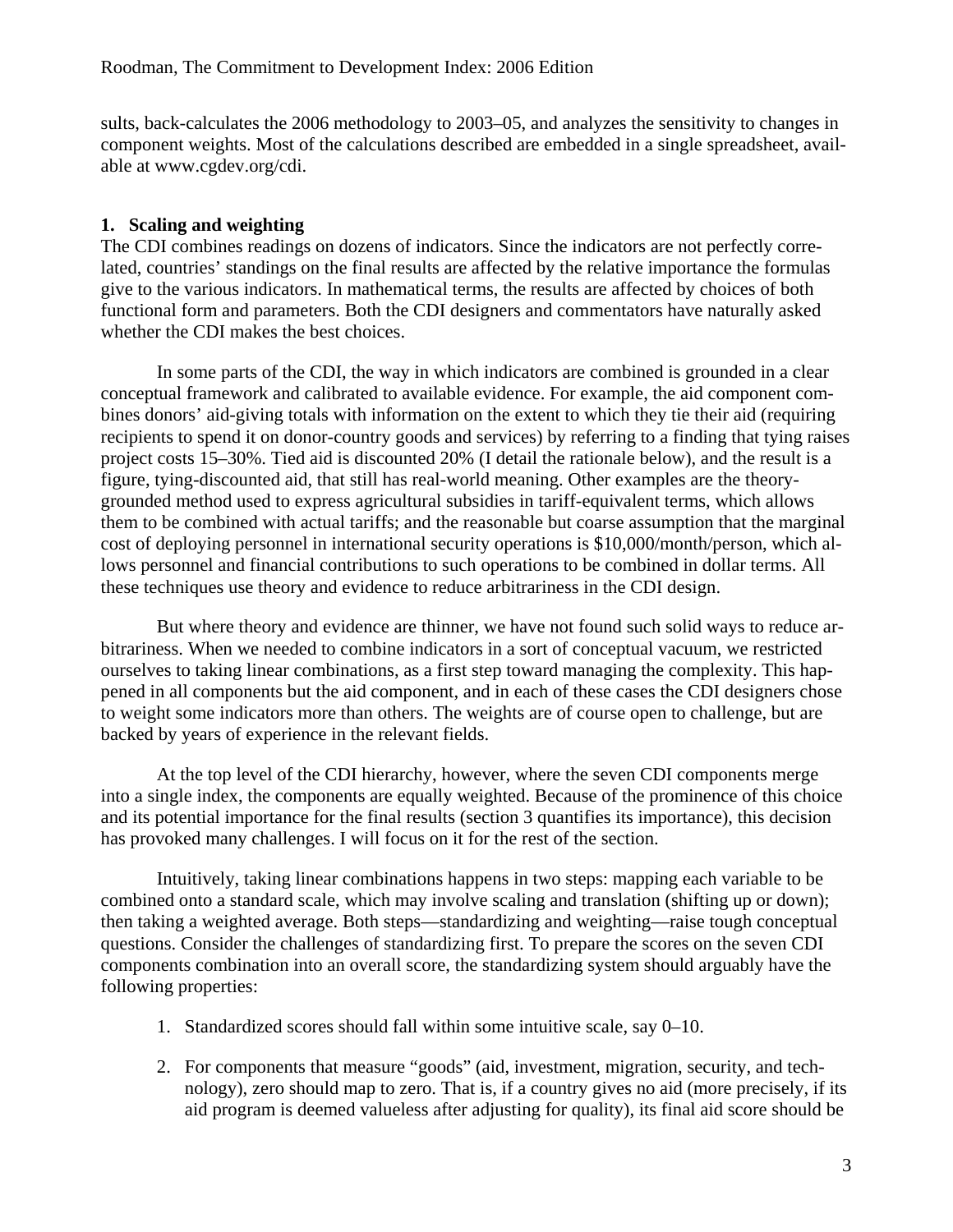sults, back-calculates the 2006 methodology to 2003–05, and analyzes the sensitivity to changes in component weights. Most of the calculations described are embedded in a single spreadsheet, available at www.cgdev.org/cdi.

## 1. Scaling and weighting

The CDI combines readings on dozens of indicators. Since the indicators are not perfectly correlated, countries' standings on the final results are affected by the relative importance the formulas give to the various indicators. In mathematical terms, the results are affected by choices of both functional form and parameters. Both the CDI designers and commentators have naturally asked whether the CDI makes the best choices.

In some parts of the CDI, the way in which indicators are combined is grounded in a clear conceptual framework and calibrated to available evidence. For example, the aid component combines donors' aid-giving totals with information on the extent to which they tie their aid (requiring recipients to spend it on donor-country goods and services) by referring to a finding that tying raises project costs 15–30%. Tied aid is discounted 20% (I detail the rationale below), and the result is a figure, tying-discounted aid, that still has real-world meaning. Other examples are the theory-grounded method used to express agricultural subsidies in tariff-equivalent terms, which allows them to be combined with actual tariffs; and the reasonable but coarse assumption that the marginal cost of deploying personnel in international security operations is $10,000/month/person, which allows personnel and financial contributions to such operations to be combined in dollar terms. All these techniques use theory and evidence to reduce arbitrariness in the CDI design.

But where theory and evidence are thinner, we have not found such solid ways to reduce arbitrariness. When we needed to combine indicators in a sort of conceptual vacuum, we restricted ourselves to taking linear combinations, as a first step toward managing the complexity. This happened in all components but the aid component, and in each of these cases the CDI designers chose to weight some indicators more than others. The weights are of course open to challenge, but are backed by years of experience in the relevant fields.

At the top level of the CDI hierarchy, however, where the seven CDI components merge into a single index, the components are equally weighted. Because of the prominence of this choice and its potential importance for the final results (section 3 quantifies its importance), this decision has provoked many challenges. I will focus on it for the rest of the section.

Intuitively, taking linear combinations happens in two steps: mapping each variable to be combined onto a standard scale, which may involve scaling and translation (shifting up or down); then taking a weighted average. Both steps—standardizing and weighting—raise tough conceptual questions. Consider the challenges of standardizing first. To prepare the scores on the seven CDI components combination into an overall score, the standardizing system should arguably have the following properties:

1. Standardized scores should fall within some intuitive scale, say 0–10.
2. For components that measure "goods" (aid, investment, migration, security, and technology), zero should map to zero. That is, if a country gives no aid (more precisely, if its aid program is deemed valueless after adjusting for quality), its final aid score should be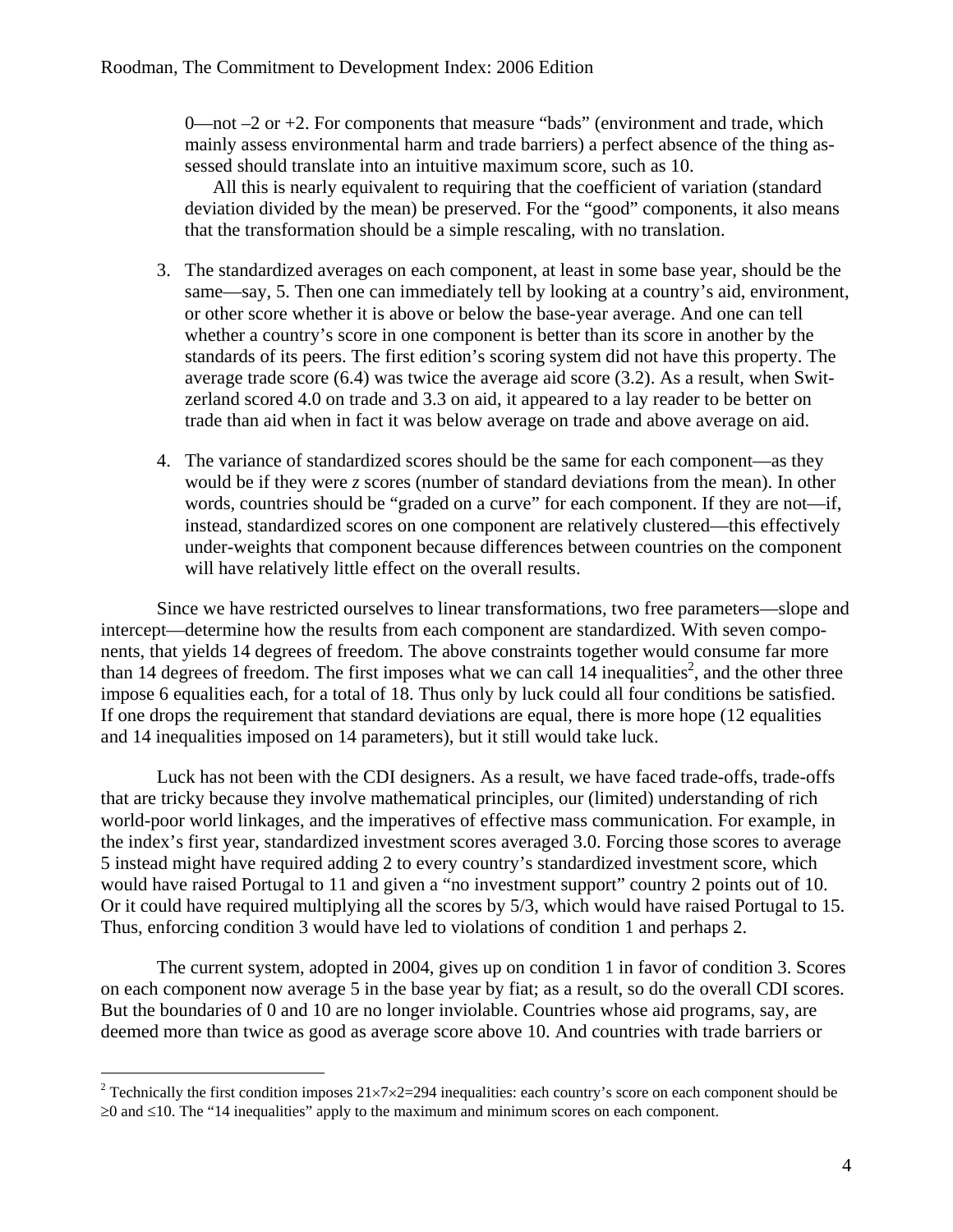0—not –2 or +2. For components that measure "bads" (environment and trade, which mainly assess environmental harm and trade barriers) a perfect absence of the thing assessed should translate into an intuitive maximum score, such as 10.

All this is nearly equivalent to requiring that the coefficient of variation (standard deviation divided by the mean) be preserved. For the "good" components, it also means that the transformation should be a simple rescaling, with no translation.

3. The standardized averages on each component, at least in some base year, should be the same—say, 5. Then one can immediately tell by looking at a country's aid, environment, or other score whether it is above or below the base-year average. And one can tell whether a country's score in one component is better than its score in another by the standards of its peers. The first edition's scoring system did not have this property. The average trade score (6.4) was twice the average aid score (3.2). As a result, when Switzerland scored 4.0 on trade and 3.3 on aid, it appeared to a lay reader to be better on trade than aid when in fact it was below average on trade and above average on aid.

4. The variance of standardized scores should be the same for each component—as they would be if they were *z* scores (number of standard deviations from the mean). In other words, countries should be "graded on a curve" for each component. If they are not—if, instead, standardized scores on one component are relatively clustered—this effectively under-weights that component because differences between countries on the component will have relatively little effect on the overall results.

Since we have restricted ourselves to linear transformations, two free parameters—slope and intercept—determine how the results from each component are standardized. With seven components, that yields 14 degrees of freedom. The above constraints together would consume far more than 14 degrees of freedom. The first imposes what we can call 14 inequalities[2], and the other three impose 6 equalities each, for a total of 18. Thus only by luck could all four conditions be satisfied. If one drops the requirement that standard deviations are equal, there is more hope (12 equalities and 14 inequalities imposed on 14 parameters), but it still would take luck.

Luck has not been with the CDI designers. As a result, we have faced trade-offs, trade-offs that are tricky because they involve mathematical principles, our (limited) understanding of rich world-poor world linkages, and the imperatives of effective mass communication. For example, in the index's first year, standardized investment scores averaged 3.0. Forcing those scores to average 5 instead might have required adding 2 to every country's standardized investment score, which would have raised Portugal to 11 and given a "no investment support" country 2 points out of 10. Or it could have required multiplying all the scores by 5/3, which would have raised Portugal to 15. Thus, enforcing condition 3 would have led to violations of condition 1 and perhaps 2.

The current system, adopted in 2004, gives up on condition 1 in favor of condition 3. Scores on each component now average 5 in the base year by fiat; as a result, so do the overall CDI scores. But the boundaries of 0 and 10 are no longer inviolable. Countries whose aid programs, say, are deemed more than twice as good as average score above 10. And countries with trade barriers or

[2] Technically the first condition imposes $21\times7\times2=294$ inequalities: each country's score on each component should be $\geq0$ and $\leq10$. The "14 inequalities" apply to the maximum and minimum scores on each component.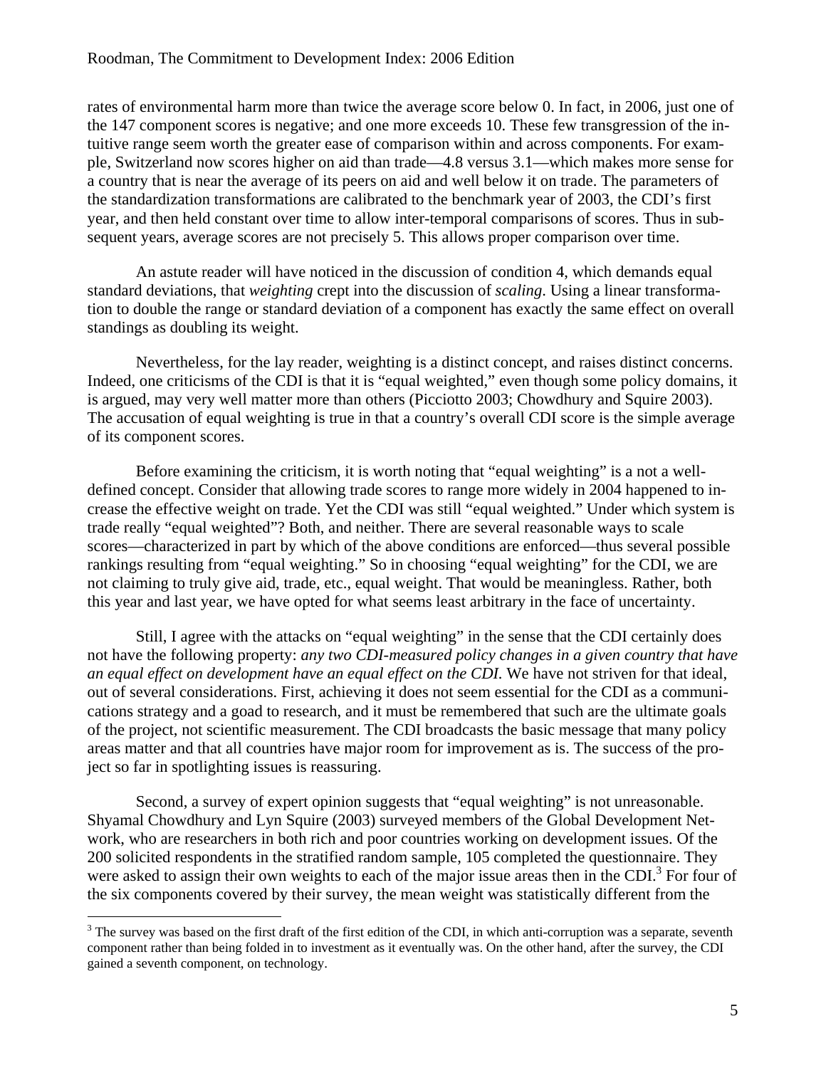rates of environmental harm more than twice the average score below 0. In fact, in 2006, just one of the 147 component scores is negative; and one more exceeds 10. These few transgression of the intuitive range seem worth the greater ease of comparison within and across components. For example, Switzerland now scores higher on aid than trade—4.8 versus 3.1—which makes more sense for a country that is near the average of its peers on aid and well below it on trade. The parameters of the standardization transformations are calibrated to the benchmark year of 2003, the CDI's first year, and then held constant over time to allow inter-temporal comparisons of scores. Thus in subsequent years, average scores are not precisely 5. This allows proper comparison over time.

An astute reader will have noticed in the discussion of condition 4, which demands equal standard deviations, that *weighting* crept into the discussion of *scaling*. Using a linear transformation to double the range or standard deviation of a component has exactly the same effect on overall standings as doubling its weight.

Nevertheless, for the lay reader, weighting is a distinct concept, and raises distinct concerns. Indeed, one criticisms of the CDI is that it is "equal weighted," even though some policy domains, it is argued, may very well matter more than others (Picciotto 2003; Chowdhury and Squire 2003). The accusation of equal weighting is true in that a country's overall CDI score is the simple average of its component scores.

Before examining the criticism, it is worth noting that "equal weighting" is a not a well-defined concept. Consider that allowing trade scores to range more widely in 2004 happened to increase the effective weight on trade. Yet the CDI was still "equal weighted." Under which system is trade really "equal weighted"? Both, and neither. There are several reasonable ways to scale scores—characterized in part by which of the above conditions are enforced—thus several possible rankings resulting from "equal weighting." So in choosing "equal weighting" for the CDI, we are not claiming to truly give aid, trade, etc., equal weight. That would be meaningless. Rather, both this year and last year, we have opted for what seems least arbitrary in the face of uncertainty.

Still, I agree with the attacks on "equal weighting" in the sense that the CDI certainly does not have the following property: *any two CDI-measured policy changes in a given country that have an equal effect on development have an equal effect on the CDI.* We have not striven for that ideal, out of several considerations. First, achieving it does not seem essential for the CDI as a communications strategy and a goad to research, and it must be remembered that such are the ultimate goals of the project, not scientific measurement. The CDI broadcasts the basic message that many policy areas matter and that all countries have major room for improvement as is. The success of the project so far in spotlighting issues is reassuring.

Second, a survey of expert opinion suggests that "equal weighting" is not unreasonable. Shyamal Chowdhury and Lyn Squire (2003) surveyed members of the Global Development Network, who are researchers in both rich and poor countries working on development issues. Of the 200 solicited respondents in the stratified random sample, 105 completed the questionnaire. They were asked to assign their own weights to each of the major issue areas then in the CDI.[3] For four of the six components covered by their survey, the mean weight was statistically different from the

[3] The survey was based on the first draft of the first edition of the CDI, in which anti-corruption was a separate, seventh component rather than being folded in to investment as it eventually was. On the other hand, after the survey, the CDI gained a seventh component, on technology.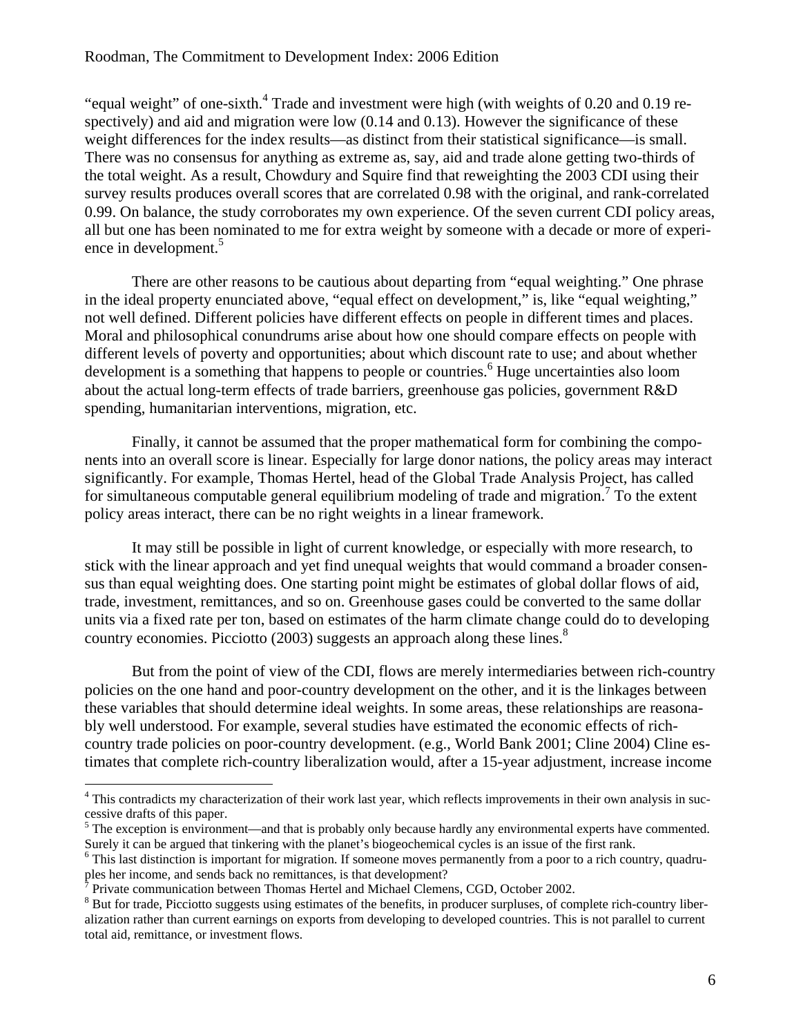"equal weight" of one-sixth.[4] Trade and investment were high (with weights of 0.20 and 0.19 respectively) and aid and migration were low (0.14 and 0.13). However the significance of these weight differences for the index results—as distinct from their statistical significance—is small. There was no consensus for anything as extreme as, say, aid and trade alone getting two-thirds of the total weight. As a result, Chowdury and Squire find that reweighting the 2003 CDI using their survey results produces overall scores that are correlated 0.98 with the original, and rank-correlated 0.99. On balance, the study corroborates my own experience. Of the seven current CDI policy areas, all but one has been nominated to me for extra weight by someone with a decade or more of experience in development.[5]

There are other reasons to be cautious about departing from "equal weighting." One phrase in the ideal property enunciated above, "equal effect on development," is, like "equal weighting," not well defined. Different policies have different effects on people in different times and places. Moral and philosophical conundrums arise about how one should compare effects on people with different levels of poverty and opportunities; about which discount rate to use; and about whether development is a something that happens to people or countries.[6] Huge uncertainties also loom about the actual long-term effects of trade barriers, greenhouse gas policies, government R&D spending, humanitarian interventions, migration, etc.

Finally, it cannot be assumed that the proper mathematical form for combining the components into an overall score is linear. Especially for large donor nations, the policy areas may interact significantly. For example, Thomas Hertel, head of the Global Trade Analysis Project, has called for simultaneous computable general equilibrium modeling of trade and migration.[7] To the extent policy areas interact, there can be no right weights in a linear framework.

It may still be possible in light of current knowledge, or especially with more research, to stick with the linear approach and yet find unequal weights that would command a broader consensus than equal weighting does. One starting point might be estimates of global dollar flows of aid, trade, investment, remittances, and so on. Greenhouse gases could be converted to the same dollar units via a fixed rate per ton, based on estimates of the harm climate change could do to developing country economies. Picciotto (2003) suggests an approach along these lines.[8]

But from the point of view of the CDI, flows are merely intermediaries between rich-country policies on the one hand and poor-country development on the other, and it is the linkages between these variables that should determine ideal weights. In some areas, these relationships are reasonably well understood. For example, several studies have estimated the economic effects of rich-country trade policies on poor-country development. (e.g., World Bank 2001; Cline 2004) Cline estimates that complete rich-country liberalization would, after a 15-year adjustment, increase income

---

[4] This contradicts my characterization of their work last year, which reflects improvements in their own analysis in successive drafts of this paper.

[5] The exception is environment—and that is probably only because hardly any environmental experts have commented. Surely it can be argued that tinkering with the planet's biogeochemical cycles is an issue of the first rank.

[6] This last distinction is important for migration. If someone moves permanently from a poor to a rich country, quadruples her income, and sends back no remittances, is that development?

[7] Private communication between Thomas Hertel and Michael Clemens, CGD, October 2002.

[8] But for trade, Picciotto suggests using estimates of the benefits, in producer surpluses, of complete rich-country liberalization rather than current earnings on exports from developing to developed countries. This is not parallel to current total aid, remittance, or investment flows.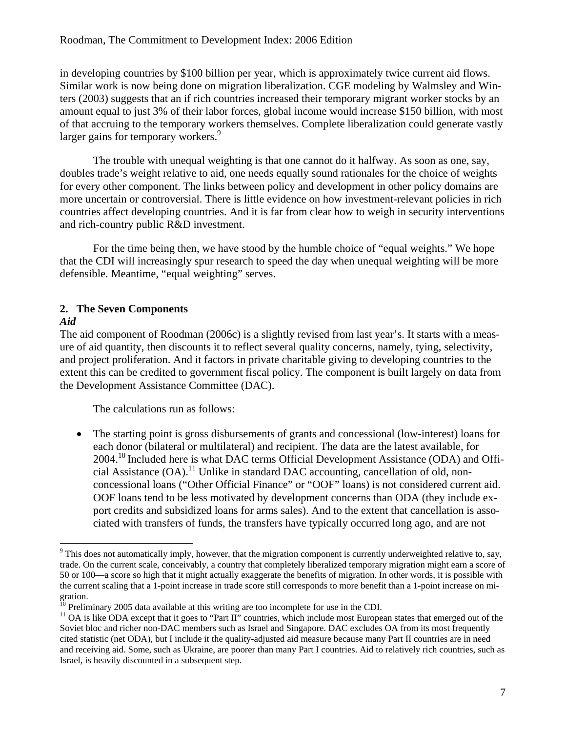in developing countries by $100 billion per year, which is approximately twice current aid flows. Similar work is now being done on migration liberalization. CGE modeling by Walmsley and Winters (2003) suggests that an if rich countries increased their temporary migrant worker stocks by an amount equal to just 3% of their labor forces, global income would increase $150 billion, with most of that accruing to the temporary workers themselves. Complete liberalization could generate vastly larger gains for temporary workers.[9]

The trouble with unequal weighting is that one cannot do it halfway. As soon as one, say, doubles trade's weight relative to aid, one needs equally sound rationales for the choice of weights for every other component. The links between policy and development in other policy domains are more uncertain or controversial. There is little evidence on how investment-relevant policies in rich countries affect developing countries. And it is far from clear how to weigh in security interventions and rich-country public R&D investment.

For the time being then, we have stood by the humble choice of "equal weights." We hope that the CDI will increasingly spur research to speed the day when unequal weighting will be more defensible. Meantime, "equal weighting" serves.

## 2. The Seven Components

### *Aid*

The aid component of Roodman (2006c) is a slightly revised from last year's. It starts with a measure of aid quantity, then discounts it to reflect several quality concerns, namely, tying, selectivity, and project proliferation. And it factors in private charitable giving to developing countries to the extent this can be credited to government fiscal policy. The component is built largely on data from the Development Assistance Committee (DAC).

The calculations run as follows:

- The starting point is gross disbursements of grants and concessional (low-interest) loans for each donor (bilateral or multilateral) and recipient. The data are the latest available, for 2004.[10] Included here is what DAC terms Official Development Assistance (ODA) and Official Assistance (OA).[11] Unlike in standard DAC accounting, cancellation of old, non-concessional loans ("Other Official Finance" or "OOF" loans) is not considered current aid. OOF loans tend to be less motivated by development concerns than ODA (they include export credits and subsidized loans for arms sales). And to the extent that cancellation is associated with transfers of funds, the transfers have typically occurred long ago, and are not

---

[9] This does not automatically imply, however, that the migration component is currently underweighted relative to, say, trade. On the current scale, conceivably, a country that completely liberalized temporary migration might earn a score of 50 or 100—a score so high that it might actually exaggerate the benefits of migration. In other words, it is possible with the current scaling that a 1-point increase in trade score still corresponds to more benefit than a 1-point increase on migration.

[10] Preliminary 2005 data available at this writing are too incomplete for use in the CDI.

[11] OA is like ODA except that it goes to "Part II" countries, which include most European states that emerged out of the Soviet bloc and richer non-DAC members such as Israel and Singapore. DAC excludes OA from its most frequently cited statistic (net ODA), but I include it the quality-adjusted aid measure because many Part II countries are in need and receiving aid. Some, such as Ukraine, are poorer than many Part I countries. Aid to relatively rich countries, such as Israel, is heavily discounted in a subsequent step.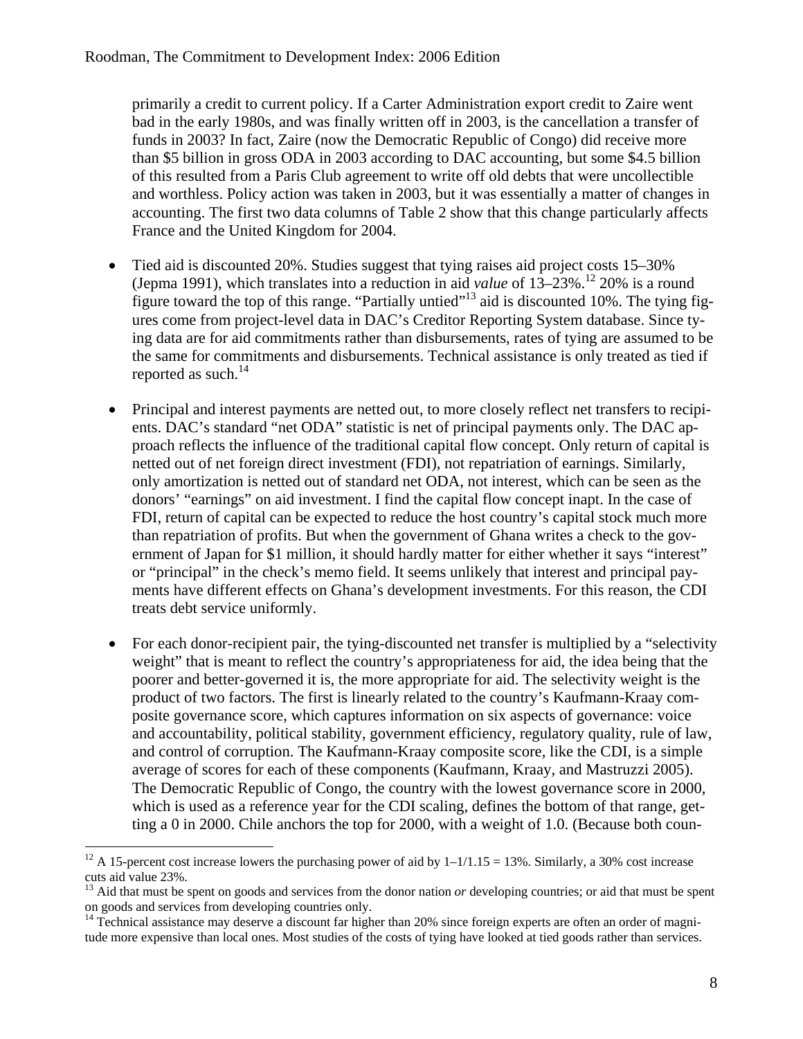primarily a credit to current policy. If a Carter Administration export credit to Zaire went bad in the early 1980s, and was finally written off in 2003, is the cancellation a transfer of funds in 2003? In fact, Zaire (now the Democratic Republic of Congo) did receive more than \$5 billion in gross ODA in 2003 according to DAC accounting, but some \$4.5 billion of this resulted from a Paris Club agreement to write off old debts that were uncollectible and worthless. Policy action was taken in 2003, but it was essentially a matter of changes in accounting. The first two data columns of Table 2 show that this change particularly affects France and the United Kingdom for 2004.

- Tied aid is discounted 20%. Studies suggest that tying raises aid project costs 15–30% (Jepma 1991), which translates into a reduction in aid *value* of 13–23%.[12] 20% is a round figure toward the top of this range. "Partially untied"[13] aid is discounted 10%. The tying figures come from project-level data in DAC's Creditor Reporting System database. Since tying data are for aid commitments rather than disbursements, rates of tying are assumed to be the same for commitments and disbursements. Technical assistance is only treated as tied if reported as such.[14]

- Principal and interest payments are netted out, to more closely reflect net transfers to recipients. DAC's standard "net ODA" statistic is net of principal payments only. The DAC approach reflects the influence of the traditional capital flow concept. Only return of capital is netted out of net foreign direct investment (FDI), not repatriation of earnings. Similarly, only amortization is netted out of standard net ODA, not interest, which can be seen as the donors' "earnings" on aid investment. I find the capital flow concept inapt. In the case of FDI, return of capital can be expected to reduce the host country's capital stock much more than repatriation of profits. But when the government of Ghana writes a check to the government of Japan for \$1 million, it should hardly matter for either whether it says "interest" or "principal" in the check's memo field. It seems unlikely that interest and principal payments have different effects on Ghana's development investments. For this reason, the CDI treats debt service uniformly.

- For each donor-recipient pair, the tying-discounted net transfer is multiplied by a "selectivity weight" that is meant to reflect the country's appropriateness for aid, the idea being that the poorer and better-governed it is, the more appropriate for aid. The selectivity weight is the product of two factors. The first is linearly related to the country's Kaufmann-Kraay composite governance score, which captures information on six aspects of governance: voice and accountability, political stability, government efficiency, regulatory quality, rule of law, and control of corruption. The Kaufmann-Kraay composite score, like the CDI, is a simple average of scores for each of these components (Kaufmann, Kraay, and Mastruzzi 2005). The Democratic Republic of Congo, the country with the lowest governance score in 2000, which is used as a reference year for the CDI scaling, defines the bottom of that range, getting a 0 in 2000. Chile anchors the top for 2000, with a weight of 1.0. (Because both coun-

---

[12] A 15-percent cost increase lowers the purchasing power of aid by $1–1/1.15 = 13\%$. Similarly, a 30% cost increase cuts aid value 23%.

[13] Aid that must be spent on goods and services from the donor nation *or* developing countries; or aid that must be spent on goods and services from developing countries only.

[14] Technical assistance may deserve a discount far higher than 20% since foreign experts are often an order of magnitude more expensive than local ones. Most studies of the costs of tying have looked at tied goods rather than services.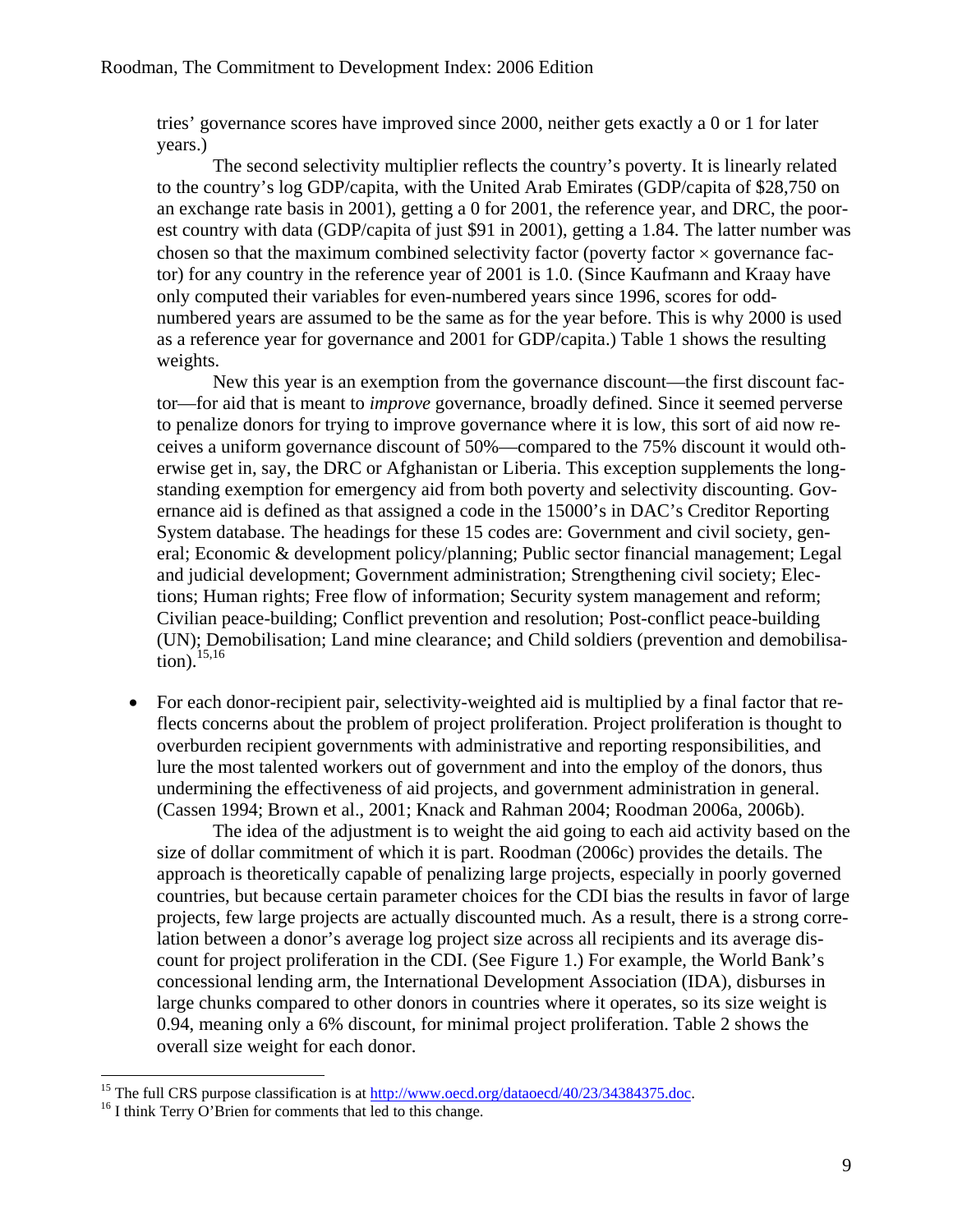tries' governance scores have improved since 2000, neither gets exactly a 0 or 1 for later years.)

The second selectivity multiplier reflects the country's poverty. It is linearly related to the country's log GDP/capita, with the United Arab Emirates (GDP/capita of $28,750 on an exchange rate basis in 2001), getting a 0 for 2001, the reference year, and DRC, the poorest country with data (GDP/capita of just $91 in 2001), getting a 1.84. The latter number was chosen so that the maximum combined selectivity factor (poverty factor × governance factor) for any country in the reference year of 2001 is 1.0. (Since Kaufmann and Kraay have only computed their variables for even-numbered years since 1996, scores for odd-numbered years are assumed to be the same as for the year before. This is why 2000 is used as a reference year for governance and 2001 for GDP/capita.) Table 1 shows the resulting weights.

New this year is an exemption from the governance discount—the first discount factor—for aid that is meant to *improve* governance, broadly defined. Since it seemed perverse to penalize donors for trying to improve governance where it is low, this sort of aid now receives a uniform governance discount of 50%—compared to the 75% discount it would otherwise get in, say, the DRC or Afghanistan or Liberia. This exception supplements the long-standing exemption for emergency aid from both poverty and selectivity discounting. Governance aid is defined as that assigned a code in the 15000's in DAC's Creditor Reporting System database. The headings for these 15 codes are: Government and civil society, general; Economic & development policy/planning; Public sector financial management; Legal and judicial development; Government administration; Strengthening civil society; Elections; Human rights; Free flow of information; Security system management and reform; Civilian peace-building; Conflict prevention and resolution; Post-conflict peace-building (UN); Demobilisation; Land mine clearance; and Child soldiers (prevention and demobilisation).[15,16]

- For each donor-recipient pair, selectivity-weighted aid is multiplied by a final factor that reflects concerns about the problem of project proliferation. Project proliferation is thought to overburden recipient governments with administrative and reporting responsibilities, and lure the most talented workers out of government and into the employ of the donors, thus undermining the effectiveness of aid projects, and government administration in general. (Cassen 1994; Brown et al., 2001; Knack and Rahman 2004; Roodman 2006a, 2006b).

  The idea of the adjustment is to weight the aid going to each aid activity based on the size of dollar commitment of which it is part. Roodman (2006c) provides the details. The approach is theoretically capable of penalizing large projects, especially in poorly governed countries, but because certain parameter choices for the CDI bias the results in favor of large projects, few large projects are actually discounted much. As a result, there is a strong correlation between a donor's average log project size across all recipients and its average discount for project proliferation in the CDI. (See Figure 1.) For example, the World Bank's concessional lending arm, the International Development Association (IDA), disburses in large chunks compared to other donors in countries where it operates, so its size weight is 0.94, meaning only a 6% discount, for minimal project proliferation. Table 2 shows the overall size weight for each donor.

---

[15] The full CRS purpose classification is at http://www.oecd.org/dataoecd/40/23/34384375.doc.

[16] I think Terry O'Brien for comments that led to this change.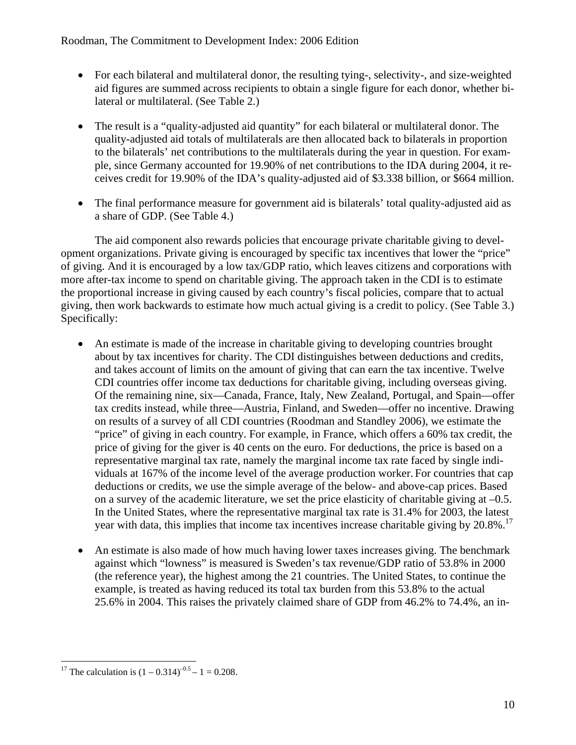- For each bilateral and multilateral donor, the resulting tying-, selectivity-, and size-weighted aid figures are summed across recipients to obtain a single figure for each donor, whether bilateral or multilateral. (See Table 2.)

- The result is a "quality-adjusted aid quantity" for each bilateral or multilateral donor. The quality-adjusted aid totals of multilaterals are then allocated back to bilaterals in proportion to the bilaterals' net contributions to the multilaterals during the year in question. For example, since Germany accounted for 19.90% of net contributions to the IDA during 2004, it receives credit for 19.90% of the IDA's quality-adjusted aid of \$3.338 billion, or \$664 million.

- The final performance measure for government aid is bilaterals' total quality-adjusted aid as a share of GDP. (See Table 4.)

The aid component also rewards policies that encourage private charitable giving to development organizations. Private giving is encouraged by specific tax incentives that lower the "price" of giving. And it is encouraged by a low tax/GDP ratio, which leaves citizens and corporations with more after-tax income to spend on charitable giving. The approach taken in the CDI is to estimate the proportional increase in giving caused by each country's fiscal policies, compare that to actual giving, then work backwards to estimate how much actual giving is a credit to policy. (See Table 3.) Specifically:

- An estimate is made of the increase in charitable giving to developing countries brought about by tax incentives for charity. The CDI distinguishes between deductions and credits, and takes account of limits on the amount of giving that can earn the tax incentive. Twelve CDI countries offer income tax deductions for charitable giving, including overseas giving. Of the remaining nine, six—Canada, France, Italy, New Zealand, Portugal, and Spain—offer tax credits instead, while three—Austria, Finland, and Sweden—offer no incentive. Drawing on results of a survey of all CDI countries (Roodman and Standley 2006), we estimate the "price" of giving in each country. For example, in France, which offers a 60% tax credit, the price of giving for the giver is 40 cents on the euro. For deductions, the price is based on a representative marginal tax rate, namely the marginal income tax rate faced by single individuals at 167% of the income level of the average production worker. For countries that cap deductions or credits, we use the simple average of the below- and above-cap prices. Based on a survey of the academic literature, we set the price elasticity of charitable giving at –0.5. In the United States, where the representative marginal tax rate is 31.4% for 2003, the latest year with data, this implies that income tax incentives increase charitable giving by 20.8%.[17]

- An estimate is also made of how much having lower taxes increases giving. The benchmark against which "lowness" is measured is Sweden's tax revenue/GDP ratio of 53.8% in 2000 (the reference year), the highest among the 21 countries. The United States, to continue the example, is treated as having reduced its total tax burden from this 53.8% to the actual 25.6% in 2004. This raises the privately claimed share of GDP from 46.2% to 74.4%, an in-

---

[17] The calculation is $(1 - 0.314)^{-0.5} - 1 = 0.208$.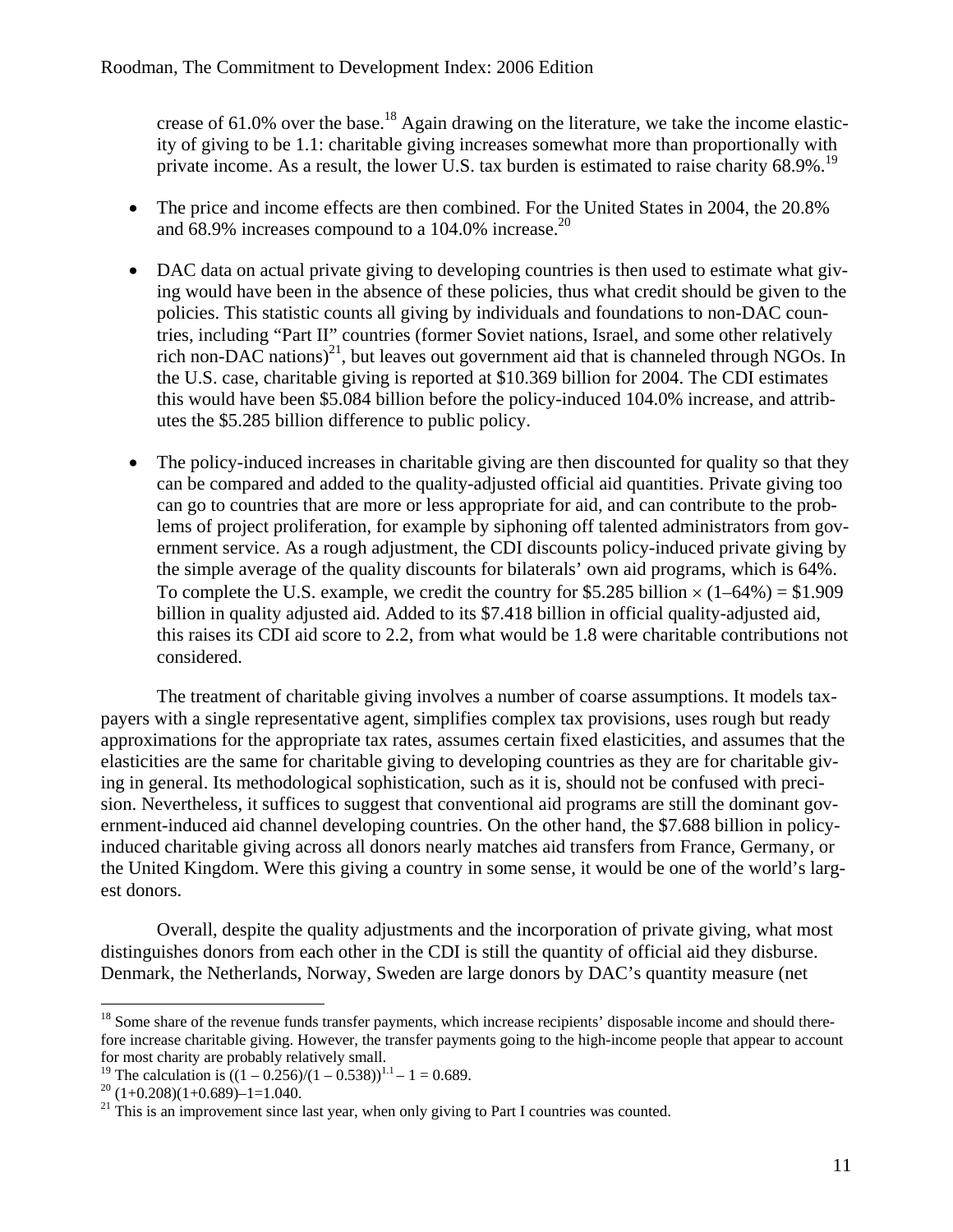crease of 61.0% over the base.[18] Again drawing on the literature, we take the income elasticity of giving to be 1.1: charitable giving increases somewhat more than proportionally with private income. As a result, the lower U.S. tax burden is estimated to raise charity 68.9%.[19]

- The price and income effects are then combined. For the United States in 2004, the 20.8% and 68.9% increases compound to a 104.0% increase.[20]

- DAC data on actual private giving to developing countries is then used to estimate what giving would have been in the absence of these policies, thus what credit should be given to the policies. This statistic counts all giving by individuals and foundations to non-DAC countries, including "Part II" countries (former Soviet nations, Israel, and some other relatively rich non-DAC nations)[21], but leaves out government aid that is channeled through NGOs. In the U.S. case, charitable giving is reported at \$10.369 billion for 2004. The CDI estimates this would have been \$5.084 billion before the policy-induced 104.0% increase, and attributes the \$5.285 billion difference to public policy.

- The policy-induced increases in charitable giving are then discounted for quality so that they can be compared and added to the quality-adjusted official aid quantities. Private giving too can go to countries that are more or less appropriate for aid, and can contribute to the problems of project proliferation, for example by siphoning off talented administrators from government service. As a rough adjustment, the CDI discounts policy-induced private giving by the simple average of the quality discounts for bilaterals' own aid programs, which is 64%. To complete the U.S. example, we credit the country for \$5.285 billion × (1–64%) = \$1.909 billion in quality adjusted aid. Added to its \$7.418 billion in official quality-adjusted aid, this raises its CDI aid score to 2.2, from what would be 1.8 were charitable contributions not considered.

The treatment of charitable giving involves a number of coarse assumptions. It models taxpayers with a single representative agent, simplifies complex tax provisions, uses rough but ready approximations for the appropriate tax rates, assumes certain fixed elasticities, and assumes that the elasticities are the same for charitable giving to developing countries as they are for charitable giving in general. Its methodological sophistication, such as it is, should not be confused with precision. Nevertheless, it suffices to suggest that conventional aid programs are still the dominant government-induced aid channel developing countries. On the other hand, the \$7.688 billion in policy-induced charitable giving across all donors nearly matches aid transfers from France, Germany, or the United Kingdom. Were this giving a country in some sense, it would be one of the world's largest donors.

Overall, despite the quality adjustments and the incorporation of private giving, what most distinguishes donors from each other in the CDI is still the quantity of official aid they disburse. Denmark, the Netherlands, Norway, Sweden are large donors by DAC's quantity measure (net

---

[18] Some share of the revenue funds transfer payments, which increase recipients' disposable income and should therefore increase charitable giving. However, the transfer payments going to the high-income people that appear to account for most charity are probably relatively small.

[19] The calculation is $((1 - 0.256)/(1 - 0.538))^{1.1} - 1 = 0.689$.

[20] $(1+0.208)(1+0.689)-1=1.040$.

[21] This is an improvement since last year, when only giving to Part I countries was counted.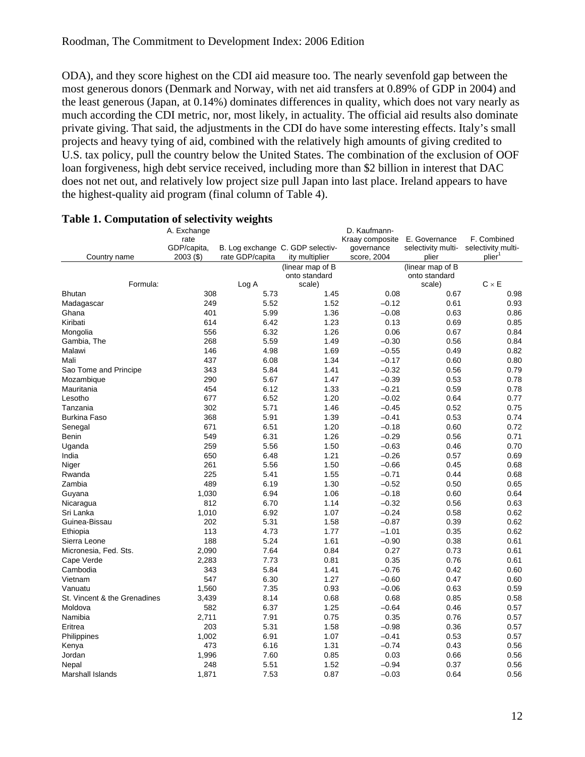ODA), and they score highest on the CDI aid measure too. The nearly sevenfold gap between the most generous donors (Denmark and Norway, with net aid transfers at 0.89% of GDP in 2004) and the least generous (Japan, at 0.14%) dominates differences in quality, which does not vary nearly as much according the CDI metric, nor, most likely, in actuality. The official aid results also dominate private giving. That said, the adjustments in the CDI do have some interesting effects. Italy's small projects and heavy tying of aid, combined with the relatively high amounts of giving credited to U.S. tax policy, pull the country below the United States. The combination of the exclusion of OOF loan forgiveness, high debt service received, including more than $2 billion in interest that DAC does not net out, and relatively low project size pull Japan into last place. Ireland appears to have the highest-quality aid program (final column of Table 4).

**Table 1. Computation of selectivity weights**

| Country name | A. Exchange rate GDP/capita, 2003 ($) | B. Log exchange rate GDP/capita | C. GDP selectivity multiplier | D. Kaufmann-Kraay composite governance score, 2004 | E. Governance selectivity multiplier | F. Combined selectivity multiplier[1] |
|---|---|---|---|---|---|---|
| Formula: | | Log A | (linear map of B onto standard scale) | | (linear map of B onto standard scale) | C × E |
| Bhutan | 308 | 5.73 | 1.45 | 0.08 | 0.67 | 0.98 |
| Madagascar | 249 | 5.52 | 1.52 | –0.12 | 0.61 | 0.93 |
| Ghana | 401 | 5.99 | 1.36 | –0.08 | 0.63 | 0.86 |
| Kiribati | 614 | 6.42 | 1.23 | 0.13 | 0.69 | 0.85 |
| Mongolia | 556 | 6.32 | 1.26 | 0.06 | 0.67 | 0.84 |
| Gambia, The | 268 | 5.59 | 1.49 | –0.30 | 0.56 | 0.84 |
| Malawi | 146 | 4.98 | 1.69 | –0.55 | 0.49 | 0.82 |
| Mali | 437 | 6.08 | 1.34 | –0.17 | 0.60 | 0.80 |
| Sao Tome and Principe | 343 | 5.84 | 1.41 | –0.32 | 0.56 | 0.79 |
| Mozambique | 290 | 5.67 | 1.47 | –0.39 | 0.53 | 0.78 |
| Mauritania | 454 | 6.12 | 1.33 | –0.21 | 0.59 | 0.78 |
| Lesotho | 677 | 6.52 | 1.20 | –0.02 | 0.64 | 0.77 |
| Tanzania | 302 | 5.71 | 1.46 | –0.45 | 0.52 | 0.75 |
| Burkina Faso | 368 | 5.91 | 1.39 | –0.41 | 0.53 | 0.74 |
| Senegal | 671 | 6.51 | 1.20 | –0.18 | 0.60 | 0.72 |
| Benin | 549 | 6.31 | 1.26 | –0.29 | 0.56 | 0.71 |
| Uganda | 259 | 5.56 | 1.50 | –0.63 | 0.46 | 0.70 |
| India | 650 | 6.48 | 1.21 | –0.26 | 0.57 | 0.69 |
| Niger | 261 | 5.56 | 1.50 | –0.66 | 0.45 | 0.68 |
| Rwanda | 225 | 5.41 | 1.55 | –0.71 | 0.44 | 0.68 |
| Zambia | 489 | 6.19 | 1.30 | –0.52 | 0.50 | 0.65 |
| Guyana | 1,030 | 6.94 | 1.06 | –0.18 | 0.60 | 0.64 |
| Nicaragua | 812 | 6.70 | 1.14 | –0.32 | 0.56 | 0.63 |
| Sri Lanka | 1,010 | 6.92 | 1.07 | –0.24 | 0.58 | 0.62 |
| Guinea-Bissau | 202 | 5.31 | 1.58 | –0.87 | 0.39 | 0.62 |
| Ethiopia | 113 | 4.73 | 1.77 | –1.01 | 0.35 | 0.62 |
| Sierra Leone | 188 | 5.24 | 1.61 | –0.90 | 0.38 | 0.61 |
| Micronesia, Fed. Sts. | 2,090 | 7.64 | 0.84 | 0.27 | 0.73 | 0.61 |
| Cape Verde | 2,283 | 7.73 | 0.81 | 0.35 | 0.76 | 0.61 |
| Cambodia | 343 | 5.84 | 1.41 | –0.76 | 0.42 | 0.60 |
| Vietnam | 547 | 6.30 | 1.27 | –0.60 | 0.47 | 0.60 |
| Vanuatu | 1,560 | 7.35 | 0.93 | –0.06 | 0.63 | 0.59 |
| St. Vincent & the Grenadines | 3,439 | 8.14 | 0.68 | 0.68 | 0.85 | 0.58 |
| Moldova | 582 | 6.37 | 1.25 | –0.64 | 0.46 | 0.57 |
| Namibia | 2,711 | 7.91 | 0.75 | 0.35 | 0.76 | 0.57 |
| Eritrea | 203 | 5.31 | 1.58 | –0.98 | 0.36 | 0.57 |
| Philippines | 1,002 | 6.91 | 1.07 | –0.41 | 0.53 | 0.57 |
| Kenya | 473 | 6.16 | 1.31 | –0.74 | 0.43 | 0.56 |
| Jordan | 1,996 | 7.60 | 0.85 | 0.03 | 0.66 | 0.56 |
| Nepal | 248 | 5.51 | 1.52 | –0.94 | 0.37 | 0.56 |
| Marshall Islands | 1,871 | 7.53 | 0.87 | –0.03 | 0.64 | 0.56 |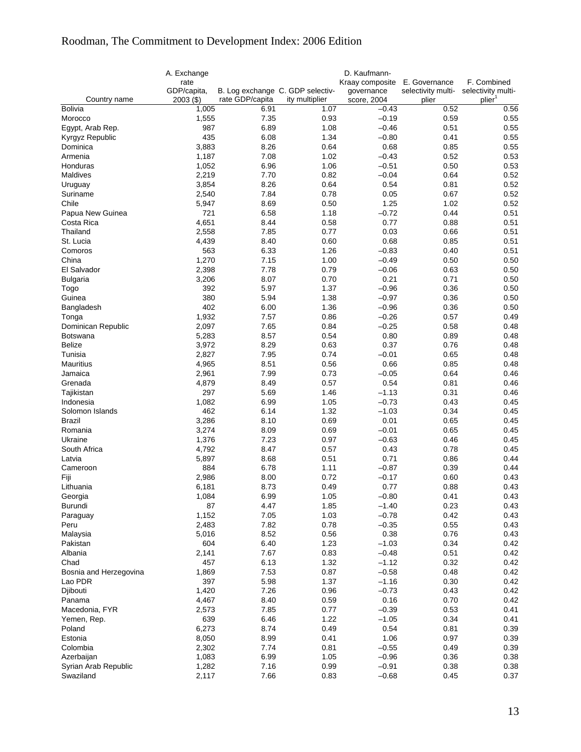| Country name | A. Exchange rate GDP/capita, 2003 ($) | B. Log exchange rate GDP/capita | C. GDP selectivity multiplier | D. Kaufmann-Kraay composite governance score, 2004 | E. Governance selectivity multiplier | F. Combined selectivity multiplier[1] |
|---|---|---|---|---|---|---|
| Bolivia | 1,005 | 6.91 | 1.07 | –0.43 | 0.52 | 0.56 |
| Morocco | 1,555 | 7.35 | 0.93 | –0.19 | 0.59 | 0.55 |
| Egypt, Arab Rep. | 987 | 6.89 | 1.08 | –0.46 | 0.51 | 0.55 |
| Kyrgyz Republic | 435 | 6.08 | 1.34 | –0.80 | 0.41 | 0.55 |
| Dominica | 3,883 | 8.26 | 0.64 | 0.68 | 0.85 | 0.55 |
| Armenia | 1,187 | 7.08 | 1.02 | –0.43 | 0.52 | 0.53 |
| Honduras | 1,052 | 6.96 | 1.06 | –0.51 | 0.50 | 0.53 |
| Maldives | 2,219 | 7.70 | 0.82 | –0.04 | 0.64 | 0.52 |
| Uruguay | 3,854 | 8.26 | 0.64 | 0.54 | 0.81 | 0.52 |
| Suriname | 2,540 | 7.84 | 0.78 | 0.05 | 0.67 | 0.52 |
| Chile | 5,947 | 8.69 | 0.50 | 1.25 | 1.02 | 0.52 |
| Papua New Guinea | 721 | 6.58 | 1.18 | –0.72 | 0.44 | 0.51 |
| Costa Rica | 4,651 | 8.44 | 0.58 | 0.77 | 0.88 | 0.51 |
| Thailand | 2,558 | 7.85 | 0.77 | 0.03 | 0.66 | 0.51 |
| St. Lucia | 4,439 | 8.40 | 0.60 | 0.68 | 0.85 | 0.51 |
| Comoros | 563 | 6.33 | 1.26 | –0.83 | 0.40 | 0.51 |
| China | 1,270 | 7.15 | 1.00 | –0.49 | 0.50 | 0.50 |
| El Salvador | 2,398 | 7.78 | 0.79 | –0.06 | 0.63 | 0.50 |
| Bulgaria | 3,206 | 8.07 | 0.70 | 0.21 | 0.71 | 0.50 |
| Togo | 392 | 5.97 | 1.37 | –0.96 | 0.36 | 0.50 |
| Guinea | 380 | 5.94 | 1.38 | –0.97 | 0.36 | 0.50 |
| Bangladesh | 402 | 6.00 | 1.36 | –0.96 | 0.36 | 0.50 |
| Tonga | 1,932 | 7.57 | 0.86 | –0.26 | 0.57 | 0.49 |
| Dominican Republic | 2,097 | 7.65 | 0.84 | –0.25 | 0.58 | 0.48 |
| Botswana | 5,283 | 8.57 | 0.54 | 0.80 | 0.89 | 0.48 |
| Belize | 3,972 | 8.29 | 0.63 | 0.37 | 0.76 | 0.48 |
| Tunisia | 2,827 | 7.95 | 0.74 | –0.01 | 0.65 | 0.48 |
| Mauritius | 4,965 | 8.51 | 0.56 | 0.66 | 0.85 | 0.48 |
| Jamaica | 2,961 | 7.99 | 0.73 | –0.05 | 0.64 | 0.46 |
| Grenada | 4,879 | 8.49 | 0.57 | 0.54 | 0.81 | 0.46 |
| Tajikistan | 297 | 5.69 | 1.46 | –1.13 | 0.31 | 0.46 |
| Indonesia | 1,082 | 6.99 | 1.05 | –0.73 | 0.43 | 0.45 |
| Solomon Islands | 462 | 6.14 | 1.32 | –1.03 | 0.34 | 0.45 |
| Brazil | 3,286 | 8.10 | 0.69 | 0.01 | 0.65 | 0.45 |
| Romania | 3,274 | 8.09 | 0.69 | –0.01 | 0.65 | 0.45 |
| Ukraine | 1,376 | 7.23 | 0.97 | –0.63 | 0.46 | 0.45 |
| South Africa | 4,792 | 8.47 | 0.57 | 0.43 | 0.78 | 0.45 |
| Latvia | 5,897 | 8.68 | 0.51 | 0.71 | 0.86 | 0.44 |
| Cameroon | 884 | 6.78 | 1.11 | –0.87 | 0.39 | 0.44 |
| Fiji | 2,986 | 8.00 | 0.72 | –0.17 | 0.60 | 0.43 |
| Lithuania | 6,181 | 8.73 | 0.49 | 0.77 | 0.88 | 0.43 |
| Georgia | 1,084 | 6.99 | 1.05 | –0.80 | 0.41 | 0.43 |
| Burundi | 87 | 4.47 | 1.85 | –1.40 | 0.23 | 0.43 |
| Paraguay | 1,152 | 7.05 | 1.03 | –0.78 | 0.42 | 0.43 |
| Peru | 2,483 | 7.82 | 0.78 | –0.35 | 0.55 | 0.43 |
| Malaysia | 5,016 | 8.52 | 0.56 | 0.38 | 0.76 | 0.43 |
| Pakistan | 604 | 6.40 | 1.23 | –1.03 | 0.34 | 0.42 |
| Albania | 2,141 | 7.67 | 0.83 | –0.48 | 0.51 | 0.42 |
| Chad | 457 | 6.13 | 1.32 | –1.12 | 0.32 | 0.42 |
| Bosnia and Herzegovina | 1,869 | 7.53 | 0.87 | –0.58 | 0.48 | 0.42 |
| Lao PDR | 397 | 5.98 | 1.37 | –1.16 | 0.30 | 0.42 |
| Djibouti | 1,420 | 7.26 | 0.96 | –0.73 | 0.43 | 0.42 |
| Panama | 4,467 | 8.40 | 0.59 | 0.16 | 0.70 | 0.42 |
| Macedonia, FYR | 2,573 | 7.85 | 0.77 | –0.39 | 0.53 | 0.41 |
| Yemen, Rep. | 639 | 6.46 | 1.22 | –1.05 | 0.34 | 0.41 |
| Poland | 6,273 | 8.74 | 0.49 | 0.54 | 0.81 | 0.39 |
| Estonia | 8,050 | 8.99 | 0.41 | 1.06 | 0.97 | 0.39 |
| Colombia | 2,302 | 7.74 | 0.81 | –0.55 | 0.49 | 0.39 |
| Azerbaijan | 1,083 | 6.99 | 1.05 | –0.96 | 0.36 | 0.38 |
| Syrian Arab Republic | 1,282 | 7.16 | 0.99 | –0.91 | 0.38 | 0.38 |
| Swaziland | 2,117 | 7.66 | 0.83 | –0.68 | 0.45 | 0.37 |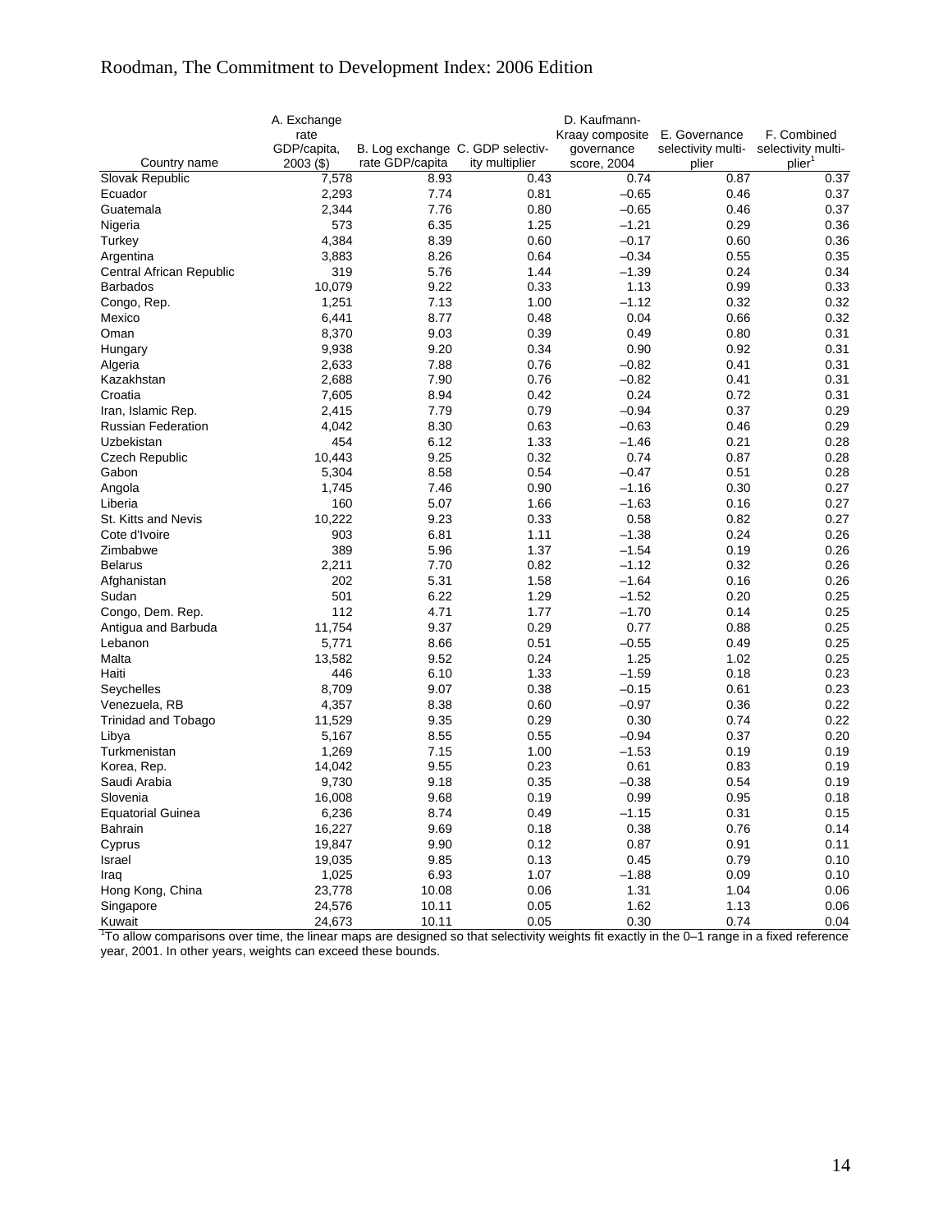| Country name | A. Exchange rate GDP/capita, 2003 ($) | B. Log exchange rate GDP/capita | C. GDP selectivity multiplier | D. Kaufmann-Kraay composite governance score, 2004 | E. Governance selectivity multiplier | F. Combined selectivity multiplier[1] |
|---|---|---|---|---|---|---|
| Slovak Republic | 7,578 | 8.93 | 0.43 | 0.74 | 0.87 | 0.37 |
| Ecuador | 2,293 | 7.74 | 0.81 | –0.65 | 0.46 | 0.37 |
| Guatemala | 2,344 | 7.76 | 0.80 | –0.65 | 0.46 | 0.37 |
| Nigeria | 573 | 6.35 | 1.25 | –1.21 | 0.29 | 0.36 |
| Turkey | 4,384 | 8.39 | 0.60 | –0.17 | 0.60 | 0.36 |
| Argentina | 3,883 | 8.26 | 0.64 | –0.34 | 0.55 | 0.35 |
| Central African Republic | 319 | 5.76 | 1.44 | –1.39 | 0.24 | 0.34 |
| Barbados | 10,079 | 9.22 | 0.33 | 1.13 | 0.99 | 0.33 |
| Congo, Rep. | 1,251 | 7.13 | 1.00 | –1.12 | 0.32 | 0.32 |
| Mexico | 6,441 | 8.77 | 0.48 | 0.04 | 0.66 | 0.32 |
| Oman | 8,370 | 9.03 | 0.39 | 0.49 | 0.80 | 0.31 |
| Hungary | 9,938 | 9.20 | 0.34 | 0.90 | 0.92 | 0.31 |
| Algeria | 2,633 | 7.88 | 0.76 | –0.82 | 0.41 | 0.31 |
| Kazakhstan | 2,688 | 7.90 | 0.76 | –0.82 | 0.41 | 0.31 |
| Croatia | 7,605 | 8.94 | 0.42 | 0.24 | 0.72 | 0.31 |
| Iran, Islamic Rep. | 2,415 | 7.79 | 0.79 | –0.94 | 0.37 | 0.29 |
| Russian Federation | 4,042 | 8.30 | 0.63 | –0.63 | 0.46 | 0.29 |
| Uzbekistan | 454 | 6.12 | 1.33 | –1.46 | 0.21 | 0.28 |
| Czech Republic | 10,443 | 9.25 | 0.32 | 0.74 | 0.87 | 0.28 |
| Gabon | 5,304 | 8.58 | 0.54 | –0.47 | 0.51 | 0.28 |
| Angola | 1,745 | 7.46 | 0.90 | –1.16 | 0.30 | 0.27 |
| Liberia | 160 | 5.07 | 1.66 | –1.63 | 0.16 | 0.27 |
| St. Kitts and Nevis | 10,222 | 9.23 | 0.33 | 0.58 | 0.82 | 0.27 |
| Cote d'Ivoire | 903 | 6.81 | 1.11 | –1.38 | 0.24 | 0.26 |
| Zimbabwe | 389 | 5.96 | 1.37 | –1.54 | 0.19 | 0.26 |
| Belarus | 2,211 | 7.70 | 0.82 | –1.12 | 0.32 | 0.26 |
| Afghanistan | 202 | 5.31 | 1.58 | –1.64 | 0.16 | 0.26 |
| Sudan | 501 | 6.22 | 1.29 | –1.52 | 0.20 | 0.25 |
| Congo, Dem. Rep. | 112 | 4.71 | 1.77 | –1.70 | 0.14 | 0.25 |
| Antigua and Barbuda | 11,754 | 9.37 | 0.29 | 0.77 | 0.88 | 0.25 |
| Lebanon | 5,771 | 8.66 | 0.51 | –0.55 | 0.49 | 0.25 |
| Malta | 13,582 | 9.52 | 0.24 | 1.25 | 1.02 | 0.25 |
| Haiti | 446 | 6.10 | 1.33 | –1.59 | 0.18 | 0.23 |
| Seychelles | 8,709 | 9.07 | 0.38 | –0.15 | 0.61 | 0.23 |
| Venezuela, RB | 4,357 | 8.38 | 0.60 | –0.97 | 0.36 | 0.22 |
| Trinidad and Tobago | 11,529 | 9.35 | 0.29 | 0.30 | 0.74 | 0.22 |
| Libya | 5,167 | 8.55 | 0.55 | –0.94 | 0.37 | 0.20 |
| Turkmenistan | 1,269 | 7.15 | 1.00 | –1.53 | 0.19 | 0.19 |
| Korea, Rep. | 14,042 | 9.55 | 0.23 | 0.61 | 0.83 | 0.19 |
| Saudi Arabia | 9,730 | 9.18 | 0.35 | –0.38 | 0.54 | 0.19 |
| Slovenia | 16,008 | 9.68 | 0.19 | 0.99 | 0.95 | 0.18 |
| Equatorial Guinea | 6,236 | 8.74 | 0.49 | –1.15 | 0.31 | 0.15 |
| Bahrain | 16,227 | 9.69 | 0.18 | 0.38 | 0.76 | 0.14 |
| Cyprus | 19,847 | 9.90 | 0.12 | 0.87 | 0.91 | 0.11 |
| Israel | 19,035 | 9.85 | 0.13 | 0.45 | 0.79 | 0.10 |
| Iraq | 1,025 | 6.93 | 1.07 | –1.88 | 0.09 | 0.10 |
| Hong Kong, China | 23,778 | 10.08 | 0.06 | 1.31 | 1.04 | 0.06 |
| Singapore | 24,576 | 10.11 | 0.05 | 1.62 | 1.13 | 0.06 |
| Kuwait | 24,673 | 10.11 | 0.05 | 0.30 | 0.74 | 0.04 |

[1]To allow comparisons over time, the linear maps are designed so that selectivity weights fit exactly in the 0–1 range in a fixed reference year, 2001. In other years, weights can exceed these bounds.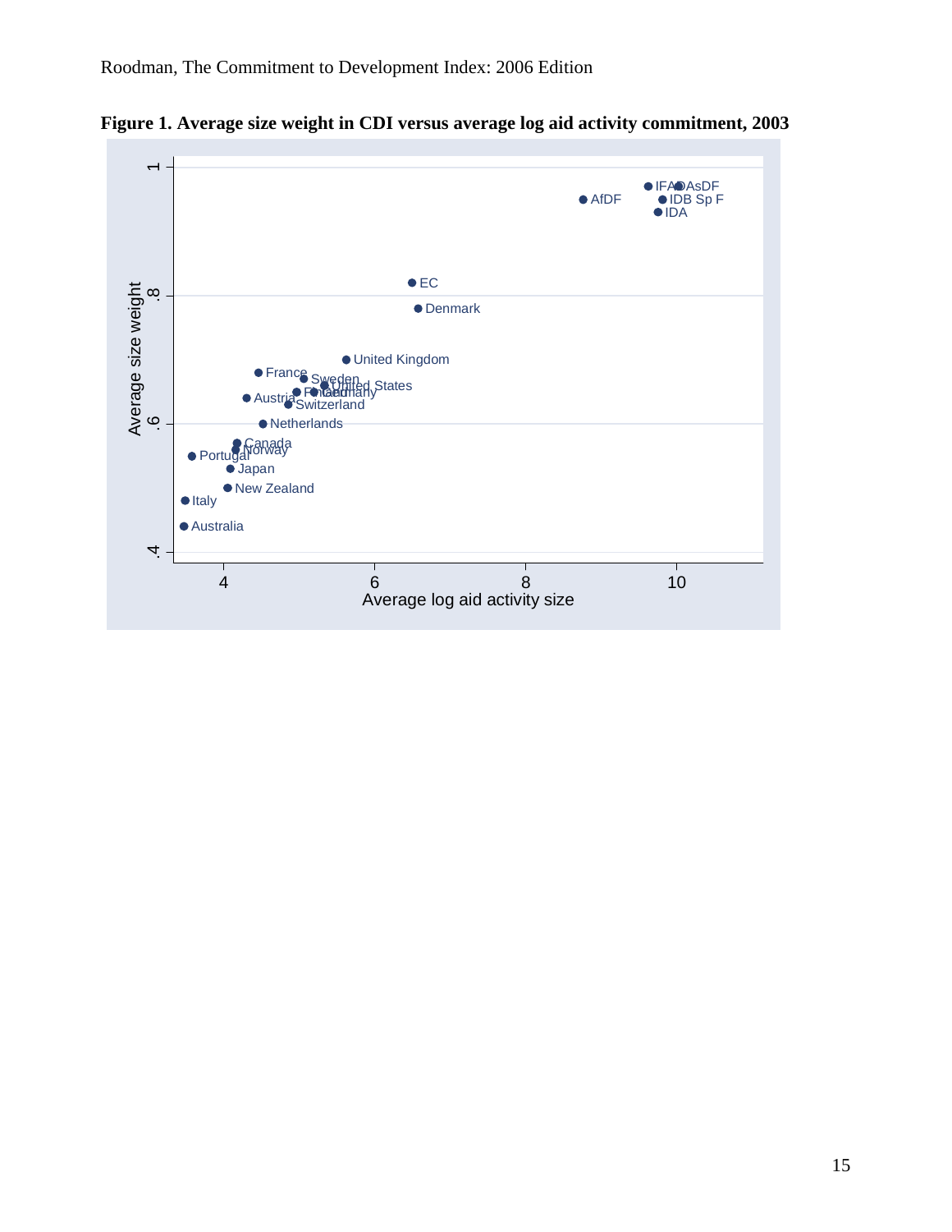**Figure 1. Average size weight in CDI versus average log aid activity commitment, 2003**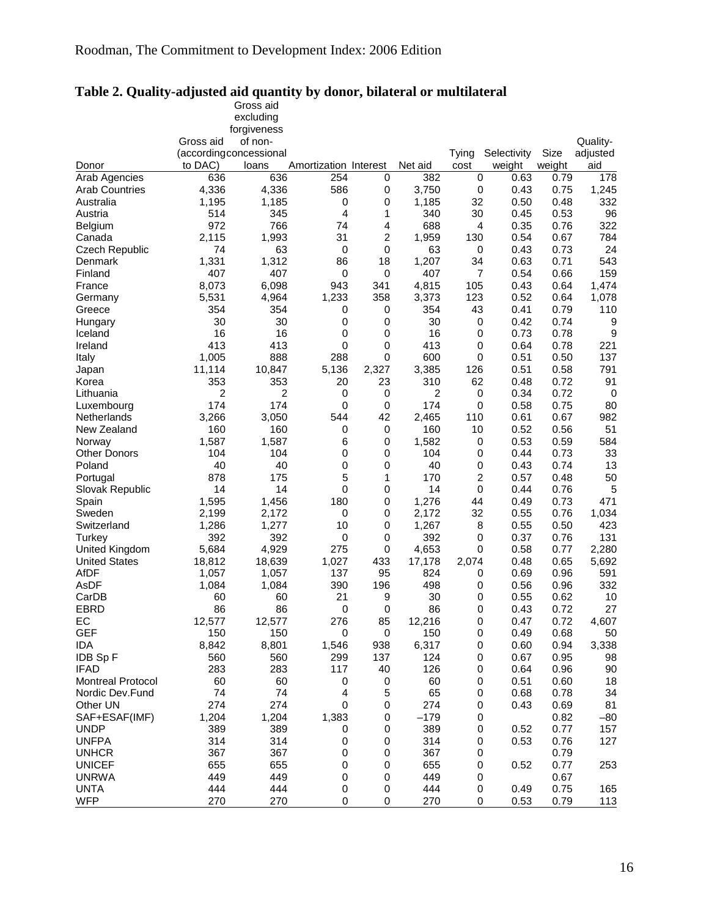## Table 2. Quality-adjusted aid quantity by donor, bilateral or multilateral

| Donor | Gross aid (according to DAC) | Gross aid excluding forgiveness of non-concessional loans | Amortization | Interest | Net aid | Tying cost | Selectivity weight | Size weight | Quality-adjusted aid |
|---|---|---|---|---|---|---|---|---|---|
| Arab Agencies | 636 | 636 | 254 | 0 | 382 | 0 | 0.63 | 0.79 | 178 |
| Arab Countries | 4,336 | 4,336 | 586 | 0 | 3,750 | 0 | 0.43 | 0.75 | 1,245 |
| Australia | 1,195 | 1,185 | 0 | 0 | 1,185 | 32 | 0.50 | 0.48 | 332 |
| Austria | 514 | 345 | 4 | 1 | 340 | 30 | 0.45 | 0.53 | 96 |
| Belgium | 972 | 766 | 74 | 4 | 688 | 4 | 0.35 | 0.76 | 322 |
| Canada | 2,115 | 1,993 | 31 | 2 | 1,959 | 130 | 0.54 | 0.67 | 784 |
| Czech Republic | 74 | 63 | 0 | 0 | 63 | 0 | 0.43 | 0.73 | 24 |
| Denmark | 1,331 | 1,312 | 86 | 18 | 1,207 | 34 | 0.63 | 0.71 | 543 |
| Finland | 407 | 407 | 0 | 0 | 407 | 7 | 0.54 | 0.66 | 159 |
| France | 8,073 | 6,098 | 943 | 341 | 4,815 | 105 | 0.43 | 0.64 | 1,474 |
| Germany | 5,531 | 4,964 | 1,233 | 358 | 3,373 | 123 | 0.52 | 0.64 | 1,078 |
| Greece | 354 | 354 | 0 | 0 | 354 | 43 | 0.41 | 0.79 | 110 |
| Hungary | 30 | 30 | 0 | 0 | 30 | 0 | 0.42 | 0.74 | 9 |
| Iceland | 16 | 16 | 0 | 0 | 16 | 0 | 0.73 | 0.78 | 9 |
| Ireland | 413 | 413 | 0 | 0 | 413 | 0 | 0.64 | 0.78 | 221 |
| Italy | 1,005 | 888 | 288 | 0 | 600 | 0 | 0.51 | 0.50 | 137 |
| Japan | 11,114 | 10,847 | 5,136 | 2,327 | 3,385 | 126 | 0.51 | 0.58 | 791 |
| Korea | 353 | 353 | 20 | 23 | 310 | 62 | 0.48 | 0.72 | 91 |
| Lithuania | 2 | 2 | 0 | 0 | 2 | 0 | 0.34 | 0.72 | 0 |
| Luxembourg | 174 | 174 | 0 | 0 | 174 | 0 | 0.58 | 0.75 | 80 |
| Netherlands | 3,266 | 3,050 | 544 | 42 | 2,465 | 110 | 0.61 | 0.67 | 982 |
| New Zealand | 160 | 160 | 0 | 0 | 160 | 10 | 0.52 | 0.56 | 51 |
| Norway | 1,587 | 1,587 | 6 | 0 | 1,582 | 0 | 0.53 | 0.59 | 584 |
| Other Donors | 104 | 104 | 0 | 0 | 104 | 0 | 0.44 | 0.73 | 33 |
| Poland | 40 | 40 | 0 | 0 | 40 | 0 | 0.43 | 0.74 | 13 |
| Portugal | 878 | 175 | 5 | 1 | 170 | 2 | 0.57 | 0.48 | 50 |
| Slovak Republic | 14 | 14 | 0 | 0 | 14 | 0 | 0.44 | 0.76 | 5 |
| Spain | 1,595 | 1,456 | 180 | 0 | 1,276 | 44 | 0.49 | 0.73 | 471 |
| Sweden | 2,199 | 2,172 | 0 | 0 | 2,172 | 32 | 0.55 | 0.76 | 1,034 |
| Switzerland | 1,286 | 1,277 | 10 | 0 | 1,267 | 8 | 0.55 | 0.50 | 423 |
| Turkey | 392 | 392 | 0 | 0 | 392 | 0 | 0.37 | 0.76 | 131 |
| United Kingdom | 5,684 | 4,929 | 275 | 0 | 4,653 | 0 | 0.58 | 0.77 | 2,280 |
| United States | 18,812 | 18,639 | 1,027 | 433 | 17,178 | 2,074 | 0.48 | 0.65 | 5,692 |
| AfDF | 1,057 | 1,057 | 137 | 95 | 824 | 0 | 0.69 | 0.96 | 591 |
| AsDF | 1,084 | 1,084 | 390 | 196 | 498 | 0 | 0.56 | 0.96 | 332 |
| CarDB | 60 | 60 | 21 | 9 | 30 | 0 | 0.55 | 0.62 | 10 |
| EBRD | 86 | 86 | 0 | 0 | 86 | 0 | 0.43 | 0.72 | 27 |
| EC | 12,577 | 12,577 | 276 | 85 | 12,216 | 0 | 0.47 | 0.72 | 4,607 |
| GEF | 150 | 150 | 0 | 0 | 150 | 0 | 0.49 | 0.68 | 50 |
| IDA | 8,842 | 8,801 | 1,546 | 938 | 6,317 | 0 | 0.60 | 0.94 | 3,338 |
| IDB Sp F | 560 | 560 | 299 | 137 | 124 | 0 | 0.67 | 0.95 | 98 |
| IFAD | 283 | 283 | 117 | 40 | 126 | 0 | 0.64 | 0.96 | 90 |
| Montreal Protocol | 60 | 60 | 0 | 0 | 60 | 0 | 0.51 | 0.60 | 18 |
| Nordic Dev.Fund | 74 | 74 | 4 | 5 | 65 | 0 | 0.68 | 0.78 | 34 |
| Other UN | 274 | 274 | 0 | 0 | 274 | 0 | 0.43 | 0.69 | 81 |
| SAF+ESAF(IMF) | 1,204 | 1,204 | 1,383 | 0 | –179 | 0 | | 0.82 | –80 |
| UNDP | 389 | 389 | 0 | 0 | 389 | 0 | 0.52 | 0.77 | 157 |
| UNFPA | 314 | 314 | 0 | 0 | 314 | 0 | 0.53 | 0.76 | 127 |
| UNHCR | 367 | 367 | 0 | 0 | 367 | 0 | | 0.79 | |
| UNICEF | 655 | 655 | 0 | 0 | 655 | 0 | 0.52 | 0.77 | 253 |
| UNRWA | 449 | 449 | 0 | 0 | 449 | 0 | | 0.67 | |
| UNTA | 444 | 444 | 0 | 0 | 444 | 0 | 0.49 | 0.75 | 165 |
| WFP | 270 | 270 | 0 | 0 | 270 | 0 | 0.53 | 0.79 | 113 |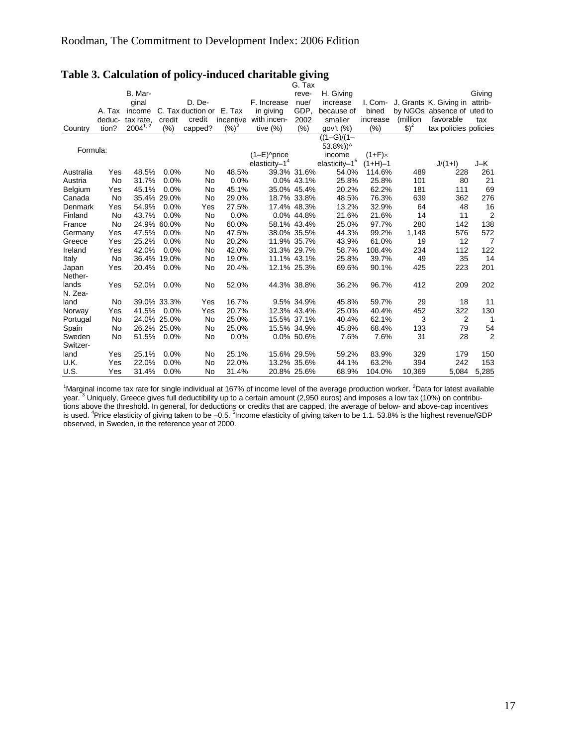## Table 3. Calculation of policy-induced charitable giving

| Country | A. Tax deduction? | B. Marginal income tax rate, 2004[1, 2] | C. Tax credit (%) | D. Deduction or credit capped? | E. Tax incentive (%)[3] | F. Increase in giving with incentive (%) | G. Tax revenue/GDP, 2002 (%) | H. Giving increase because of smaller gov't (%) | I. Combined increase (%) | J. Grants by NGOs (million $)[2] | K. Giving in absence of favorable tax policies | Giving attributed to tax policies |
|---|---|---|---|---|---|---|---|---|---|---|---|---|
| Formula: | | | | | | (1–E)^price elasticity–1[4] | | ((1–G)/(1–53.8%))^income elasticity–1[5] | (1+F)×(1+H)–1 | | J/(1+I) | J–K |
| Australia | Yes | 48.5% | 0.0% | No | 48.5% | 39.3% | 31.6% | 54.0% | 114.6% | 489 | 228 | 261 |
| Austria | No | 31.7% | 0.0% | No | 0.0% | 0.0% | 43.1% | 25.8% | 25.8% | 101 | 80 | 21 |
| Belgium | Yes | 45.1% | 0.0% | No | 45.1% | 35.0% | 45.4% | 20.2% | 62.2% | 181 | 111 | 69 |
| Canada | No | 35.4% | 29.0% | No | 29.0% | 18.7% | 33.8% | 48.5% | 76.3% | 639 | 362 | 276 |
| Denmark | Yes | 54.9% | 0.0% | Yes | 27.5% | 17.4% | 48.3% | 13.2% | 32.9% | 64 | 48 | 16 |
| Finland | No | 43.7% | 0.0% | No | 0.0% | 0.0% | 44.8% | 21.6% | 21.6% | 14 | 11 | 2 |
| France | No | 24.9% | 60.0% | No | 60.0% | 58.1% | 43.4% | 25.0% | 97.7% | 280 | 142 | 138 |
| Germany | Yes | 47.5% | 0.0% | No | 47.5% | 38.0% | 35.5% | 44.3% | 99.2% | 1,148 | 576 | 572 |
| Greece | Yes | 25.2% | 0.0% | No | 20.2% | 11.9% | 35.7% | 43.9% | 61.0% | 19 | 12 | 7 |
| Ireland | Yes | 42.0% | 0.0% | No | 42.0% | 31.3% | 29.7% | 58.7% | 108.4% | 234 | 112 | 122 |
| Italy | No | 36.4% | 19.0% | No | 19.0% | 11.1% | 43.1% | 25.8% | 39.7% | 49 | 35 | 14 |
| Japan | Yes | 20.4% | 0.0% | No | 20.4% | 12.1% | 25.3% | 69.6% | 90.1% | 425 | 223 | 201 |
| Netherlands | Yes | 52.0% | 0.0% | No | 52.0% | 44.3% | 38.8% | 36.2% | 96.7% | 412 | 209 | 202 |
| N. Zealand | No | 39.0% | 33.3% | Yes | 16.7% | 9.5% | 34.9% | 45.8% | 59.7% | 29 | 18 | 11 |
| Norway | Yes | 41.5% | 0.0% | Yes | 20.7% | 12.3% | 43.4% | 25.0% | 40.4% | 452 | 322 | 130 |
| Portugal | No | 24.0% | 25.0% | No | 25.0% | 15.5% | 37.1% | 40.4% | 62.1% | 3 | 2 | 1 |
| Spain | No | 26.2% | 25.0% | No | 25.0% | 15.5% | 34.9% | 45.8% | 68.4% | 133 | 79 | 54 |
| Sweden | No | 51.5% | 0.0% | No | 0.0% | 0.0% | 50.6% | 7.6% | 7.6% | 31 | 28 | 2 |
| Switzerland | Yes | 25.1% | 0.0% | No | 25.1% | 15.6% | 29.5% | 59.2% | 83.9% | 329 | 179 | 150 |
| U.K. | Yes | 22.0% | 0.0% | No | 22.0% | 13.2% | 35.6% | 44.1% | 63.2% | 394 | 242 | 153 |
| U.S. | Yes | 31.4% | 0.0% | No | 31.4% | 20.8% | 25.6% | 68.9% | 104.0% | 10,369 | 5,084 | 5,285 |

[1]Marginal income tax rate for single individual at 167% of income level of the average production worker. [2]Data for latest available year. [3] Uniquely, Greece gives full deductibility up to a certain amount (2,950 euros) and imposes a low tax (10%) on contributions above the threshold. In general, for deductions or credits that are capped, the average of below- and above-cap incentives is used. [4]Price elasticity of giving taken to be –0.5. [5]Income elasticity of giving taken to be 1.1. 53.8% is the highest revenue/GDP observed, in Sweden, in the reference year of 2000.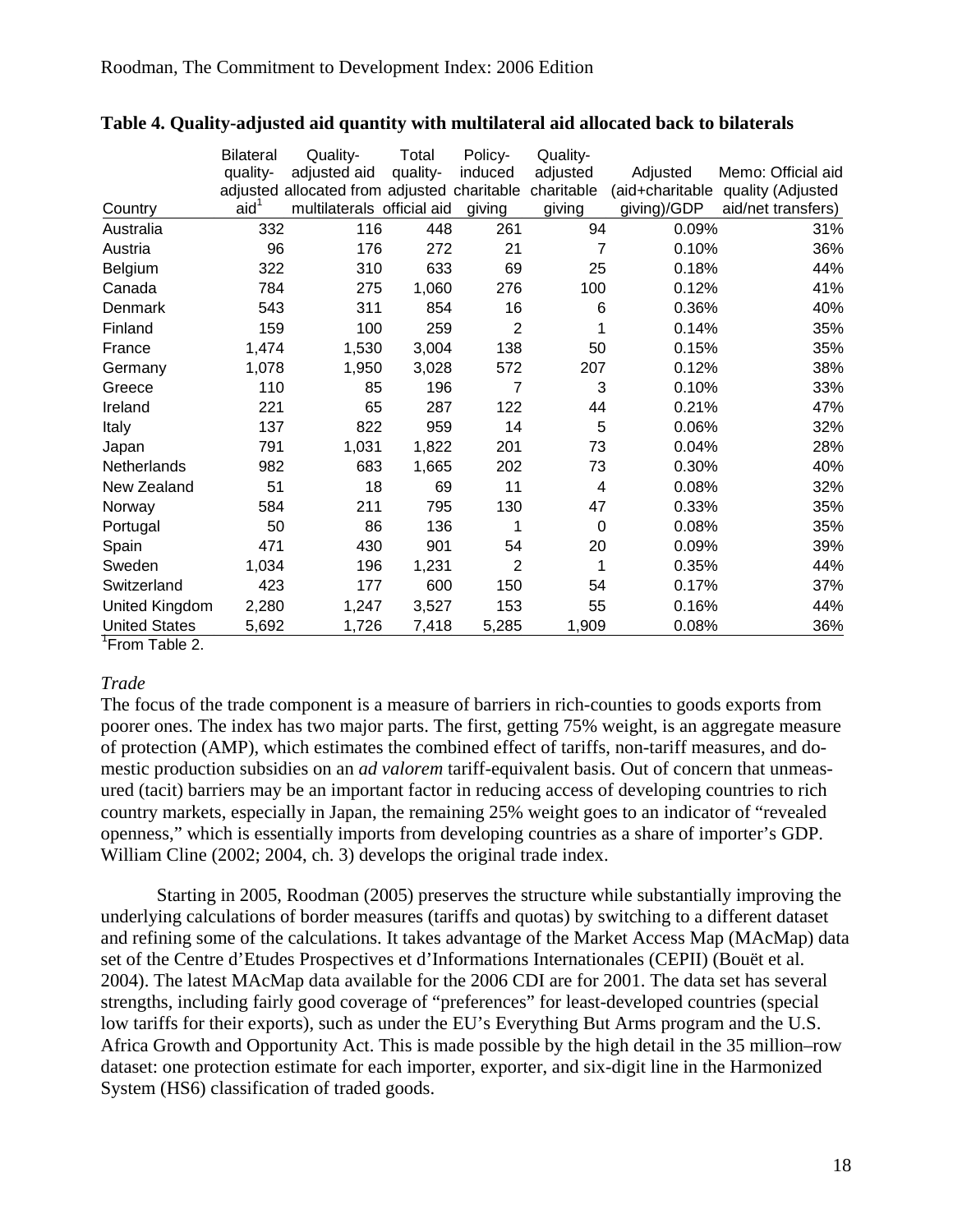**Table 4. Quality-adjusted aid quantity with multilateral aid allocated back to bilaterals**

| Country | Bilateral quality-adjusted aid[1] | Quality-adjusted aid allocated from multilaterals | Total quality-adjusted official aid | Policy-induced charitable giving | Quality-adjusted charitable giving | Adjusted (aid+charitable giving)/GDP | Memo: Official aid quality (Adjusted aid/net transfers) |
|---|---|---|---|---|---|---|---|
| Australia | 332 | 116 | 448 | 261 | 94 | 0.09% | 31% |
| Austria | 96 | 176 | 272 | 21 | 7 | 0.10% | 36% |
| Belgium | 322 | 310 | 633 | 69 | 25 | 0.18% | 44% |
| Canada | 784 | 275 | 1,060 | 276 | 100 | 0.12% | 41% |
| Denmark | 543 | 311 | 854 | 16 | 6 | 0.36% | 40% |
| Finland | 159 | 100 | 259 | 2 | 1 | 0.14% | 35% |
| France | 1,474 | 1,530 | 3,004 | 138 | 50 | 0.15% | 35% |
| Germany | 1,078 | 1,950 | 3,028 | 572 | 207 | 0.12% | 38% |
| Greece | 110 | 85 | 196 | 7 | 3 | 0.10% | 33% |
| Ireland | 221 | 65 | 287 | 122 | 44 | 0.21% | 47% |
| Italy | 137 | 822 | 959 | 14 | 5 | 0.06% | 32% |
| Japan | 791 | 1,031 | 1,822 | 201 | 73 | 0.04% | 28% |
| Netherlands | 982 | 683 | 1,665 | 202 | 73 | 0.30% | 40% |
| New Zealand | 51 | 18 | 69 | 11 | 4 | 0.08% | 32% |
| Norway | 584 | 211 | 795 | 130 | 47 | 0.33% | 35% |
| Portugal | 50 | 86 | 136 | 1 | 0 | 0.08% | 35% |
| Spain | 471 | 430 | 901 | 54 | 20 | 0.09% | 39% |
| Sweden | 1,034 | 196 | 1,231 | 2 | 1 | 0.35% | 44% |
| Switzerland | 423 | 177 | 600 | 150 | 54 | 0.17% | 37% |
| United Kingdom | 2,280 | 1,247 | 3,527 | 153 | 55 | 0.16% | 44% |
| United States | 5,692 | 1,726 | 7,418 | 5,285 | 1,909 | 0.08% | 36% |

[1]From Table 2.

*Trade*

The focus of the trade component is a measure of barriers in rich-counties to goods exports from poorer ones. The index has two major parts. The first, getting 75% weight, is an aggregate measure of protection (AMP), which estimates the combined effect of tariffs, non-tariff measures, and domestic production subsidies on an *ad valorem* tariff-equivalent basis. Out of concern that unmeasured (tacit) barriers may be an important factor in reducing access of developing countries to rich country markets, especially in Japan, the remaining 25% weight goes to an indicator of "revealed openness," which is essentially imports from developing countries as a share of importer's GDP. William Cline (2002; 2004, ch. 3) develops the original trade index.

Starting in 2005, Roodman (2005) preserves the structure while substantially improving the underlying calculations of border measures (tariffs and quotas) by switching to a different dataset and refining some of the calculations. It takes advantage of the Market Access Map (MAcMap) data set of the Centre d'Etudes Prospectives et d'Informations Internationales (CEPII) (Bouët et al. 2004). The latest MAcMap data available for the 2006 CDI are for 2001. The data set has several strengths, including fairly good coverage of "preferences" for least-developed countries (special low tariffs for their exports), such as under the EU's Everything But Arms program and the U.S. Africa Growth and Opportunity Act. This is made possible by the high detail in the 35 million–row dataset: one protection estimate for each importer, exporter, and six-digit line in the Harmonized System (HS6) classification of traded goods.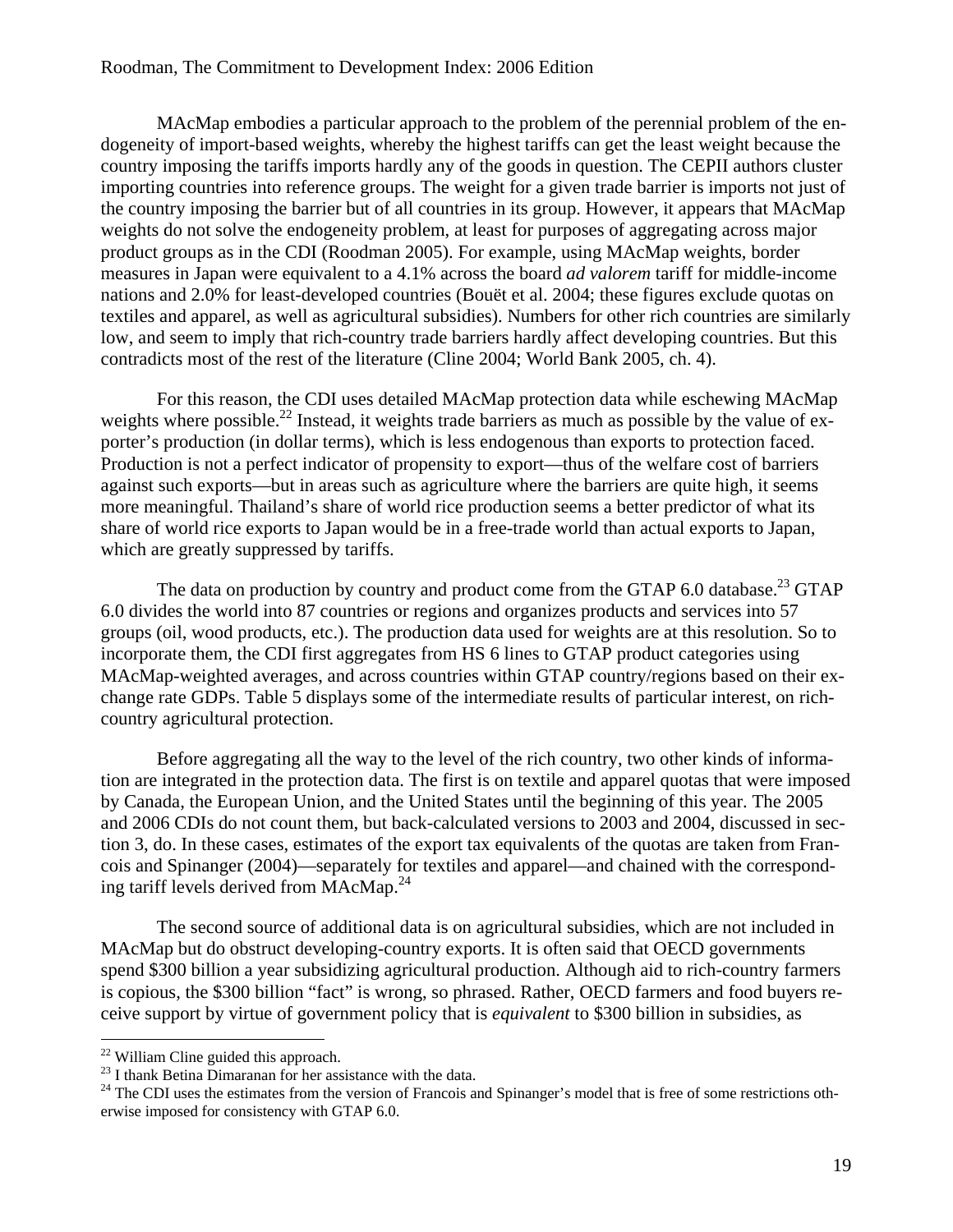MAcMap embodies a particular approach to the problem of the perennial problem of the endogeneity of import-based weights, whereby the highest tariffs can get the least weight because the country imposing the tariffs imports hardly any of the goods in question. The CEPII authors cluster importing countries into reference groups. The weight for a given trade barrier is imports not just of the country imposing the barrier but of all countries in its group. However, it appears that MAcMap weights do not solve the endogeneity problem, at least for purposes of aggregating across major product groups as in the CDI (Roodman 2005). For example, using MAcMap weights, border measures in Japan were equivalent to a 4.1% across the board *ad valorem* tariff for middle-income nations and 2.0% for least-developed countries (Bouët et al. 2004; these figures exclude quotas on textiles and apparel, as well as agricultural subsidies). Numbers for other rich countries are similarly low, and seem to imply that rich-country trade barriers hardly affect developing countries. But this contradicts most of the rest of the literature (Cline 2004; World Bank 2005, ch. 4).

For this reason, the CDI uses detailed MAcMap protection data while eschewing MAcMap weights where possible.[22] Instead, it weights trade barriers as much as possible by the value of exporter's production (in dollar terms), which is less endogenous than exports to protection faced. Production is not a perfect indicator of propensity to export—thus of the welfare cost of barriers against such exports—but in areas such as agriculture where the barriers are quite high, it seems more meaningful. Thailand's share of world rice production seems a better predictor of what its share of world rice exports to Japan would be in a free-trade world than actual exports to Japan, which are greatly suppressed by tariffs.

The data on production by country and product come from the GTAP 6.0 database.[23] GTAP 6.0 divides the world into 87 countries or regions and organizes products and services into 57 groups (oil, wood products, etc.). The production data used for weights are at this resolution. So to incorporate them, the CDI first aggregates from HS 6 lines to GTAP product categories using MAcMap-weighted averages, and across countries within GTAP country/regions based on their exchange rate GDPs. Table 5 displays some of the intermediate results of particular interest, on rich-country agricultural protection.

Before aggregating all the way to the level of the rich country, two other kinds of information are integrated in the protection data. The first is on textile and apparel quotas that were imposed by Canada, the European Union, and the United States until the beginning of this year. The 2005 and 2006 CDIs do not count them, but back-calculated versions to 2003 and 2004, discussed in section 3, do. In these cases, estimates of the export tax equivalents of the quotas are taken from Francois and Spinanger (2004)—separately for textiles and apparel—and chained with the corresponding tariff levels derived from MAcMap.[24]

The second source of additional data is on agricultural subsidies, which are not included in MAcMap but do obstruct developing-country exports. It is often said that OECD governments spend \$300 billion a year subsidizing agricultural production. Although aid to rich-country farmers is copious, the \$300 billion "fact" is wrong, so phrased. Rather, OECD farmers and food buyers receive support by virtue of government policy that is *equivalent* to \$300 billion in subsidies, as

[22] William Cline guided this approach.

[23] I thank Betina Dimaranan for her assistance with the data.

[24] The CDI uses the estimates from the version of Francois and Spinanger's model that is free of some restrictions otherwise imposed for consistency with GTAP 6.0.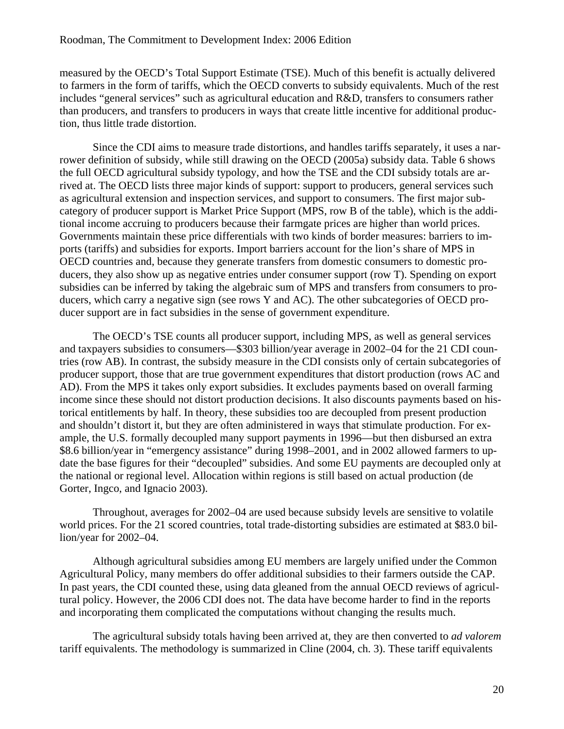measured by the OECD's Total Support Estimate (TSE). Much of this benefit is actually delivered to farmers in the form of tariffs, which the OECD converts to subsidy equivalents. Much of the rest includes "general services" such as agricultural education and R&D, transfers to consumers rather than producers, and transfers to producers in ways that create little incentive for additional production, thus little trade distortion.

Since the CDI aims to measure trade distortions, and handles tariffs separately, it uses a narrower definition of subsidy, while still drawing on the OECD (2005a) subsidy data. Table 6 shows the full OECD agricultural subsidy typology, and how the TSE and the CDI subsidy totals are arrived at. The OECD lists three major kinds of support: support to producers, general services such as agricultural extension and inspection services, and support to consumers. The first major subcategory of producer support is Market Price Support (MPS, row B of the table), which is the additional income accruing to producers because their farmgate prices are higher than world prices. Governments maintain these price differentials with two kinds of border measures: barriers to imports (tariffs) and subsidies for exports. Import barriers account for the lion's share of MPS in OECD countries and, because they generate transfers from domestic consumers to domestic producers, they also show up as negative entries under consumer support (row T). Spending on export subsidies can be inferred by taking the algebraic sum of MPS and transfers from consumers to producers, which carry a negative sign (see rows Y and AC). The other subcategories of OECD producer support are in fact subsidies in the sense of government expenditure.

The OECD's TSE counts all producer support, including MPS, as well as general services and taxpayers subsidies to consumers—\$303 billion/year average in 2002–04 for the 21 CDI countries (row AB). In contrast, the subsidy measure in the CDI consists only of certain subcategories of producer support, those that are true government expenditures that distort production (rows AC and AD). From the MPS it takes only export subsidies. It excludes payments based on overall farming income since these should not distort production decisions. It also discounts payments based on historical entitlements by half. In theory, these subsidies too are decoupled from present production and shouldn't distort it, but they are often administered in ways that stimulate production. For example, the U.S. formally decoupled many support payments in 1996—but then disbursed an extra \$8.6 billion/year in "emergency assistance" during 1998–2001, and in 2002 allowed farmers to update the base figures for their "decoupled" subsidies. And some EU payments are decoupled only at the national or regional level. Allocation within regions is still based on actual production (de Gorter, Ingco, and Ignacio 2003).

Throughout, averages for 2002–04 are used because subsidy levels are sensitive to volatile world prices. For the 21 scored countries, total trade-distorting subsidies are estimated at \$83.0 billion/year for 2002–04.

Although agricultural subsidies among EU members are largely unified under the Common Agricultural Policy, many members do offer additional subsidies to their farmers outside the CAP. In past years, the CDI counted these, using data gleaned from the annual OECD reviews of agricultural policy. However, the 2006 CDI does not. The data have become harder to find in the reports and incorporating them complicated the computations without changing the results much.

The agricultural subsidy totals having been arrived at, they are then converted to *ad valorem* tariff equivalents. The methodology is summarized in Cline (2004, ch. 3). These tariff equivalents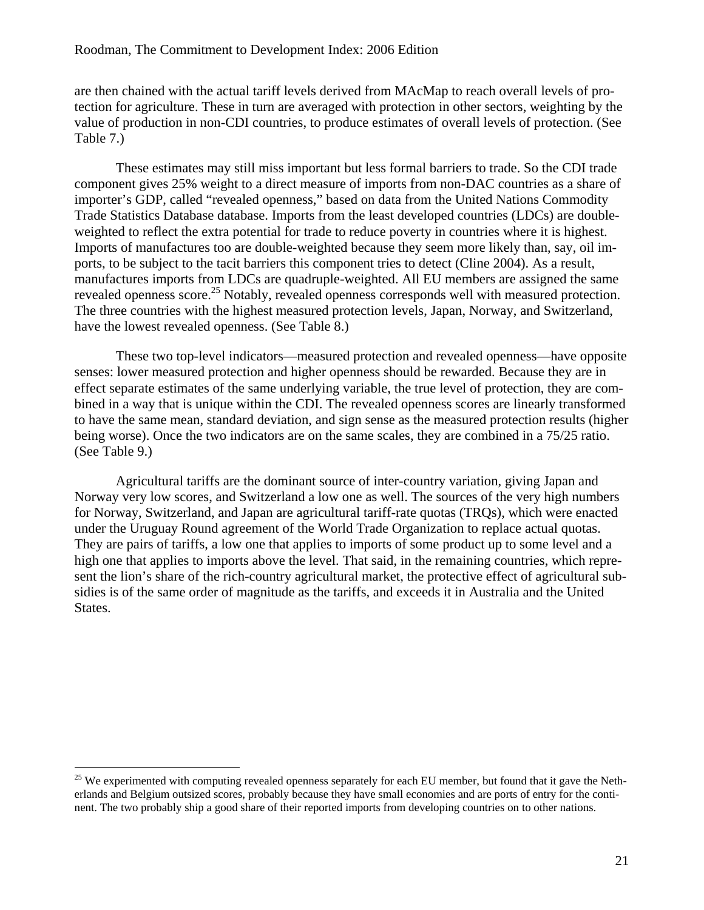are then chained with the actual tariff levels derived from MAcMap to reach overall levels of protection for agriculture. These in turn are averaged with protection in other sectors, weighting by the value of production in non-CDI countries, to produce estimates of overall levels of protection. (See Table 7.)

These estimates may still miss important but less formal barriers to trade. So the CDI trade component gives 25% weight to a direct measure of imports from non-DAC countries as a share of importer's GDP, called "revealed openness," based on data from the United Nations Commodity Trade Statistics Database database. Imports from the least developed countries (LDCs) are double-weighted to reflect the extra potential for trade to reduce poverty in countries where it is highest. Imports of manufactures too are double-weighted because they seem more likely than, say, oil imports, to be subject to the tacit barriers this component tries to detect (Cline 2004). As a result, manufactures imports from LDCs are quadruple-weighted. All EU members are assigned the same revealed openness score.[25] Notably, revealed openness corresponds well with measured protection. The three countries with the highest measured protection levels, Japan, Norway, and Switzerland, have the lowest revealed openness. (See Table 8.)

These two top-level indicators—measured protection and revealed openness—have opposite senses: lower measured protection and higher openness should be rewarded. Because they are in effect separate estimates of the same underlying variable, the true level of protection, they are combined in a way that is unique within the CDI. The revealed openness scores are linearly transformed to have the same mean, standard deviation, and sign sense as the measured protection results (higher being worse). Once the two indicators are on the same scales, they are combined in a 75/25 ratio. (See Table 9.)

Agricultural tariffs are the dominant source of inter-country variation, giving Japan and Norway very low scores, and Switzerland a low one as well. The sources of the very high numbers for Norway, Switzerland, and Japan are agricultural tariff-rate quotas (TRQs), which were enacted under the Uruguay Round agreement of the World Trade Organization to replace actual quotas. They are pairs of tariffs, a low one that applies to imports of some product up to some level and a high one that applies to imports above the level. That said, in the remaining countries, which represent the lion's share of the rich-country agricultural market, the protective effect of agricultural subsidies is of the same order of magnitude as the tariffs, and exceeds it in Australia and the United States.

[25] We experimented with computing revealed openness separately for each EU member, but found that it gave the Netherlands and Belgium outsized scores, probably because they have small economies and are ports of entry for the continent. The two probably ship a good share of their reported imports from developing countries on to other nations.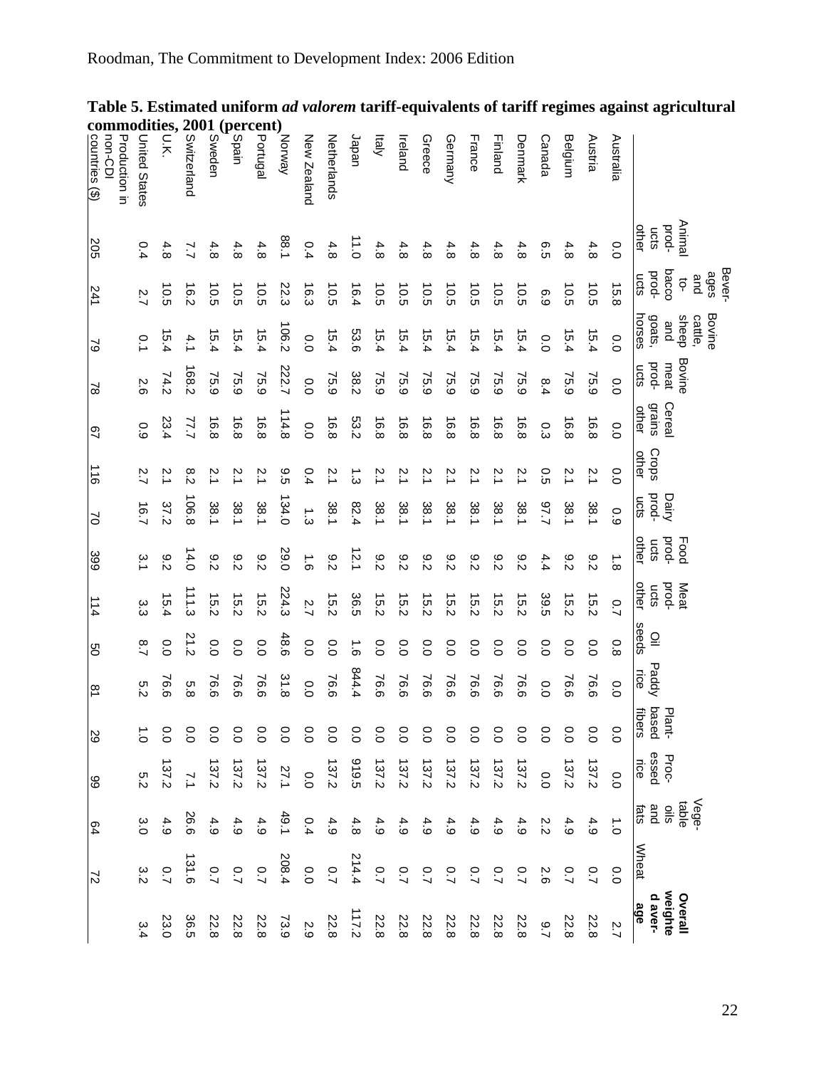**Table 5. Estimated uniform *ad valorem* tariff-equivalents of tariff regimes against agricultural commodities, 2001 (percent)**

| | Animal products other | Beverages and tobacco products | Bovine cattle, sheep and goats, horses | Bovine meat products | Cereal grains other | Crops other | Dairy products | Food products other | Meat products other | Oil seeds | Paddy rice | Plant-based fibers | Processed rice | Vegetable oils and fats | Wheat | Overall weighted average |
|---|---|---|---|---|---|---|---|---|---|---|---|---|---|---|---|---|
| Australia | 0.0 | 15.8 | 0.0 | 0.0 | 0.0 | 0.0 | 0.9 | 1.8 | 0.7 | 0.8 | 0.0 | 0.0 | 0.0 | 1.0 | 0.0 | 2.7 |
| Austria | 4.8 | 10.5 | 15.4 | 75.9 | 16.8 | 2.1 | 38.1 | 9.2 | 15.2 | 0.0 | 76.6 | 0.0 | 137.2 | 4.9 | 0.7 | 22.8 |
| Belgium | 4.8 | 10.5 | 15.4 | 75.9 | 16.8 | 2.1 | 38.1 | 9.2 | 15.2 | 0.0 | 76.6 | 0.0 | 137.2 | 4.9 | 0.7 | 22.8 |
| Canada | 6.5 | 6.9 | 0.0 | 8.4 | 0.3 | 0.5 | 97.7 | 4.4 | 39.5 | 0.0 | 0.0 | 0.0 | 0.0 | 2.2 | 2.6 | 9.7 |
| Denmark | 4.8 | 10.5 | 15.4 | 75.9 | 16.8 | 2.1 | 38.1 | 9.2 | 15.2 | 0.0 | 76.6 | 0.0 | 137.2 | 4.9 | 0.7 | 22.8 |
| Finland | 4.8 | 10.5 | 15.4 | 75.9 | 16.8 | 2.1 | 38.1 | 9.2 | 15.2 | 0.0 | 76.6 | 0.0 | 137.2 | 4.9 | 0.7 | 22.8 |
| France | 4.8 | 10.5 | 15.4 | 75.9 | 16.8 | 2.1 | 38.1 | 9.2 | 15.2 | 0.0 | 76.6 | 0.0 | 137.2 | 4.9 | 0.7 | 22.8 |
| Germany | 4.8 | 10.5 | 15.4 | 75.9 | 16.8 | 2.1 | 38.1 | 9.2 | 15.2 | 0.0 | 76.6 | 0.0 | 137.2 | 4.9 | 0.7 | 22.8 |
| Greece | 4.8 | 10.5 | 15.4 | 75.9 | 16.8 | 2.1 | 38.1 | 9.2 | 15.2 | 0.0 | 76.6 | 0.0 | 137.2 | 4.9 | 0.7 | 22.8 |
| Ireland | 4.8 | 10.5 | 15.4 | 75.9 | 16.8 | 2.1 | 38.1 | 9.2 | 15.2 | 0.0 | 76.6 | 0.0 | 137.2 | 4.9 | 0.7 | 22.8 |
| Italy | 4.8 | 10.5 | 15.4 | 75.9 | 16.8 | 2.1 | 38.1 | 9.2 | 15.2 | 0.0 | 76.6 | 0.0 | 137.2 | 4.9 | 0.7 | 22.8 |
| Japan | 11.0 | 16.4 | 53.6 | 38.2 | 53.2 | 1.3 | 82.4 | 12.1 | 36.5 | 1.6 | 844.4 | 0.0 | 919.5 | 4.8 | 214.4 | 117.2 |
| Netherlands | 4.8 | 10.5 | 15.4 | 75.9 | 16.8 | 2.1 | 38.1 | 9.2 | 15.2 | 0.0 | 76.6 | 0.0 | 137.2 | 4.9 | 0.7 | 22.8 |
| New Zealand | 0.4 | 16.3 | 0.0 | 0.0 | 0.0 | 0.4 | 1.3 | 1.6 | 2.7 | 0.0 | 0.0 | 0.0 | 0.0 | 0.4 | 0.0 | 2.9 |
| Norway | 88.1 | 22.3 | 106.2 | 222.7 | 114.8 | 9.5 | 134.0 | 29.0 | 224.3 | 48.6 | 31.8 | 0.0 | 27.1 | 49.1 | 208.4 | 73.9 |
| Portugal | 4.8 | 10.5 | 15.4 | 75.9 | 16.8 | 2.1 | 38.1 | 9.2 | 15.2 | 0.0 | 76.6 | 0.0 | 137.2 | 4.9 | 0.7 | 22.8 |
| Spain | 4.8 | 10.5 | 15.4 | 75.9 | 16.8 | 2.1 | 38.1 | 9.2 | 15.2 | 0.0 | 76.6 | 0.0 | 137.2 | 4.9 | 0.7 | 22.8 |
| Sweden | 4.8 | 10.5 | 15.4 | 75.9 | 16.8 | 2.1 | 38.1 | 9.2 | 15.2 | 0.0 | 76.6 | 0.0 | 137.2 | 4.9 | 0.7 | 22.8 |
| Switzerland | 7.7 | 16.2 | 4.1 | 168.2 | 77.7 | 8.2 | 106.8 | 14.0 | 111.3 | 21.2 | 5.8 | 0.0 | 7.1 | 26.6 | 131.6 | 36.5 |
| U.K. | 4.8 | 10.5 | 15.4 | 74.2 | 23.4 | 2.1 | 37.2 | 9.2 | 15.4 | 0.0 | 76.6 | 0.0 | 137.2 | 4.9 | 0.7 | 23.0 |
| United States | 0.4 | 2.7 | 0.1 | 2.6 | 0.9 | 2.7 | 16.7 | 3.1 | 3.3 | 8.7 | 5.2 | 1.0 | 5.2 | 3.0 | 3.2 | 3.4 |
| Production in non-CDI countries ($) | 205 | 241 | 79 | 78 | 67 | 116 | 70 | 399 | 114 | 50 | 81 | 29 | 99 | 64 | 72 | |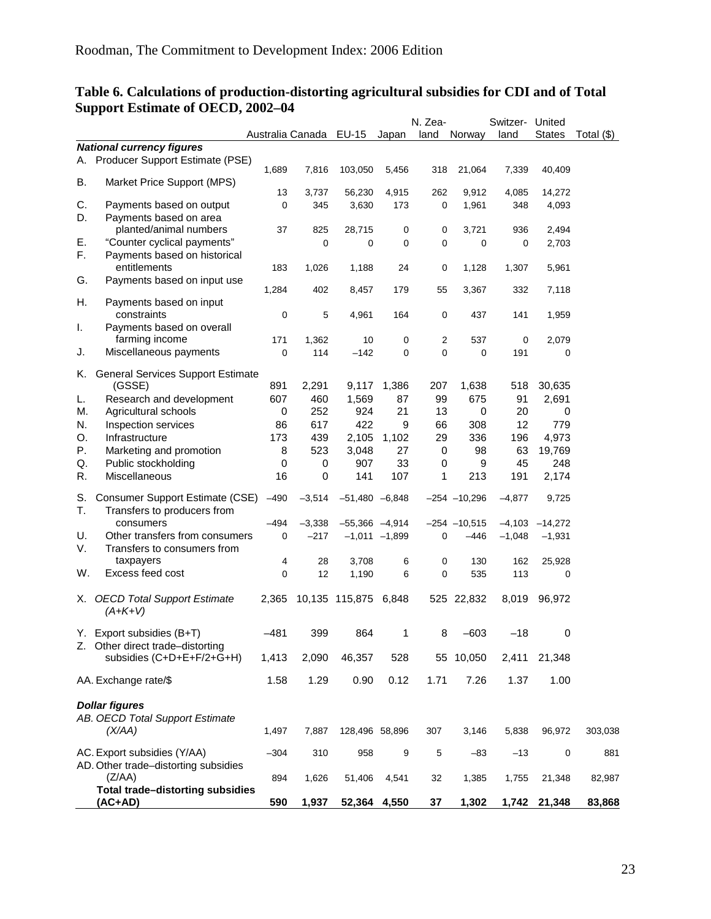**Table 6. Calculations of production-distorting agricultural subsidies for CDI and of Total Support Estimate of OECD, 2002–04**

| | | Australia | Canada | EU-15 | Japan | N. Zealand | Norway | Switzerland | United States | Total ($) |
|---|---|---|---|---|---|---|---|---|---|---|
| ***National currency figures*** | | | | | | | | | | |
| A. | Producer Support Estimate (PSE) | 1,689 | 7,816 | 103,050 | 5,456 | 318 | 21,064 | 7,339 | 40,409 | |
| B. | Market Price Support (MPS) | 13 | 3,737 | 56,230 | 4,915 | 262 | 9,912 | 4,085 | 14,272 | |
| C. | Payments based on output | 0 | 345 | 3,630 | 173 | 0 | 1,961 | 348 | 4,093 | |
| D. | Payments based on area planted/animal numbers | 37 | 825 | 28,715 | 0 | 0 | 3,721 | 936 | 2,494 | |
| E. | "Counter cyclical payments" | | 0 | 0 | 0 | 0 | 0 | 0 | 2,703 | |
| F. | Payments based on historical entitlements | 183 | 1,026 | 1,188 | 24 | 0 | 1,128 | 1,307 | 5,961 | |
| G. | Payments based on input use | 1,284 | 402 | 8,457 | 179 | 55 | 3,367 | 332 | 7,118 | |
| H. | Payments based on input constraints | 0 | 5 | 4,961 | 164 | 0 | 437 | 141 | 1,959 | |
| I. | Payments based on overall farming income | 171 | 1,362 | 10 | 0 | 2 | 537 | 0 | 2,079 | |
| J. | Miscellaneous payments | 0 | 114 | –142 | 0 | 0 | 0 | 191 | 0 | |
| K. | General Services Support Estimate (GSSE) | 891 | 2,291 | 9,117 | 1,386 | 207 | 1,638 | 518 | 30,635 | |
| L. | Research and development | 607 | 460 | 1,569 | 87 | 99 | 675 | 91 | 2,691 | |
| M. | Agricultural schools | 0 | 252 | 924 | 21 | 13 | 0 | 20 | 0 | |
| N. | Inspection services | 86 | 617 | 422 | 9 | 66 | 308 | 12 | 779 | |
| O. | Infrastructure | 173 | 439 | 2,105 | 1,102 | 29 | 336 | 196 | 4,973 | |
| P. | Marketing and promotion | 8 | 523 | 3,048 | 27 | 0 | 98 | 63 | 19,769 | |
| Q. | Public stockholding | 0 | 0 | 907 | 33 | 0 | 9 | 45 | 248 | |
| R. | Miscellaneous | 16 | 0 | 141 | 107 | 1 | 213 | 191 | 2,174 | |
| S. | Consumer Support Estimate (CSE) | –490 | –3,514 | –51,480 | –6,848 | –254 | –10,296 | –4,877 | 9,725 | |
| T. | Transfers to producers from consumers | –494 | –3,338 | –55,366 | –4,914 | –254 | –10,515 | –4,103 | –14,272 | |
| U. | Other transfers from consumers | 0 | –217 | –1,011 | –1,899 | 0 | –446 | –1,048 | –1,931 | |
| V. | Transfers to consumers from taxpayers | 4 | 28 | 3,708 | 6 | 0 | 130 | 162 | 25,928 | |
| W. | Excess feed cost | 0 | 12 | 1,190 | 6 | 0 | 535 | 113 | 0 | |
| X. | *OECD Total Support Estimate (A+K+V)* | 2,365 | 10,135 | 115,875 | 6,848 | 525 | 22,832 | 8,019 | 96,972 | |
| Y. | Export subsidies (B+T) | –481 | 399 | 864 | 1 | 8 | –603 | –18 | 0 | |
| Z. | Other direct trade–distorting subsidies (C+D+E+F/2+G+H) | 1,413 | 2,090 | 46,357 | 528 | 55 | 10,050 | 2,411 | 21,348 | |
| AA. | Exchange rate/$ | 1.58 | 1.29 | 0.90 | 0.12 | 1.71 | 7.26 | 1.37 | 1.00 | |
| ***Dollar figures*** | | | | | | | | | | |
| AB. | *OECD Total Support Estimate (X/AA)* | 1,497 | 7,887 | 128,496 | 58,896 | 307 | 3,146 | 5,838 | 96,972 | 303,038 |
| AC. | Export subsidies (Y/AA) | –304 | 310 | 958 | 9 | 5 | –83 | –13 | 0 | 881 |
| AD. | Other trade–distorting subsidies (Z/AA) | 894 | 1,626 | 51,406 | 4,541 | 32 | 1,385 | 1,755 | 21,348 | 82,987 |
| | **Total trade–distorting subsidies (AC+AD)** | **590** | **1,937** | **52,364** | **4,550** | **37** | **1,302** | **1,742** | **21,348** | **83,868** |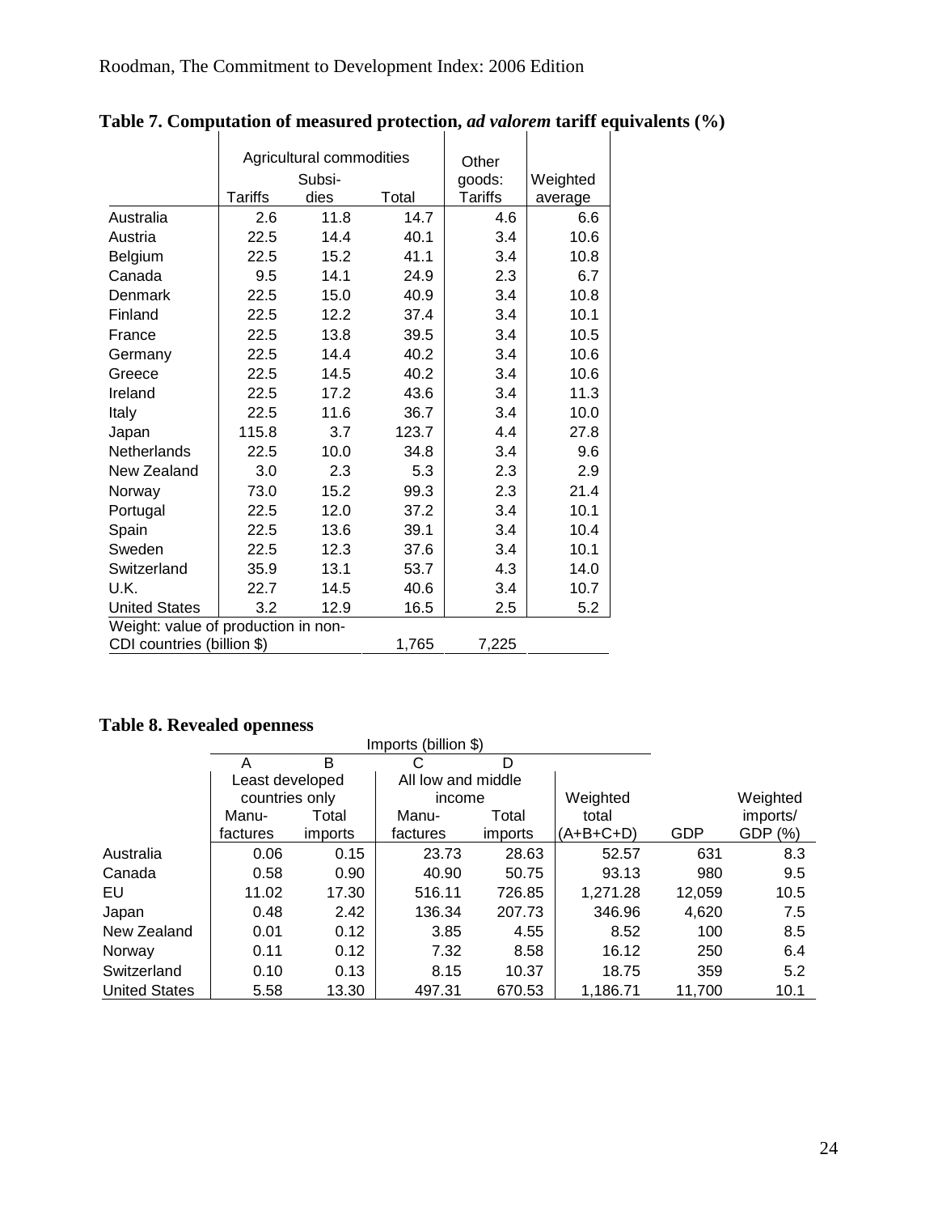**Table 7. Computation of measured protection, *ad valorem* tariff equivalents (%)**

| | Agricultural commodities | | | Other goods: | Weighted |
|---|---|---|---|---|---|
| | Tariffs | Subsidies | Total | Tariffs | average |
| Australia | 2.6 | 11.8 | 14.7 | 4.6 | 6.6 |
| Austria | 22.5 | 14.4 | 40.1 | 3.4 | 10.6 |
| Belgium | 22.5 | 15.2 | 41.1 | 3.4 | 10.8 |
| Canada | 9.5 | 14.1 | 24.9 | 2.3 | 6.7 |
| Denmark | 22.5 | 15.0 | 40.9 | 3.4 | 10.8 |
| Finland | 22.5 | 12.2 | 37.4 | 3.4 | 10.1 |
| France | 22.5 | 13.8 | 39.5 | 3.4 | 10.5 |
| Germany | 22.5 | 14.4 | 40.2 | 3.4 | 10.6 |
| Greece | 22.5 | 14.5 | 40.2 | 3.4 | 10.6 |
| Ireland | 22.5 | 17.2 | 43.6 | 3.4 | 11.3 |
| Italy | 22.5 | 11.6 | 36.7 | 3.4 | 10.0 |
| Japan | 115.8 | 3.7 | 123.7 | 4.4 | 27.8 |
| Netherlands | 22.5 | 10.0 | 34.8 | 3.4 | 9.6 |
| New Zealand | 3.0 | 2.3 | 5.3 | 2.3 | 2.9 |
| Norway | 73.0 | 15.2 | 99.3 | 2.3 | 21.4 |
| Portugal | 22.5 | 12.0 | 37.2 | 3.4 | 10.1 |
| Spain | 22.5 | 13.6 | 39.1 | 3.4 | 10.4 |
| Sweden | 22.5 | 12.3 | 37.6 | 3.4 | 10.1 |
| Switzerland | 35.9 | 13.1 | 53.7 | 4.3 | 14.0 |
| U.K. | 22.7 | 14.5 | 40.6 | 3.4 | 10.7 |
| United States | 3.2 | 12.9 | 16.5 | 2.5 | 5.2 |
| Weight: value of production in non-CDI countries (billion $) | | | 1,765 | 7,225 | |

**Table 8. Revealed openness**

| | Imports (billion $) | | | | | | |
|---|---|---|---|---|---|---|---|
| | A | B | C | D | | | |
| | Least developed countries only | | All low and middle income | | Weighted | | Weighted |
| | Manufactures | Total imports | Manufactures | Total imports | total (A+B+C+D) | GDP | imports/ GDP (%) |
| Australia | 0.06 | 0.15 | 23.73 | 28.63 | 52.57 | 631 | 8.3 |
| Canada | 0.58 | 0.90 | 40.90 | 50.75 | 93.13 | 980 | 9.5 |
| EU | 11.02 | 17.30 | 516.11 | 726.85 | 1,271.28 | 12,059 | 10.5 |
| Japan | 0.48 | 2.42 | 136.34 | 207.73 | 346.96 | 4,620 | 7.5 |
| New Zealand | 0.01 | 0.12 | 3.85 | 4.55 | 8.52 | 100 | 8.5 |
| Norway | 0.11 | 0.12 | 7.32 | 8.58 | 16.12 | 250 | 6.4 |
| Switzerland | 0.10 | 0.13 | 8.15 | 10.37 | 18.75 | 359 | 5.2 |
| United States | 5.58 | 13.30 | 497.31 | 670.53 | 1,186.71 | 11,700 | 10.1 |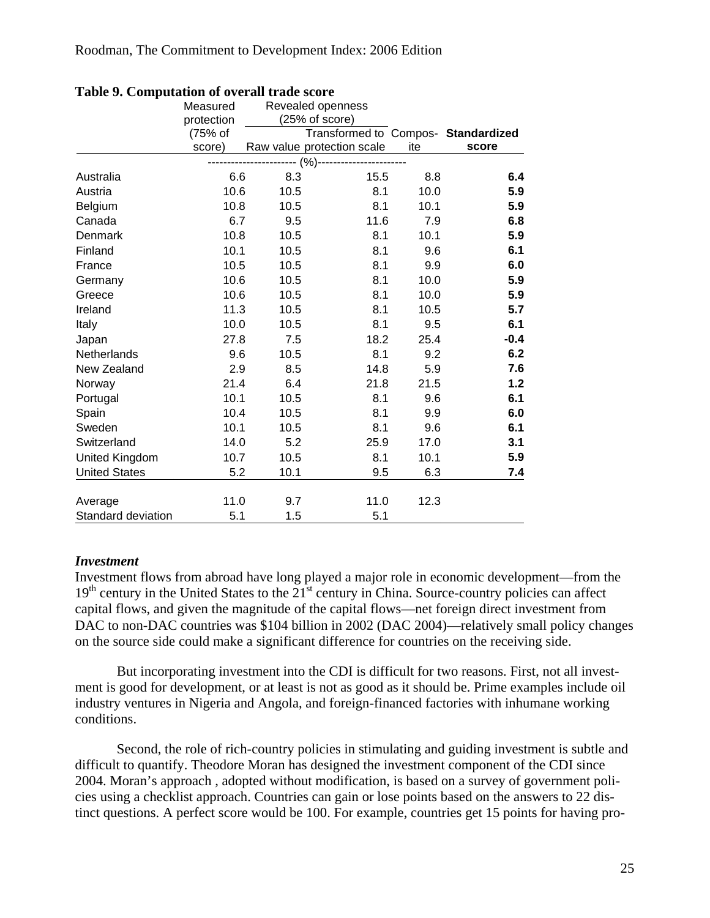**Table 9. Computation of overall trade score**

| | Measured protection (75% of score) | Revealed openness (25% of score) | | | |
|---|---|---|---|---|---|
| | | Raw value | Transformed to protection scale | Composite | **Standardized score** |
| | (%) | (%) | (%) | (%) | |
| Australia | 6.6 | 8.3 | 15.5 | 8.8 | **6.4** |
| Austria | 10.6 | 10.5 | 8.1 | 10.0 | **5.9** |
| Belgium | 10.8 | 10.5 | 8.1 | 10.1 | **5.9** |
| Canada | 6.7 | 9.5 | 11.6 | 7.9 | **6.8** |
| Denmark | 10.8 | 10.5 | 8.1 | 10.1 | **5.9** |
| Finland | 10.1 | 10.5 | 8.1 | 9.6 | **6.1** |
| France | 10.5 | 10.5 | 8.1 | 9.9 | **6.0** |
| Germany | 10.6 | 10.5 | 8.1 | 10.0 | **5.9** |
| Greece | 10.6 | 10.5 | 8.1 | 10.0 | **5.9** |
| Ireland | 11.3 | 10.5 | 8.1 | 10.5 | **5.7** |
| Italy | 10.0 | 10.5 | 8.1 | 9.5 | **6.1** |
| Japan | 27.8 | 7.5 | 18.2 | 25.4 | **-0.4** |
| Netherlands | 9.6 | 10.5 | 8.1 | 9.2 | **6.2** |
| New Zealand | 2.9 | 8.5 | 14.8 | 5.9 | **7.6** |
| Norway | 21.4 | 6.4 | 21.8 | 21.5 | **1.2** |
| Portugal | 10.1 | 10.5 | 8.1 | 9.6 | **6.1** |
| Spain | 10.4 | 10.5 | 8.1 | 9.9 | **6.0** |
| Sweden | 10.1 | 10.5 | 8.1 | 9.6 | **6.1** |
| Switzerland | 14.0 | 5.2 | 25.9 | 17.0 | **3.1** |
| United Kingdom | 10.7 | 10.5 | 8.1 | 10.1 | **5.9** |
| United States | 5.2 | 10.1 | 9.5 | 6.3 | **7.4** |
| Average | 11.0 | 9.7 | 11.0 | 12.3 | |
| Standard deviation | 5.1 | 1.5 | 5.1 | | |

### *Investment*

Investment flows from abroad have long played a major role in economic development—from the 19th century in the United States to the 21st century in China. Source-country policies can affect capital flows, and given the magnitude of the capital flows—net foreign direct investment from DAC to non-DAC countries was $104 billion in 2002 (DAC 2004)—relatively small policy changes on the source side could make a significant difference for countries on the receiving side.

But incorporating investment into the CDI is difficult for two reasons. First, not all investment is good for development, or at least is not as good as it should be. Prime examples include oil industry ventures in Nigeria and Angola, and foreign-financed factories with inhumane working conditions.

Second, the role of rich-country policies in stimulating and guiding investment is subtle and difficult to quantify. Theodore Moran has designed the investment component of the CDI since 2004. Moran's approach , adopted without modification, is based on a survey of government policies using a checklist approach. Countries can gain or lose points based on the answers to 22 distinct questions. A perfect score would be 100. For example, countries get 15 points for having pro-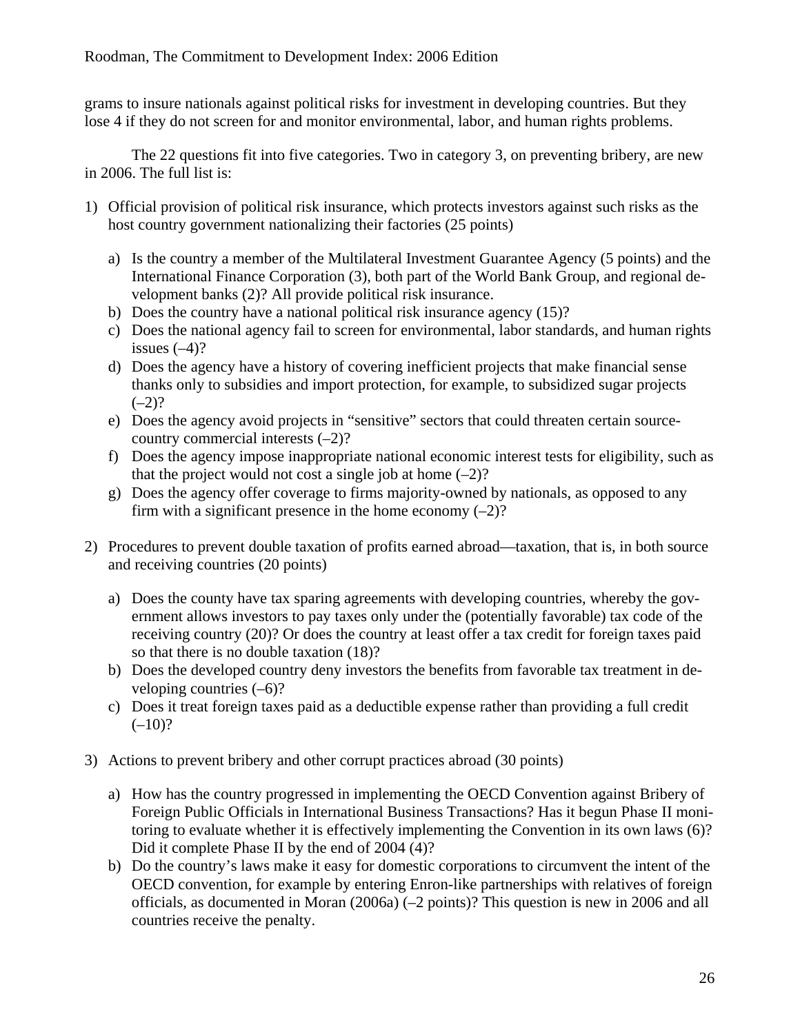grams to insure nationals against political risks for investment in developing countries. But they lose 4 if they do not screen for and monitor environmental, labor, and human rights problems.

The 22 questions fit into five categories. Two in category 3, on preventing bribery, are new in 2006. The full list is:

1) Official provision of political risk insurance, which protects investors against such risks as the host country government nationalizing their factories (25 points)

   a) Is the country a member of the Multilateral Investment Guarantee Agency (5 points) and the International Finance Corporation (3), both part of the World Bank Group, and regional development banks (2)? All provide political risk insurance.
   b) Does the country have a national political risk insurance agency (15)?
   c) Does the national agency fail to screen for environmental, labor standards, and human rights issues (–4)?
   d) Does the agency have a history of covering inefficient projects that make financial sense thanks only to subsidies and import protection, for example, to subsidized sugar projects (–2)?
   e) Does the agency avoid projects in "sensitive" sectors that could threaten certain source-country commercial interests (–2)?
   f) Does the agency impose inappropriate national economic interest tests for eligibility, such as that the project would not cost a single job at home (–2)?
   g) Does the agency offer coverage to firms majority-owned by nationals, as opposed to any firm with a significant presence in the home economy (–2)?

2) Procedures to prevent double taxation of profits earned abroad—taxation, that is, in both source and receiving countries (20 points)

   a) Does the county have tax sparing agreements with developing countries, whereby the government allows investors to pay taxes only under the (potentially favorable) tax code of the receiving country (20)? Or does the country at least offer a tax credit for foreign taxes paid so that there is no double taxation (18)?
   b) Does the developed country deny investors the benefits from favorable tax treatment in developing countries (–6)?
   c) Does it treat foreign taxes paid as a deductible expense rather than providing a full credit (–10)?

3) Actions to prevent bribery and other corrupt practices abroad (30 points)

   a) How has the country progressed in implementing the OECD Convention against Bribery of Foreign Public Officials in International Business Transactions? Has it begun Phase II monitoring to evaluate whether it is effectively implementing the Convention in its own laws (6)? Did it complete Phase II by the end of 2004 (4)?
   b) Do the country's laws make it easy for domestic corporations to circumvent the intent of the OECD convention, for example by entering Enron-like partnerships with relatives of foreign officials, as documented in Moran (2006a) (–2 points)? This question is new in 2006 and all countries receive the penalty.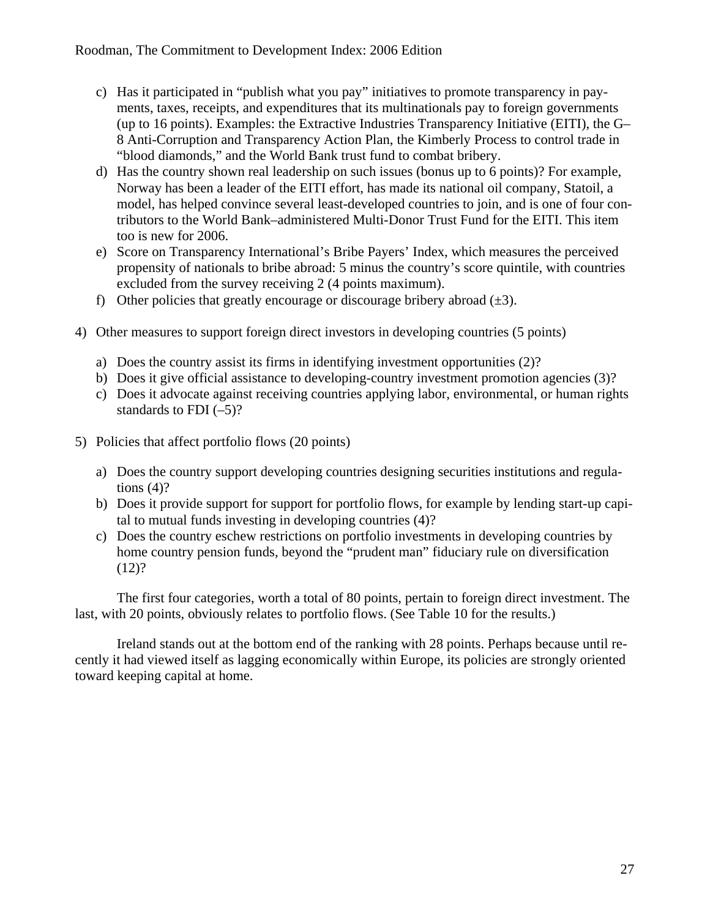c) Has it participated in "publish what you pay" initiatives to promote transparency in payments, taxes, receipts, and expenditures that its multinationals pay to foreign governments (up to 16 points). Examples: the Extractive Industries Transparency Initiative (EITI), the G–8 Anti-Corruption and Transparency Action Plan, the Kimberly Process to control trade in "blood diamonds," and the World Bank trust fund to combat bribery.
d) Has the country shown real leadership on such issues (bonus up to 6 points)? For example, Norway has been a leader of the EITI effort, has made its national oil company, Statoil, a model, has helped convince several least-developed countries to join, and is one of four contributors to the World Bank–administered Multi-Donor Trust Fund for the EITI. This item too is new for 2006.
e) Score on Transparency International's Bribe Payers' Index, which measures the perceived propensity of nationals to bribe abroad: 5 minus the country's score quintile, with countries excluded from the survey receiving 2 (4 points maximum).
f) Other policies that greatly encourage or discourage bribery abroad (±3).

4) Other measures to support foreign direct investors in developing countries (5 points)

   a) Does the country assist its firms in identifying investment opportunities (2)?
   b) Does it give official assistance to developing-country investment promotion agencies (3)?
   c) Does it advocate against receiving countries applying labor, environmental, or human rights standards to FDI (–5)?

5) Policies that affect portfolio flows (20 points)

   a) Does the country support developing countries designing securities institutions and regulations (4)?
   b) Does it provide support for support for portfolio flows, for example by lending start-up capital to mutual funds investing in developing countries (4)?
   c) Does the country eschew restrictions on portfolio investments in developing countries by home country pension funds, beyond the "prudent man" fiduciary rule on diversification (12)?

The first four categories, worth a total of 80 points, pertain to foreign direct investment. The last, with 20 points, obviously relates to portfolio flows. (See Table 10 for the results.)

Ireland stands out at the bottom end of the ranking with 28 points. Perhaps because until recently it had viewed itself as lagging economically within Europe, its policies are strongly oriented toward keeping capital at home.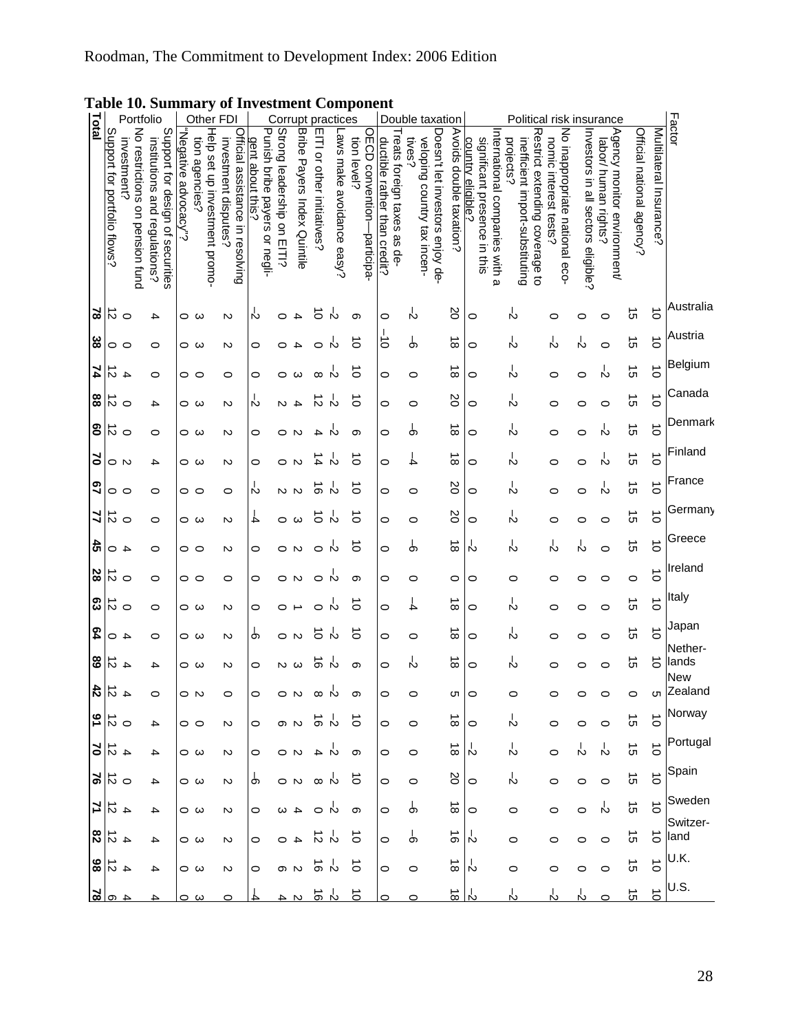**Table 10. Summary of Investment Component**

| | Factor | Australia | Austria | Belgium | Canada | Denmark | Finland | France | Germany | Greece | Ireland | Italy | Japan | Netherlands | New Zealand | Norway | Portugal | Spain | Sweden | Switzerland | U.K. | U.S. |
|---|---|---|---|---|---|---|---|---|---|---|---|---|---|---|---|---|---|---|---|---|---|---|
| Political risk insurance | Multilateral Insurance? | 10 | 10 | 10 | 10 | 10 | 10 | 10 | 10 | 10 | 10 | 10 | 10 | 10 | 5 | 10 | 10 | 10 | 10 | 10 | 10 | 10 |
| | Official national agency? | 15 | 15 | 15 | 15 | 15 | 15 | 15 | 15 | 15 | 0 | 15 | 15 | 15 | 0 | 15 | 15 | 15 | 15 | 15 | 15 | 15 |
| | Agency monitor environment/labor/human rights? | 0 | 0 | –2 | 0 | –2 | –2 | –2 | 0 | 0 | 0 | 0 | 0 | 0 | 0 | 0 | –2 | 0 | –2 | 0 | 0 | 0 |
| | Investors in all sectors eligible? | 0 | –2 | 0 | 0 | 0 | 0 | 0 | 0 | –2 | 0 | 0 | 0 | 0 | 0 | 0 | –2 | 0 | 0 | 0 | 0 | –2 |
| | No inappropriate national economic interest tests? | 0 | –2 | 0 | 0 | 0 | 0 | 0 | 0 | –2 | 0 | 0 | 0 | 0 | 0 | 0 | 0 | 0 | 0 | 0 | 0 | –2 |
| | Restrict extending coverage to inefficient import-substituting projects? | –2 | –2 | –2 | –2 | –2 | –2 | –2 | –2 | –2 | 0 | –2 | –2 | –2 | 0 | –2 | –2 | –2 | 0 | 0 | 0 | –2 |
| | International companies with a significant presence in this country eligible? | 0 | 0 | 0 | 0 | 0 | 0 | 0 | 0 | –2 | 0 | 0 | 0 | 0 | 0 | 0 | –2 | 0 | 0 | –2 | –2 | –2 |
| Double taxation | Avoids double taxation? | 20 | 18 | 18 | 20 | 18 | 18 | 20 | 20 | 18 | 0 | 18 | 18 | 18 | 5 | 18 | 18 | 20 | 18 | 16 | 18 | 18 |
| | Doesn't let investors enjoy developing country tax incentives? | –2 | –6 | 0 | 0 | –6 | –4 | 0 | 0 | –6 | 0 | –4 | 0 | –2 | 0 | 0 | 0 | 0 | –6 | –6 | 0 | 0 |
| | Treats foreign taxes as deductible rather than credit? | 0 | –10 | 0 | 0 | 0 | 0 | 0 | 0 | 0 | 0 | 0 | 0 | 0 | 0 | 0 | 0 | 0 | 0 | 0 | 0 | 0 |
| Corrupt practices | OECD convention—participation level? | 6 | 10 | 10 | 10 | 6 | 10 | 10 | 10 | 10 | 6 | 10 | 10 | 6 | 6 | 10 | 6 | 10 | 6 | 10 | 10 | 10 |
| | Laws make avoidance easy? | –2 | –2 | –2 | –2 | –2 | –2 | –2 | –2 | –2 | –2 | –2 | –2 | –2 | –2 | –2 | –2 | –2 | –2 | –2 | –2 | –2 |
| | EITI or other initiatives? | 10 | 0 | 8 | 12 | 4 | 14 | 16 | 10 | 0 | 0 | 0 | 10 | 16 | 8 | 16 | 4 | 8 | 0 | 12 | 16 | 16 |
| | Bribe Payers Index Quintile | 4 | 4 | 3 | 4 | 2 | 2 | 2 | 3 | 2 | 2 | 1 | 2 | 3 | 2 | 2 | 2 | 2 | 4 | 4 | 2 | 2 |
| | Strong leadership on EITI? | 0 | 0 | 0 | 2 | 0 | 0 | 2 | 0 | 0 | 0 | 0 | 0 | 2 | 0 | 6 | 0 | 0 | 3 | 0 | 6 | 4 |
| | Punish bribe payers or negligent about this? | –2 | 0 | 0 | –2 | 0 | 0 | –2 | –4 | 0 | 0 | 0 | –6 | 0 | 0 | 0 | 0 | –6 | 0 | 0 | 0 | –4 |
| Other FDI | Official assistance in resolving investment disputes? | 2 | 2 | 0 | 2 | 2 | 2 | 0 | 2 | 2 | 0 | 2 | 2 | 2 | 0 | 2 | 2 | 2 | 2 | 2 | 2 | 0 |
| | Help set up investment promotion agencies? | 3 | 3 | 0 | 3 | 3 | 3 | 0 | 3 | 0 | 0 | 3 | 3 | 3 | 2 | 0 | 3 | 3 | 3 | 3 | 3 | 3 |
| | "Negative advocacy"? | 0 | 0 | 0 | 0 | 0 | 0 | 0 | 0 | 0 | 0 | 0 | 0 | 0 | 0 | 0 | 0 | 0 | 0 | 0 | 0 | 0 |
| Portfolio | Support for design of securities institutions and regulations? | 4 | 0 | 0 | 4 | 0 | 4 | 0 | 0 | 0 | 0 | 0 | 0 | 4 | 0 | 4 | 4 | 4 | 4 | 4 | 4 | 4 |
| | No restrictions on pension fund investment? | 0 | 0 | 4 | 0 | 0 | 2 | 0 | 0 | 4 | 0 | 0 | 4 | 4 | 4 | 0 | 4 | 0 | 4 | 4 | 4 | 4 |
| | Support for portfolio flows? | 12 | 0 | 12 | 12 | 12 | 0 | 0 | 12 | 0 | 12 | 12 | 0 | 12 | 12 | 12 | 12 | 12 | 12 | 12 | 12 | 6 |
| **Total** | | **78** | **38** | **74** | **88** | **60** | **70** | **67** | **77** | **45** | **28** | **63** | **64** | **89** | **42** | **91** | **70** | **76** | **71** | **82** | **98** | **78** |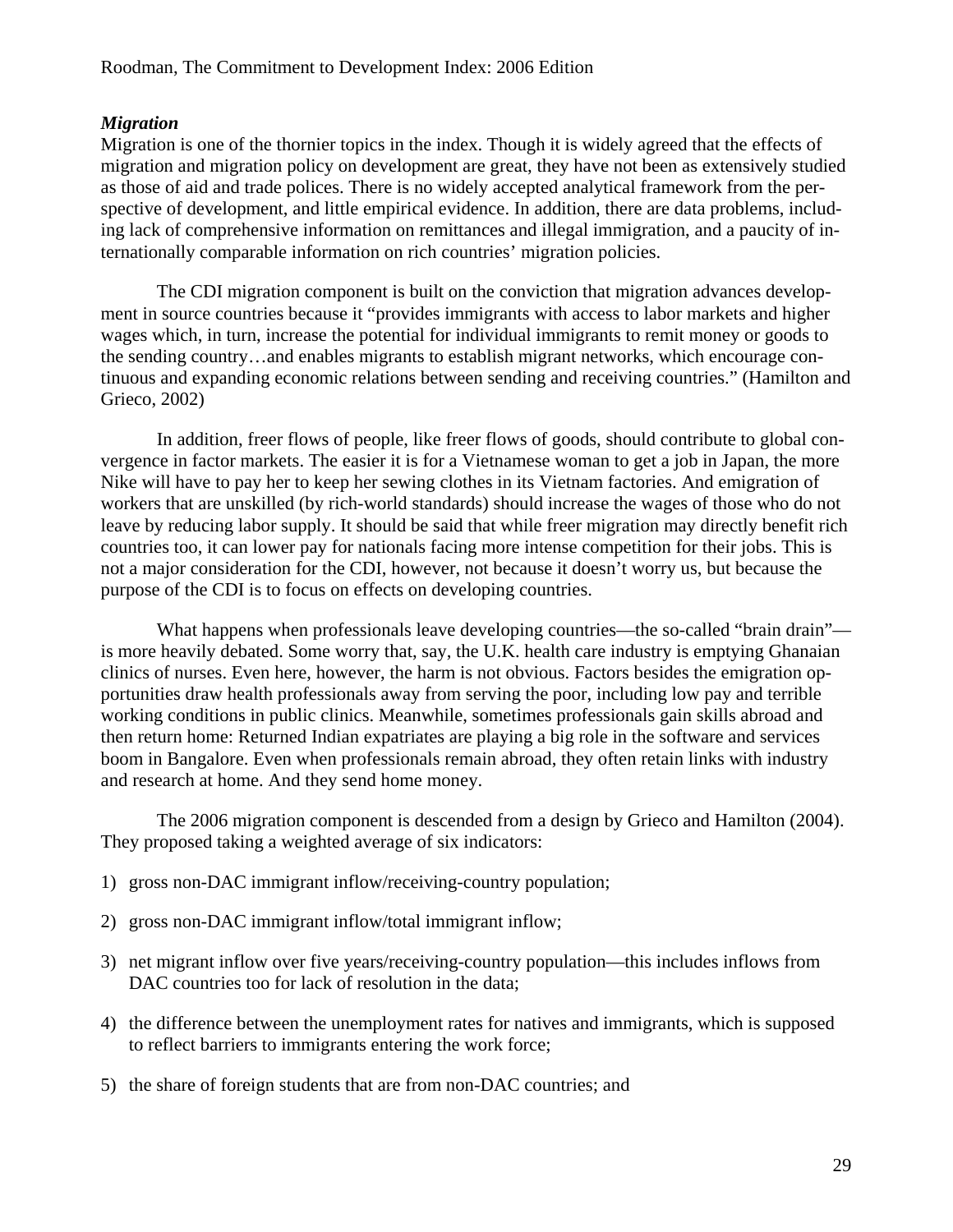### *Migration*

Migration is one of the thornier topics in the index. Though it is widely agreed that the effects of migration and migration policy on development are great, they have not been as extensively studied as those of aid and trade polices. There is no widely accepted analytical framework from the perspective of development, and little empirical evidence. In addition, there are data problems, including lack of comprehensive information on remittances and illegal immigration, and a paucity of internationally comparable information on rich countries' migration policies.

The CDI migration component is built on the conviction that migration advances development in source countries because it "provides immigrants with access to labor markets and higher wages which, in turn, increase the potential for individual immigrants to remit money or goods to the sending country…and enables migrants to establish migrant networks, which encourage continuous and expanding economic relations between sending and receiving countries." (Hamilton and Grieco, 2002)

In addition, freer flows of people, like freer flows of goods, should contribute to global convergence in factor markets. The easier it is for a Vietnamese woman to get a job in Japan, the more Nike will have to pay her to keep her sewing clothes in its Vietnam factories. And emigration of workers that are unskilled (by rich-world standards) should increase the wages of those who do not leave by reducing labor supply. It should be said that while freer migration may directly benefit rich countries too, it can lower pay for nationals facing more intense competition for their jobs. This is not a major consideration for the CDI, however, not because it doesn't worry us, but because the purpose of the CDI is to focus on effects on developing countries.

What happens when professionals leave developing countries—the so-called "brain drain"—is more heavily debated. Some worry that, say, the U.K. health care industry is emptying Ghanaian clinics of nurses. Even here, however, the harm is not obvious. Factors besides the emigration opportunities draw health professionals away from serving the poor, including low pay and terrible working conditions in public clinics. Meanwhile, sometimes professionals gain skills abroad and then return home: Returned Indian expatriates are playing a big role in the software and services boom in Bangalore. Even when professionals remain abroad, they often retain links with industry and research at home. And they send home money.

The 2006 migration component is descended from a design by Grieco and Hamilton (2004). They proposed taking a weighted average of six indicators:

1) gross non-DAC immigrant inflow/receiving-country population;

2) gross non-DAC immigrant inflow/total immigrant inflow;

3) net migrant inflow over five years/receiving-country population—this includes inflows from DAC countries too for lack of resolution in the data;

4) the difference between the unemployment rates for natives and immigrants, which is supposed to reflect barriers to immigrants entering the work force;

5) the share of foreign students that are from non-DAC countries; and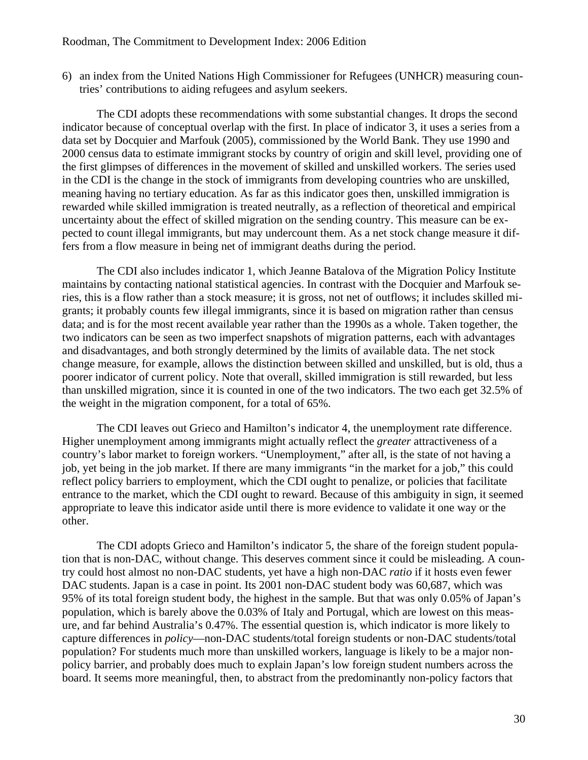6) an index from the United Nations High Commissioner for Refugees (UNHCR) measuring countries' contributions to aiding refugees and asylum seekers.

The CDI adopts these recommendations with some substantial changes. It drops the second indicator because of conceptual overlap with the first. In place of indicator 3, it uses a series from a data set by Docquier and Marfouk (2005), commissioned by the World Bank. They use 1990 and 2000 census data to estimate immigrant stocks by country of origin and skill level, providing one of the first glimpses of differences in the movement of skilled and unskilled workers. The series used in the CDI is the change in the stock of immigrants from developing countries who are unskilled, meaning having no tertiary education. As far as this indicator goes then, unskilled immigration is rewarded while skilled immigration is treated neutrally, as a reflection of theoretical and empirical uncertainty about the effect of skilled migration on the sending country. This measure can be expected to count illegal immigrants, but may undercount them. As a net stock change measure it differs from a flow measure in being net of immigrant deaths during the period.

The CDI also includes indicator 1, which Jeanne Batalova of the Migration Policy Institute maintains by contacting national statistical agencies. In contrast with the Docquier and Marfouk series, this is a flow rather than a stock measure; it is gross, not net of outflows; it includes skilled migrants; it probably counts few illegal immigrants, since it is based on migration rather than census data; and is for the most recent available year rather than the 1990s as a whole. Taken together, the two indicators can be seen as two imperfect snapshots of migration patterns, each with advantages and disadvantages, and both strongly determined by the limits of available data. The net stock change measure, for example, allows the distinction between skilled and unskilled, but is old, thus a poorer indicator of current policy. Note that overall, skilled immigration is still rewarded, but less than unskilled migration, since it is counted in one of the two indicators. The two each get 32.5% of the weight in the migration component, for a total of 65%.

The CDI leaves out Grieco and Hamilton's indicator 4, the unemployment rate difference. Higher unemployment among immigrants might actually reflect the *greater* attractiveness of a country's labor market to foreign workers. "Unemployment," after all, is the state of not having a job, yet being in the job market. If there are many immigrants "in the market for a job," this could reflect policy barriers to employment, which the CDI ought to penalize, or policies that facilitate entrance to the market, which the CDI ought to reward. Because of this ambiguity in sign, it seemed appropriate to leave this indicator aside until there is more evidence to validate it one way or the other.

The CDI adopts Grieco and Hamilton's indicator 5, the share of the foreign student population that is non-DAC, without change. This deserves comment since it could be misleading. A country could host almost no non-DAC students, yet have a high non-DAC *ratio* if it hosts even fewer DAC students. Japan is a case in point. Its 2001 non-DAC student body was 60,687, which was 95% of its total foreign student body, the highest in the sample. But that was only 0.05% of Japan's population, which is barely above the 0.03% of Italy and Portugal, which are lowest on this measure, and far behind Australia's 0.47%. The essential question is, which indicator is more likely to capture differences in *policy*—non-DAC students/total foreign students or non-DAC students/total population? For students much more than unskilled workers, language is likely to be a major non-policy barrier, and probably does much to explain Japan's low foreign student numbers across the board. It seems more meaningful, then, to abstract from the predominantly non-policy factors that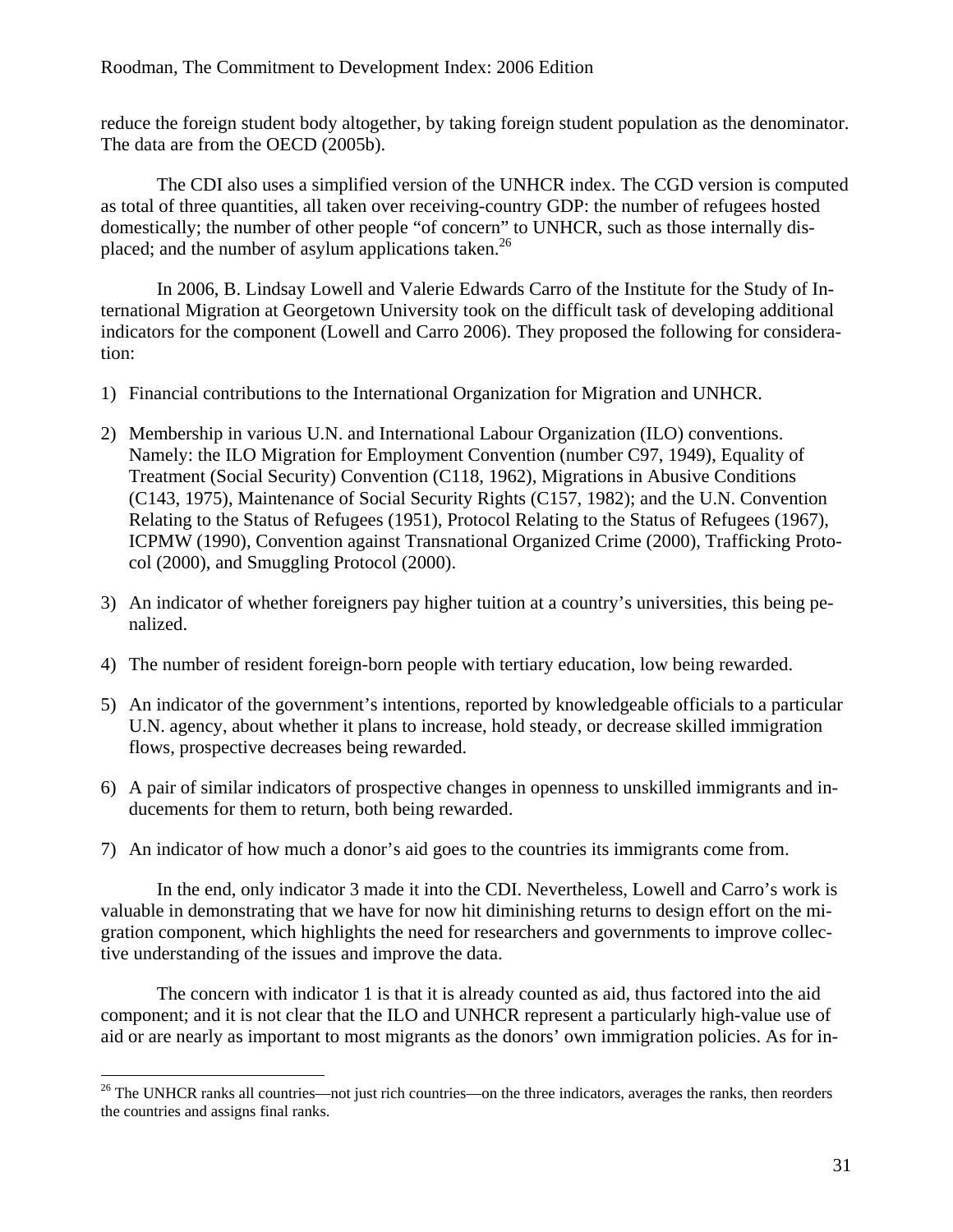reduce the foreign student body altogether, by taking foreign student population as the denominator. The data are from the OECD (2005b).

The CDI also uses a simplified version of the UNHCR index. The CGD version is computed as total of three quantities, all taken over receiving-country GDP: the number of refugees hosted domestically; the number of other people "of concern" to UNHCR, such as those internally displaced; and the number of asylum applications taken.[26]

In 2006, B. Lindsay Lowell and Valerie Edwards Carro of the Institute for the Study of International Migration at Georgetown University took on the difficult task of developing additional indicators for the component (Lowell and Carro 2006). They proposed the following for consideration:

1) Financial contributions to the International Organization for Migration and UNHCR.
2) Membership in various U.N. and International Labour Organization (ILO) conventions. Namely: the ILO Migration for Employment Convention (number C97, 1949), Equality of Treatment (Social Security) Convention (C118, 1962), Migrations in Abusive Conditions (C143, 1975), Maintenance of Social Security Rights (C157, 1982); and the U.N. Convention Relating to the Status of Refugees (1951), Protocol Relating to the Status of Refugees (1967), ICPMW (1990), Convention against Transnational Organized Crime (2000), Trafficking Protocol (2000), and Smuggling Protocol (2000).
3) An indicator of whether foreigners pay higher tuition at a country's universities, this being penalized.
4) The number of resident foreign-born people with tertiary education, low being rewarded.
5) An indicator of the government's intentions, reported by knowledgeable officials to a particular U.N. agency, about whether it plans to increase, hold steady, or decrease skilled immigration flows, prospective decreases being rewarded.
6) A pair of similar indicators of prospective changes in openness to unskilled immigrants and inducements for them to return, both being rewarded.
7) An indicator of how much a donor's aid goes to the countries its immigrants come from.

In the end, only indicator 3 made it into the CDI. Nevertheless, Lowell and Carro's work is valuable in demonstrating that we have for now hit diminishing returns to design effort on the migration component, which highlights the need for researchers and governments to improve collective understanding of the issues and improve the data.

The concern with indicator 1 is that it is already counted as aid, thus factored into the aid component; and it is not clear that the ILO and UNHCR represent a particularly high-value use of aid or are nearly as important to most migrants as the donors' own immigration policies. As for in-

[26] The UNHCR ranks all countries—not just rich countries—on the three indicators, averages the ranks, then reorders the countries and assigns final ranks.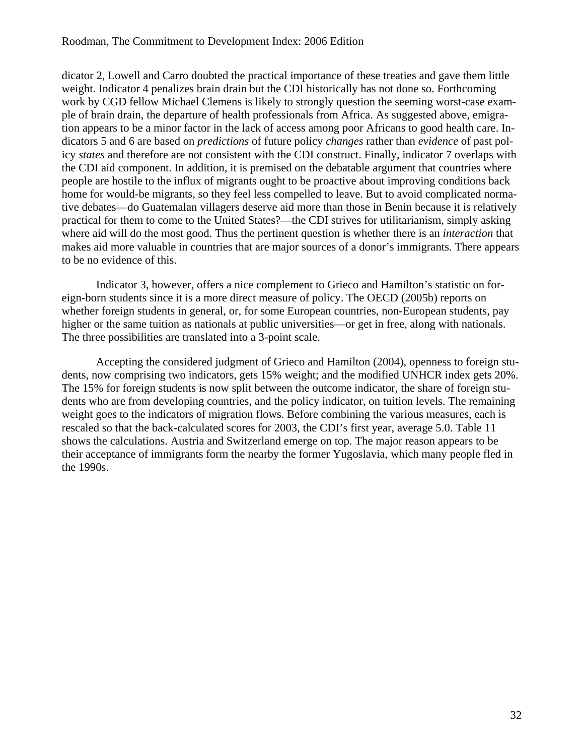dicator 2, Lowell and Carro doubted the practical importance of these treaties and gave them little weight. Indicator 4 penalizes brain drain but the CDI historically has not done so. Forthcoming work by CGD fellow Michael Clemens is likely to strongly question the seeming worst-case example of brain drain, the departure of health professionals from Africa. As suggested above, emigration appears to be a minor factor in the lack of access among poor Africans to good health care. Indicators 5 and 6 are based on *predictions* of future policy *changes* rather than *evidence* of past policy *states* and therefore are not consistent with the CDI construct. Finally, indicator 7 overlaps with the CDI aid component. In addition, it is premised on the debatable argument that countries where people are hostile to the influx of migrants ought to be proactive about improving conditions back home for would-be migrants, so they feel less compelled to leave. But to avoid complicated normative debates—do Guatemalan villagers deserve aid more than those in Benin because it is relatively practical for them to come to the United States?—the CDI strives for utilitarianism, simply asking where aid will do the most good. Thus the pertinent question is whether there is an *interaction* that makes aid more valuable in countries that are major sources of a donor's immigrants. There appears to be no evidence of this.

Indicator 3, however, offers a nice complement to Grieco and Hamilton's statistic on foreign-born students since it is a more direct measure of policy. The OECD (2005b) reports on whether foreign students in general, or, for some European countries, non-European students, pay higher or the same tuition as nationals at public universities—or get in free, along with nationals. The three possibilities are translated into a 3-point scale.

Accepting the considered judgment of Grieco and Hamilton (2004), openness to foreign students, now comprising two indicators, gets 15% weight; and the modified UNHCR index gets 20%. The 15% for foreign students is now split between the outcome indicator, the share of foreign students who are from developing countries, and the policy indicator, on tuition levels. The remaining weight goes to the indicators of migration flows. Before combining the various measures, each is rescaled so that the back-calculated scores for 2003, the CDI's first year, average 5.0. Table 11 shows the calculations. Austria and Switzerland emerge on top. The major reason appears to be their acceptance of immigrants form the nearby the former Yugoslavia, which many people fled in the 1990s.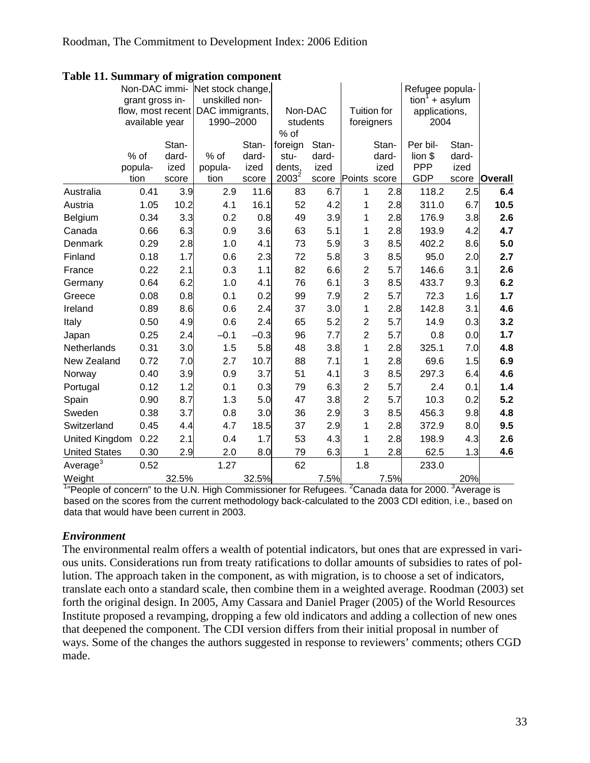**Table 11. Summary of migration component**

| | Non-DAC immigrant gross inflow, most recent available year | | Net stock change, unskilled non-DAC immigrants, 1990–2000 | | Non-DAC students | | Tuition for foreigners | | Refugee population[1] + asylum applications, 2004 | | |
|---|---|---|---|---|---|---|---|---|---|---|---|
| | % of population | Standardized score | % of population | Standardized score | % of foreign students, 2003[2] | Standardized score | Points | Standardized score | Per billion $ PPP GDP | Standardized score | Overall |
| Australia | 0.41 | 3.9 | 2.9 | 11.6 | 83 | 6.7 | 1 | 2.8 | 118.2 | 2.5 | **6.4** |
| Austria | 1.05 | 10.2 | 4.1 | 16.1 | 52 | 4.2 | 1 | 2.8 | 311.0 | 6.7 | **10.5** |
| Belgium | 0.34 | 3.3 | 0.2 | 0.8 | 49 | 3.9 | 1 | 2.8 | 176.9 | 3.8 | **2.6** |
| Canada | 0.66 | 6.3 | 0.9 | 3.6 | 63 | 5.1 | 1 | 2.8 | 193.9 | 4.2 | **4.7** |
| Denmark | 0.29 | 2.8 | 1.0 | 4.1 | 73 | 5.9 | 3 | 8.5 | 402.2 | 8.6 | **5.0** |
| Finland | 0.18 | 1.7 | 0.6 | 2.3 | 72 | 5.8 | 3 | 8.5 | 95.0 | 2.0 | **2.7** |
| France | 0.22 | 2.1 | 0.3 | 1.1 | 82 | 6.6 | 2 | 5.7 | 146.6 | 3.1 | **2.6** |
| Germany | 0.64 | 6.2 | 1.0 | 4.1 | 76 | 6.1 | 3 | 8.5 | 433.7 | 9.3 | **6.2** |
| Greece | 0.08 | 0.8 | 0.1 | 0.2 | 99 | 7.9 | 2 | 5.7 | 72.3 | 1.6 | **1.7** |
| Ireland | 0.89 | 8.6 | 0.6 | 2.4 | 37 | 3.0 | 1 | 2.8 | 142.8 | 3.1 | **4.6** |
| Italy | 0.50 | 4.9 | 0.6 | 2.4 | 65 | 5.2 | 2 | 5.7 | 14.9 | 0.3 | **3.2** |
| Japan | 0.25 | 2.4 | –0.1 | –0.3 | 96 | 7.7 | 2 | 5.7 | 0.8 | 0.0 | **1.7** |
| Netherlands | 0.31 | 3.0 | 1.5 | 5.8 | 48 | 3.8 | 1 | 2.8 | 325.1 | 7.0 | **4.8** |
| New Zealand | 0.72 | 7.0 | 2.7 | 10.7 | 88 | 7.1 | 1 | 2.8 | 69.6 | 1.5 | **6.9** |
| Norway | 0.40 | 3.9 | 0.9 | 3.7 | 51 | 4.1 | 3 | 8.5 | 297.3 | 6.4 | **4.6** |
| Portugal | 0.12 | 1.2 | 0.1 | 0.3 | 79 | 6.3 | 2 | 5.7 | 2.4 | 0.1 | **1.4** |
| Spain | 0.90 | 8.7 | 1.3 | 5.0 | 47 | 3.8 | 2 | 5.7 | 10.3 | 0.2 | **5.2** |
| Sweden | 0.38 | 3.7 | 0.8 | 3.0 | 36 | 2.9 | 3 | 8.5 | 456.3 | 9.8 | **4.8** |
| Switzerland | 0.45 | 4.4 | 4.7 | 18.5 | 37 | 2.9 | 1 | 2.8 | 372.9 | 8.0 | **9.5** |
| United Kingdom | 0.22 | 2.1 | 0.4 | 1.7 | 53 | 4.3 | 1 | 2.8 | 198.9 | 4.3 | **2.6** |
| United States | 0.30 | 2.9 | 2.0 | 8.0 | 79 | 6.3 | 1 | 2.8 | 62.5 | 1.3 | **4.6** |
| Average[3] | 0.52 | | 1.27 | | 62 | | 1.8 | | 233.0 | | |
| Weight | | 32.5% | | 32.5% | | 7.5% | | 7.5% | | 20% | |

[1]"People of concern" to the U.N. High Commissioner for Refugees. [2]Canada data for 2000. [3]Average is based on the scores from the current methodology back-calculated to the 2003 CDI edition, i.e., based on data that would have been current in 2003.

### *Environment*

The environmental realm offers a wealth of potential indicators, but ones that are expressed in various units. Considerations run from treaty ratifications to dollar amounts of subsidies to rates of pollution. The approach taken in the component, as with migration, is to choose a set of indicators, translate each onto a standard scale, then combine them in a weighted average. Roodman (2003) set forth the original design. In 2005, Amy Cassara and Daniel Prager (2005) of the World Resources Institute proposed a revamping, dropping a few old indicators and adding a collection of new ones that deepened the component. The CDI version differs from their initial proposal in number of ways. Some of the changes the authors suggested in response to reviewers' comments; others CGD made.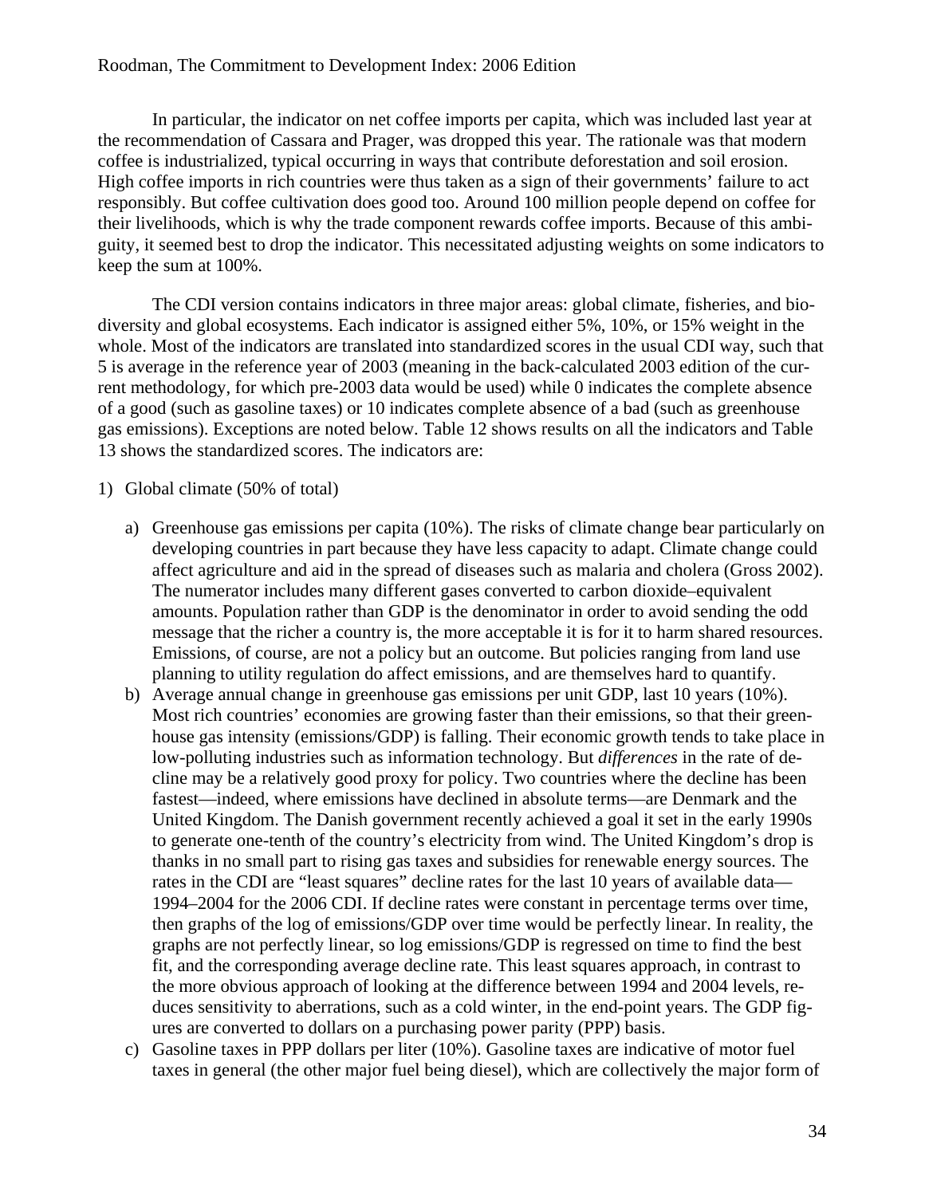In particular, the indicator on net coffee imports per capita, which was included last year at the recommendation of Cassara and Prager, was dropped this year. The rationale was that modern coffee is industrialized, typical occurring in ways that contribute deforestation and soil erosion. High coffee imports in rich countries were thus taken as a sign of their governments' failure to act responsibly. But coffee cultivation does good too. Around 100 million people depend on coffee for their livelihoods, which is why the trade component rewards coffee imports. Because of this ambiguity, it seemed best to drop the indicator. This necessitated adjusting weights on some indicators to keep the sum at 100%.

The CDI version contains indicators in three major areas: global climate, fisheries, and biodiversity and global ecosystems. Each indicator is assigned either 5%, 10%, or 15% weight in the whole. Most of the indicators are translated into standardized scores in the usual CDI way, such that 5 is average in the reference year of 2003 (meaning in the back-calculated 2003 edition of the current methodology, for which pre-2003 data would be used) while 0 indicates the complete absence of a good (such as gasoline taxes) or 10 indicates complete absence of a bad (such as greenhouse gas emissions). Exceptions are noted below. Table 12 shows results on all the indicators and Table 13 shows the standardized scores. The indicators are:

1) Global climate (50% of total)

   a) Greenhouse gas emissions per capita (10%). The risks of climate change bear particularly on developing countries in part because they have less capacity to adapt. Climate change could affect agriculture and aid in the spread of diseases such as malaria and cholera (Gross 2002). The numerator includes many different gases converted to carbon dioxide–equivalent amounts. Population rather than GDP is the denominator in order to avoid sending the odd message that the richer a country is, the more acceptable it is for it to harm shared resources. Emissions, of course, are not a policy but an outcome. But policies ranging from land use planning to utility regulation do affect emissions, and are themselves hard to quantify.

   b) Average annual change in greenhouse gas emissions per unit GDP, last 10 years (10%). Most rich countries' economies are growing faster than their emissions, so that their greenhouse gas intensity (emissions/GDP) is falling. Their economic growth tends to take place in low-polluting industries such as information technology. But *differences* in the rate of decline may be a relatively good proxy for policy. Two countries where the decline has been fastest—indeed, where emissions have declined in absolute terms—are Denmark and the United Kingdom. The Danish government recently achieved a goal it set in the early 1990s to generate one-tenth of the country's electricity from wind. The United Kingdom's drop is thanks in no small part to rising gas taxes and subsidies for renewable energy sources. The rates in the CDI are "least squares" decline rates for the last 10 years of available data—1994–2004 for the 2006 CDI. If decline rates were constant in percentage terms over time, then graphs of the log of emissions/GDP over time would be perfectly linear. In reality, the graphs are not perfectly linear, so log emissions/GDP is regressed on time to find the best fit, and the corresponding average decline rate. This least squares approach, in contrast to the more obvious approach of looking at the difference between 1994 and 2004 levels, reduces sensitivity to aberrations, such as a cold winter, in the end-point years. The GDP figures are converted to dollars on a purchasing power parity (PPP) basis.

   c) Gasoline taxes in PPP dollars per liter (10%). Gasoline taxes are indicative of motor fuel taxes in general (the other major fuel being diesel), which are collectively the major form of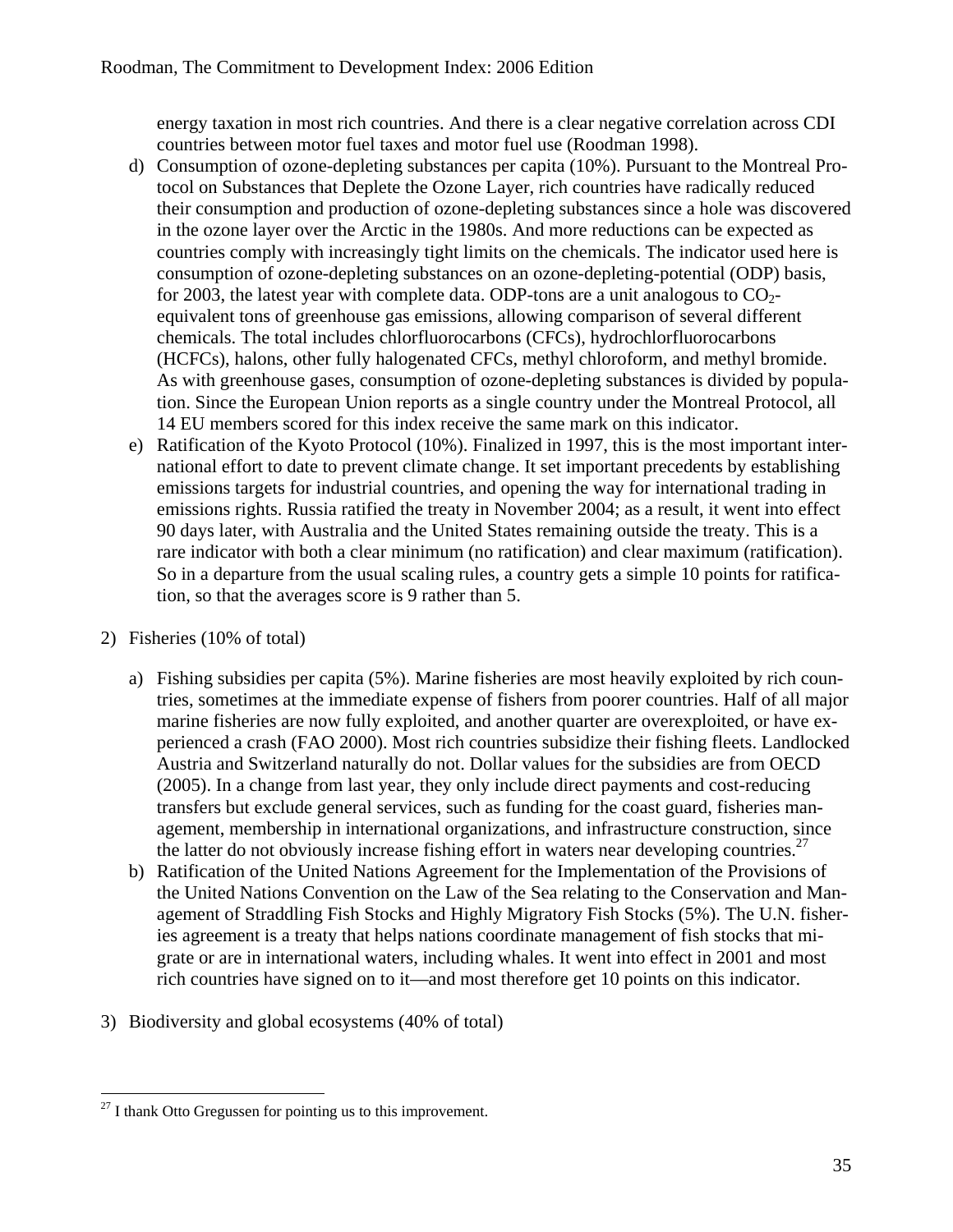energy taxation in most rich countries. And there is a clear negative correlation across CDI countries between motor fuel taxes and motor fuel use (Roodman 1998).

d) Consumption of ozone-depleting substances per capita (10%). Pursuant to the Montreal Protocol on Substances that Deplete the Ozone Layer, rich countries have radically reduced their consumption and production of ozone-depleting substances since a hole was discovered in the ozone layer over the Arctic in the 1980s. And more reductions can be expected as countries comply with increasingly tight limits on the chemicals. The indicator used here is consumption of ozone-depleting substances on an ozone-depleting-potential (ODP) basis, for 2003, the latest year with complete data. ODP-tons are a unit analogous to $CO_2$-equivalent tons of greenhouse gas emissions, allowing comparison of several different chemicals. The total includes chlorfluorocarbons (CFCs), hydrochlorfluorocarbons (HCFCs), halons, other fully halogenated CFCs, methyl chloroform, and methyl bromide. As with greenhouse gases, consumption of ozone-depleting substances is divided by population. Since the European Union reports as a single country under the Montreal Protocol, all 14 EU members scored for this index receive the same mark on this indicator.

e) Ratification of the Kyoto Protocol (10%). Finalized in 1997, this is the most important international effort to date to prevent climate change. It set important precedents by establishing emissions targets for industrial countries, and opening the way for international trading in emissions rights. Russia ratified the treaty in November 2004; as a result, it went into effect 90 days later, with Australia and the United States remaining outside the treaty. This is a rare indicator with both a clear minimum (no ratification) and clear maximum (ratification). So in a departure from the usual scaling rules, a country gets a simple 10 points for ratification, so that the averages score is 9 rather than 5.

2) Fisheries (10% of total)

a) Fishing subsidies per capita (5%). Marine fisheries are most heavily exploited by rich countries, sometimes at the immediate expense of fishers from poorer countries. Half of all major marine fisheries are now fully exploited, and another quarter are overexploited, or have experienced a crash (FAO 2000). Most rich countries subsidize their fishing fleets. Landlocked Austria and Switzerland naturally do not. Dollar values for the subsidies are from OECD (2005). In a change from last year, they only include direct payments and cost-reducing transfers but exclude general services, such as funding for the coast guard, fisheries management, membership in international organizations, and infrastructure construction, since the latter do not obviously increase fishing effort in waters near developing countries.[27]

b) Ratification of the United Nations Agreement for the Implementation of the Provisions of the United Nations Convention on the Law of the Sea relating to the Conservation and Management of Straddling Fish Stocks and Highly Migratory Fish Stocks (5%). The U.N. fisheries agreement is a treaty that helps nations coordinate management of fish stocks that migrate or are in international waters, including whales. It went into effect in 2001 and most rich countries have signed on to it—and most therefore get 10 points on this indicator.

3) Biodiversity and global ecosystems (40% of total)

---

[27] I thank Otto Gregussen for pointing us to this improvement.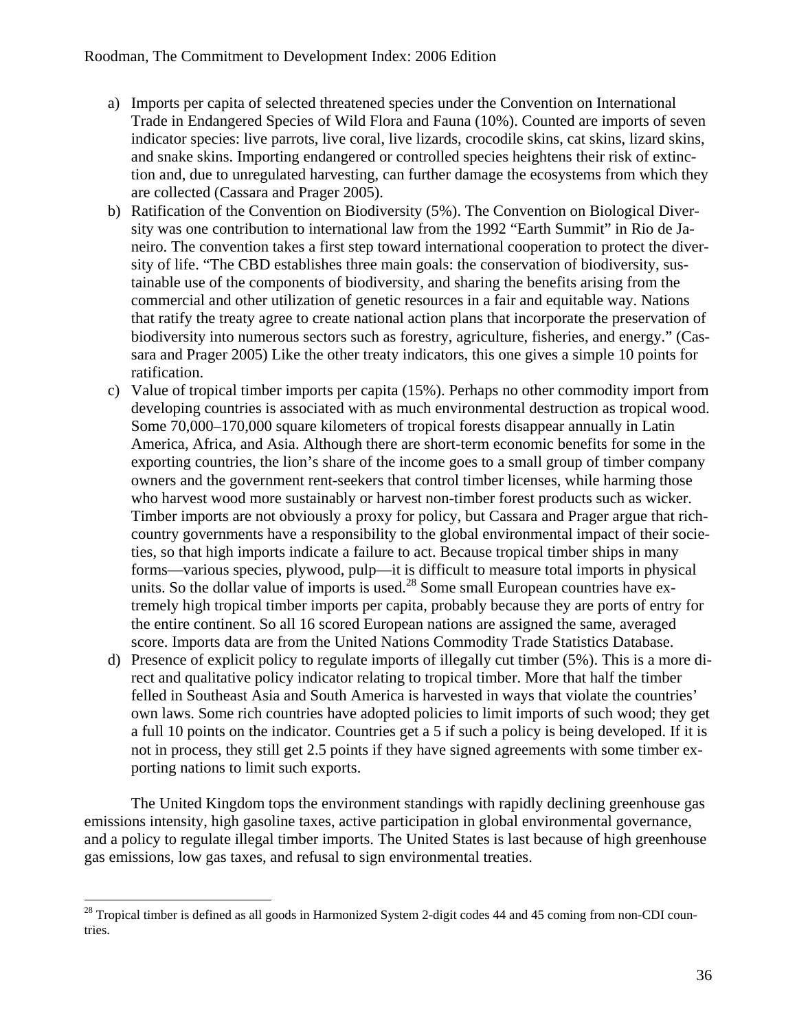a) Imports per capita of selected threatened species under the Convention on International Trade in Endangered Species of Wild Flora and Fauna (10%). Counted are imports of seven indicator species: live parrots, live coral, live lizards, crocodile skins, cat skins, lizard skins, and snake skins. Importing endangered or controlled species heightens their risk of extinction and, due to unregulated harvesting, can further damage the ecosystems from which they are collected (Cassara and Prager 2005).
b) Ratification of the Convention on Biodiversity (5%). The Convention on Biological Diversity was one contribution to international law from the 1992 "Earth Summit" in Rio de Janeiro. The convention takes a first step toward international cooperation to protect the diversity of life. "The CBD establishes three main goals: the conservation of biodiversity, sustainable use of the components of biodiversity, and sharing the benefits arising from the commercial and other utilization of genetic resources in a fair and equitable way. Nations that ratify the treaty agree to create national action plans that incorporate the preservation of biodiversity into numerous sectors such as forestry, agriculture, fisheries, and energy." (Cassara and Prager 2005) Like the other treaty indicators, this one gives a simple 10 points for ratification.
c) Value of tropical timber imports per capita (15%). Perhaps no other commodity import from developing countries is associated with as much environmental destruction as tropical wood. Some 70,000–170,000 square kilometers of tropical forests disappear annually in Latin America, Africa, and Asia. Although there are short-term economic benefits for some in the exporting countries, the lion's share of the income goes to a small group of timber company owners and the government rent-seekers that control timber licenses, while harming those who harvest wood more sustainably or harvest non-timber forest products such as wicker. Timber imports are not obviously a proxy for policy, but Cassara and Prager argue that rich-country governments have a responsibility to the global environmental impact of their societies, so that high imports indicate a failure to act. Because tropical timber ships in many forms—various species, plywood, pulp—it is difficult to measure total imports in physical units. So the dollar value of imports is used.[28] Some small European countries have extremely high tropical timber imports per capita, probably because they are ports of entry for the entire continent. So all 16 scored European nations are assigned the same, averaged score. Imports data are from the United Nations Commodity Trade Statistics Database.
d) Presence of explicit policy to regulate imports of illegally cut timber (5%). This is a more direct and qualitative policy indicator relating to tropical timber. More that half the timber felled in Southeast Asia and South America is harvested in ways that violate the countries' own laws. Some rich countries have adopted policies to limit imports of such wood; they get a full 10 points on the indicator. Countries get a 5 if such a policy is being developed. If it is not in process, they still get 2.5 points if they have signed agreements with some timber exporting nations to limit such exports.

The United Kingdom tops the environment standings with rapidly declining greenhouse gas emissions intensity, high gasoline taxes, active participation in global environmental governance, and a policy to regulate illegal timber imports. The United States is last because of high greenhouse gas emissions, low gas taxes, and refusal to sign environmental treaties.

[28] Tropical timber is defined as all goods in Harmonized System 2-digit codes 44 and 45 coming from non-CDI countries.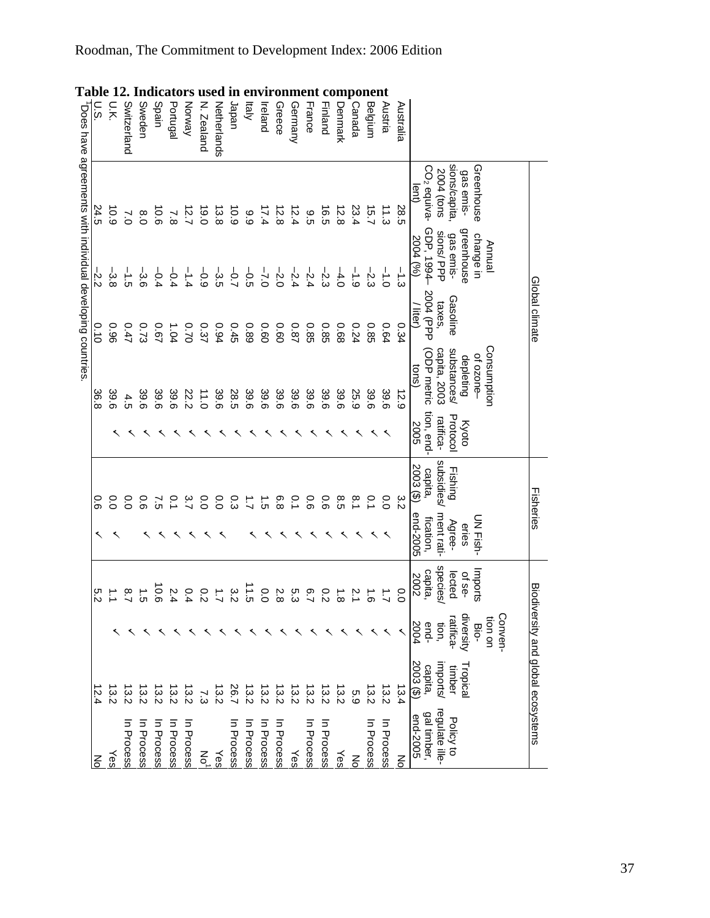**Table 12. Indicators used in environment component**

| | Global climate | | | | | Fisheries | | Biodiversity and global ecosystems | | | |
|---|---|---|---|---|---|---|---|---|---|---|---|
| | Greenhouse gas emissions/capita, 2004 (tons $CO_2$ equivalent) | Annual change in greenhouse gas emissions/ PPP GDP, 1994–2004 (%) | Gasoline taxes, 2004 (PPP / liter) | Consumption of ozone-depleting substances/ capita, 2003 (ODP metric tons) | Kyoto Protocol ratification, end-2005 | Fishing subsidies/ capita, 2003 ($) | UN Fisheries Agreement ratification, end-2005 | Imports of selected species/ capita, 2002 | Convention on Biodiversity ratification, end-2004 | Tropical timber imports/ capita, 2003 ($) | Policy to regulate illegal timber, end-2005 |
| Australia | 28.5 | –1.3 | 0.34 | 12.9 | | 3.2 | | 0.0 | ✓ | 13.4 | No |
| Austria | 11.3 | –1.0 | 0.64 | 39.6 | ✓ | 0.0 | ✓ | 1.7 | ✓ | 13.2 | In Process |
| Belgium | 15.7 | –2.3 | 0.85 | 39.6 | ✓ | 0.1 | ✓ | 1.6 | ✓ | 13.2 | In Process |
| Canada | 23.4 | –1.9 | 0.24 | 25.9 | ✓ | 8.1 | ✓ | 2.1 | ✓ | 5.9 | No |
| Denmark | 12.8 | –4.0 | 0.68 | 39.6 | ✓ | 8.5 | ✓ | 1.8 | ✓ | 13.2 | Yes |
| Finland | 16.5 | –2.3 | 0.85 | 39.6 | ✓ | 0.6 | ✓ | 0.2 | ✓ | 13.2 | In Process |
| France | 9.5 | –2.4 | 0.85 | 39.6 | ✓ | 0.6 | ✓ | 6.7 | ✓ | 13.2 | In Process |
| Germany | 12.4 | –2.4 | 0.87 | 39.6 | ✓ | 0.1 | ✓ | 5.3 | ✓ | 13.2 | Yes |
| Greece | 12.8 | –2.0 | 0.60 | 39.6 | ✓ | 6.8 | ✓ | 2.8 | ✓ | 13.2 | In Process |
| Ireland | 17.4 | –7.0 | 0.60 | 39.6 | ✓ | 1.5 | ✓ | 0.0 | ✓ | 13.2 | In Process |
| Italy | 9.9 | –0.5 | 0.89 | 39.6 | ✓ | 1.7 | ✓ | 11.5 | ✓ | 13.2 | In Process |
| Japan | 10.9 | –0.7 | 0.45 | 28.5 | ✓ | 0.3 | | 3.2 | ✓ | 26.7 | In Process |
| Netherlands | 13.8 | –3.5 | 0.94 | 39.6 | ✓ | 0.0 | ✓ | 1.7 | ✓ | 13.2 | Yes |
| N. Zealand | 19.0 | –0.9 | 0.37 | 11.0 | ✓ | 0.0 | ✓ | 0.2 | ✓ | 7.3 | No[1] |
| Norway | 12.7 | –1.4 | 0.70 | 22.2 | ✓ | 3.7 | ✓ | 0.4 | ✓ | 13.2 | In Process |
| Portugal | 7.8 | –0.4 | 1.04 | 39.6 | ✓ | 0.1 | ✓ | 2.4 | ✓ | 13.2 | In Process |
| Spain | 10.6 | –0.4 | 0.67 | 39.6 | ✓ | 7.5 | ✓ | 10.6 | ✓ | 13.2 | In Process |
| Sweden | 8.0 | –3.6 | 0.73 | 39.6 | ✓ | 0.6 | ✓ | 1.5 | ✓ | 13.2 | In Process |
| Switzerland | 7.0 | –1.5 | 0.47 | 4.5 | ✓ | 0.0 | | 8.7 | ✓ | 13.2 | In Process |
| U.K. | 10.9 | –3.8 | 0.96 | 39.6 | ✓ | 0.0 | ✓ | 1.1 | ✓ | 13.2 | Yes |
| U.S. | 24.5 | –2.2 | 0.10 | 36.8 | | 0.6 | ✓ | 5.2 | | 12.4 | No |

[1]Does have agreements with individual developing countries.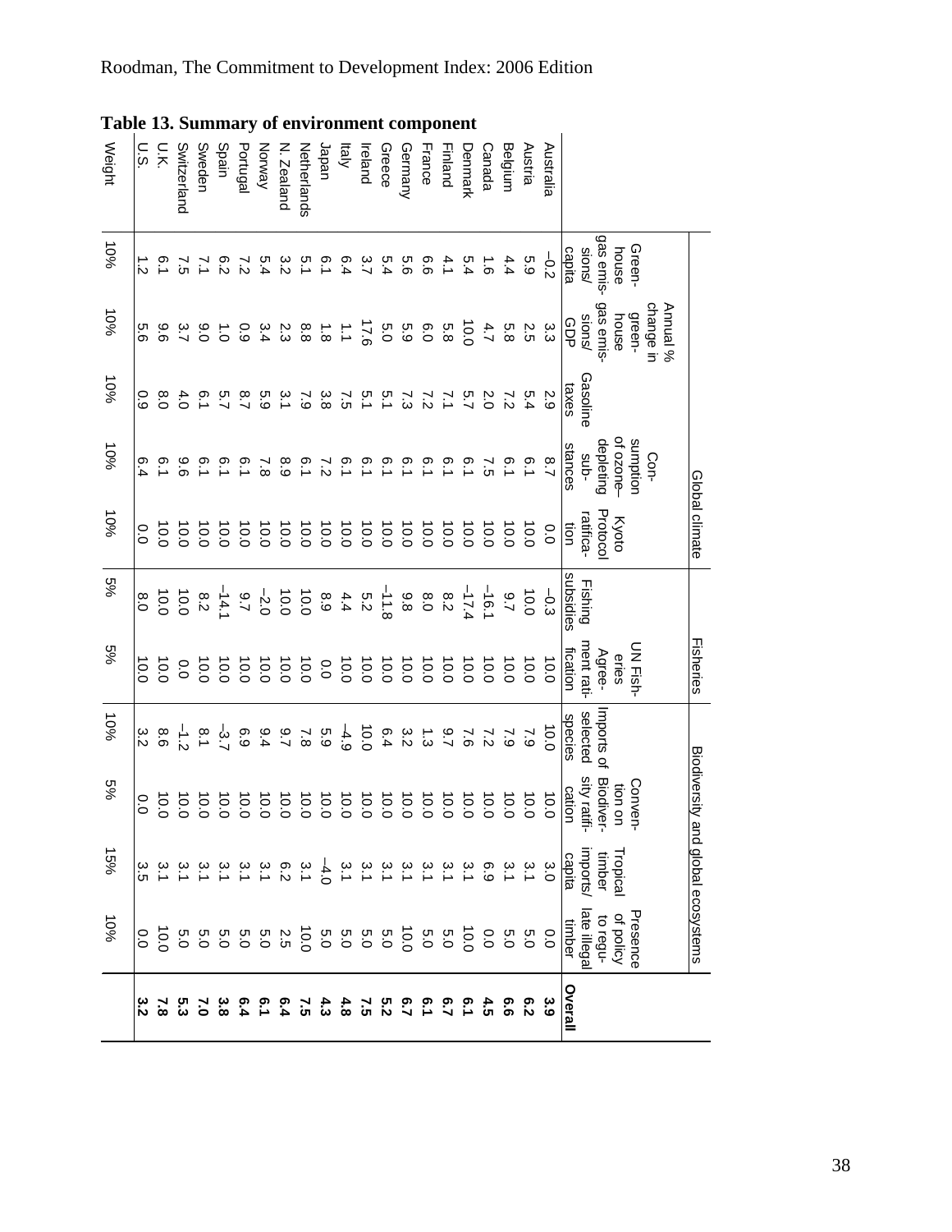**Table 13. Summary of environment component**

| | Global climate | | | | | Fisheries | | Biodiversity and global ecosystems | | | | |
|---|---|---|---|---|---|---|---|---|---|---|---|---|
| | Greenhouse gas emissions/capita | Annual % change in greenhouse gas emissions/GDP | Gasoline taxes | Consumption of ozone-depleting substances | Kyoto Protocol ratification | Fishing subsidies | UN Fisheries Agreement ratification | Imports of selected species | Convention on Biodiversity ratification | Tropical timber imports/capita | Presence of policy to regulate illegal timber | **Overall** |
| Australia | –0.2 | 3.3 | 2.9 | 8.7 | 0.0 | –0.3 | 10.0 | 10.0 | 10.0 | 3.0 | 0.0 | **3.9** |
| Austria | 5.9 | 2.5 | 5.4 | 6.1 | 10.0 | 10.0 | 10.0 | 7.9 | 10.0 | 3.1 | 5.0 | **6.2** |
| Belgium | 4.4 | 5.8 | 7.2 | 6.1 | 10.0 | 9.7 | 10.0 | 7.9 | 10.0 | 3.1 | 5.0 | **6.6** |
| Canada | 1.6 | 4.7 | 2.0 | 7.5 | 10.0 | –16.1 | 10.0 | 7.2 | 10.0 | 6.9 | 0.0 | **4.5** |
| Denmark | 5.4 | 10.0 | 5.7 | 6.1 | 10.0 | –17.4 | 10.0 | 7.6 | 10.0 | 3.1 | 10.0 | **6.1** |
| Finland | 4.1 | 5.8 | 7.1 | 6.1 | 10.0 | 8.2 | 10.0 | 9.7 | 10.0 | 3.1 | 5.0 | **6.7** |
| France | 6.6 | 6.0 | 7.2 | 6.1 | 10.0 | 8.0 | 10.0 | 1.3 | 10.0 | 3.1 | 5.0 | **6.1** |
| Germany | 5.6 | 5.9 | 7.3 | 6.1 | 10.0 | 9.8 | 10.0 | 3.2 | 10.0 | 3.1 | 10.0 | **6.7** |
| Greece | 5.4 | 5.0 | 5.1 | 6.1 | 10.0 | –11.8 | 10.0 | 6.4 | 10.0 | 3.1 | 5.0 | **5.2** |
| Ireland | 3.7 | 17.6 | 5.1 | 6.1 | 10.0 | 5.2 | 10.0 | 10.0 | 10.0 | 3.1 | 5.0 | **7.5** |
| Italy | 6.4 | 1.1 | 7.5 | 6.1 | 10.0 | 4.4 | 10.0 | –4.9 | 10.0 | 3.1 | 5.0 | **4.8** |
| Japan | 6.1 | 1.8 | 3.8 | 7.2 | 10.0 | 8.9 | 0.0 | 5.9 | 10.0 | –4.0 | 5.0 | **4.3** |
| Netherlands | 5.1 | 8.8 | 7.9 | 6.1 | 10.0 | 10.0 | 10.0 | 7.8 | 10.0 | 3.1 | 10.0 | **7.5** |
| N. Zealand | 3.2 | 2.3 | 3.1 | 8.9 | 10.0 | 10.0 | 10.0 | 9.7 | 10.0 | 6.2 | 2.5 | **6.4** |
| Norway | 5.4 | 3.4 | 5.9 | 7.8 | 10.0 | –2.0 | 10.0 | 9.4 | 10.0 | 3.1 | 5.0 | **6.1** |
| Portugal | 7.2 | 0.9 | 8.7 | 6.1 | 10.0 | 9.7 | 10.0 | 6.9 | 10.0 | 3.1 | 5.0 | **6.4** |
| Spain | 6.2 | 1.0 | 5.7 | 6.1 | 10.0 | –14.1 | 10.0 | –3.7 | 10.0 | 3.1 | 5.0 | **3.8** |
| Sweden | 7.1 | 9.0 | 6.1 | 6.1 | 10.0 | 8.2 | 10.0 | 8.1 | 10.0 | 3.1 | 5.0 | **7.0** |
| Switzerland | 7.5 | 3.7 | 4.0 | 9.6 | 10.0 | 10.0 | 0.0 | –1.2 | 10.0 | 3.1 | 5.0 | **5.3** |
| U.K. | 6.1 | 9.6 | 8.0 | 6.1 | 10.0 | 10.0 | 10.0 | 8.6 | 10.0 | 3.1 | 10.0 | **7.8** |
| U.S. | 1.2 | 5.6 | 0.9 | 6.4 | 0.0 | 8.0 | 10.0 | 3.2 | 0.0 | 3.5 | 0.0 | **3.2** |
| Weight | 10% | 10% | 10% | 10% | 10% | 5% | 5% | 10% | 5% | 15% | 10% | |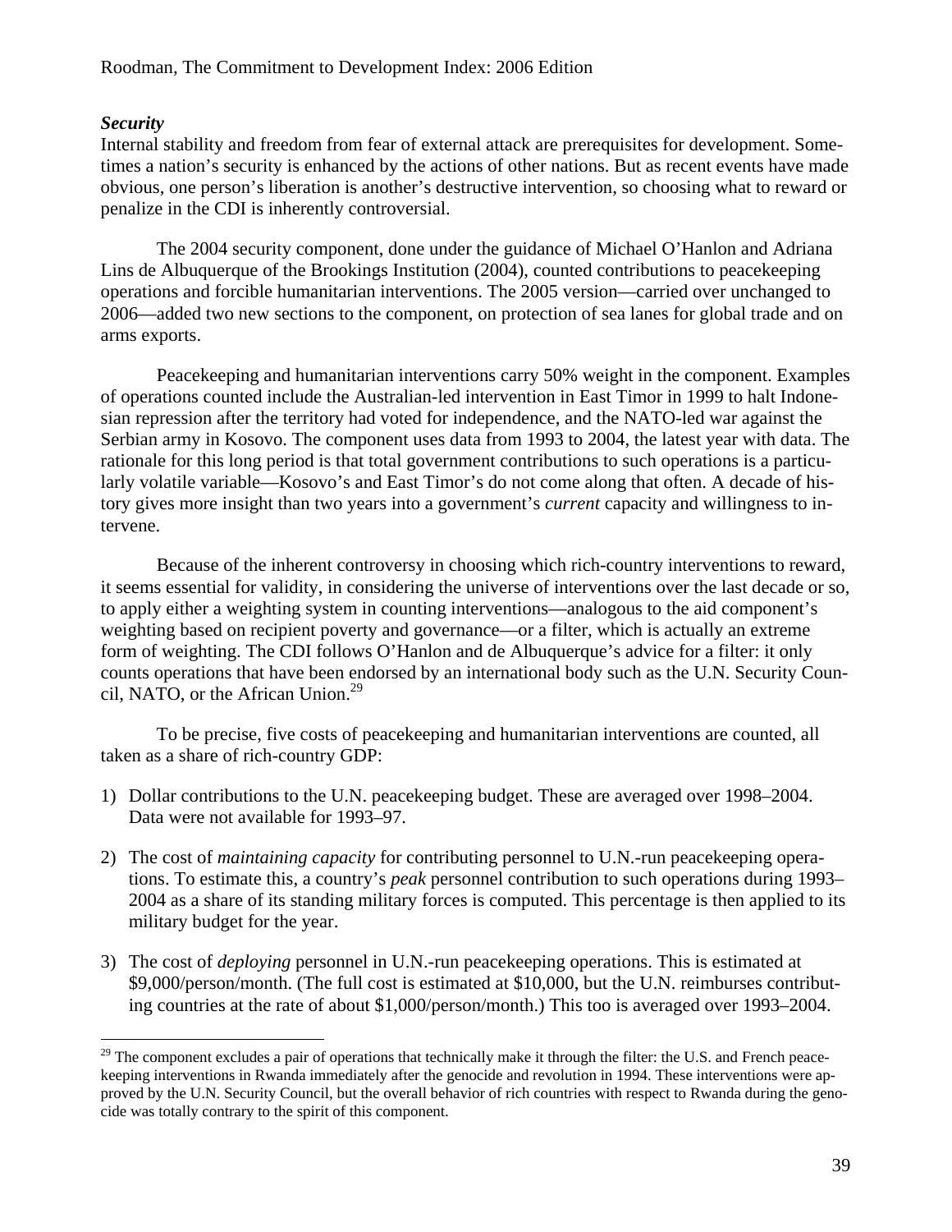### *Security*

Internal stability and freedom from fear of external attack are prerequisites for development. Sometimes a nation's security is enhanced by the actions of other nations. But as recent events have made obvious, one person's liberation is another's destructive intervention, so choosing what to reward or penalize in the CDI is inherently controversial.

The 2004 security component, done under the guidance of Michael O'Hanlon and Adriana Lins de Albuquerque of the Brookings Institution (2004), counted contributions to peacekeeping operations and forcible humanitarian interventions. The 2005 version—carried over unchanged to 2006—added two new sections to the component, on protection of sea lanes for global trade and on arms exports.

Peacekeeping and humanitarian interventions carry 50% weight in the component. Examples of operations counted include the Australian-led intervention in East Timor in 1999 to halt Indonesian repression after the territory had voted for independence, and the NATO-led war against the Serbian army in Kosovo. The component uses data from 1993 to 2004, the latest year with data. The rationale for this long period is that total government contributions to such operations is a particularly volatile variable—Kosovo's and East Timor's do not come along that often. A decade of history gives more insight than two years into a government's *current* capacity and willingness to intervene.

Because of the inherent controversy in choosing which rich-country interventions to reward, it seems essential for validity, in considering the universe of interventions over the last decade or so, to apply either a weighting system in counting interventions—analogous to the aid component's weighting based on recipient poverty and governance—or a filter, which is actually an extreme form of weighting. The CDI follows O'Hanlon and de Albuquerque's advice for a filter: it only counts operations that have been endorsed by an international body such as the U.N. Security Council, NATO, or the African Union.[29]

To be precise, five costs of peacekeeping and humanitarian interventions are counted, all taken as a share of rich-country GDP:

1) Dollar contributions to the U.N. peacekeeping budget. These are averaged over 1998–2004. Data were not available for 1993–97.

2) The cost of *maintaining capacity* for contributing personnel to U.N.-run peacekeeping operations. To estimate this, a country's *peak* personnel contribution to such operations during 1993–2004 as a share of its standing military forces is computed. This percentage is then applied to its military budget for the year.

3) The cost of *deploying* personnel in U.N.-run peacekeeping operations. This is estimated at $9,000/person/month. (The full cost is estimated at $10,000, but the U.N. reimburses contributing countries at the rate of about $1,000/person/month.) This too is averaged over 1993–2004.

---

[29] The component excludes a pair of operations that technically make it through the filter: the U.S. and French peacekeeping interventions in Rwanda immediately after the genocide and revolution in 1994. These interventions were approved by the U.N. Security Council, but the overall behavior of rich countries with respect to Rwanda during the genocide was totally contrary to the spirit of this component.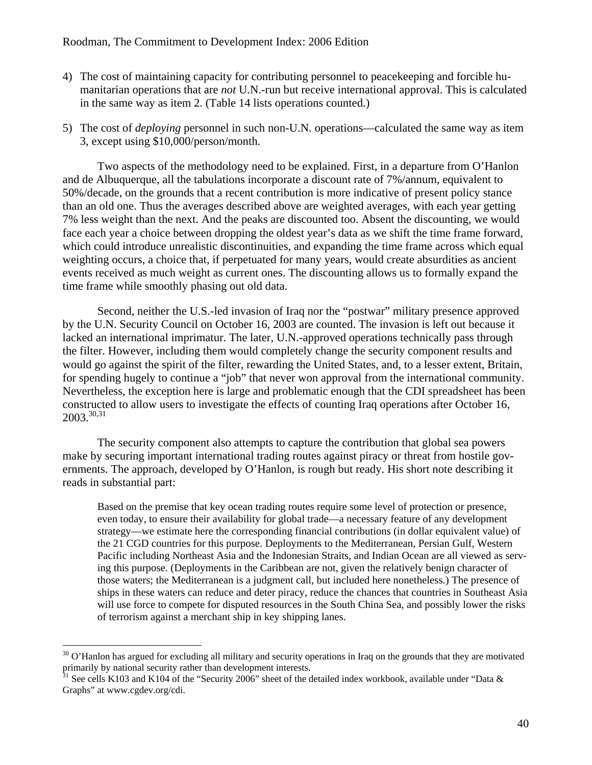4) The cost of maintaining capacity for contributing personnel to peacekeeping and forcible humanitarian operations that are *not* U.N.-run but receive international approval. This is calculated in the same way as item 2. (Table 14 lists operations counted.)

5) The cost of *deploying* personnel in such non-U.N. operations—calculated the same way as item 3, except using $10,000/person/month.

Two aspects of the methodology need to be explained. First, in a departure from O'Hanlon and de Albuquerque, all the tabulations incorporate a discount rate of 7%/annum, equivalent to 50%/decade, on the grounds that a recent contribution is more indicative of present policy stance than an old one. Thus the averages described above are weighted averages, with each year getting 7% less weight than the next. And the peaks are discounted too. Absent the discounting, we would face each year a choice between dropping the oldest year's data as we shift the time frame forward, which could introduce unrealistic discontinuities, and expanding the time frame across which equal weighting occurs, a choice that, if perpetuated for many years, would create absurdities as ancient events received as much weight as current ones. The discounting allows us to formally expand the time frame while smoothly phasing out old data.

Second, neither the U.S.-led invasion of Iraq nor the "postwar" military presence approved by the U.N. Security Council on October 16, 2003 are counted. The invasion is left out because it lacked an international imprimatur. The later, U.N.-approved operations technically pass through the filter. However, including them would completely change the security component results and would go against the spirit of the filter, rewarding the United States, and, to a lesser extent, Britain, for spending hugely to continue a "job" that never won approval from the international community. Nevertheless, the exception here is large and problematic enough that the CDI spreadsheet has been constructed to allow users to investigate the effects of counting Iraq operations after October 16, 2003.[30,31]

The security component also attempts to capture the contribution that global sea powers make by securing important international trading routes against piracy or threat from hostile governments. The approach, developed by O'Hanlon, is rough but ready. His short note describing it reads in substantial part:

> Based on the premise that key ocean trading routes require some level of protection or presence, even today, to ensure their availability for global trade—a necessary feature of any development strategy—we estimate here the corresponding financial contributions (in dollar equivalent value) of the 21 CGD countries for this purpose. Deployments to the Mediterranean, Persian Gulf, Western Pacific including Northeast Asia and the Indonesian Straits, and Indian Ocean are all viewed as serving this purpose. (Deployments in the Caribbean are not, given the relatively benign character of those waters; the Mediterranean is a judgment call, but included here nonetheless.) The presence of ships in these waters can reduce and deter piracy, reduce the chances that countries in Southeast Asia will use force to compete for disputed resources in the South China Sea, and possibly lower the risks of terrorism against a merchant ship in key shipping lanes.

---

[30] O'Hanlon has argued for excluding all military and security operations in Iraq on the grounds that they are motivated primarily by national security rather than development interests.

[31] See cells K103 and K104 of the "Security 2006" sheet of the detailed index workbook, available under "Data & Graphs" at www.cgdev.org/cdi.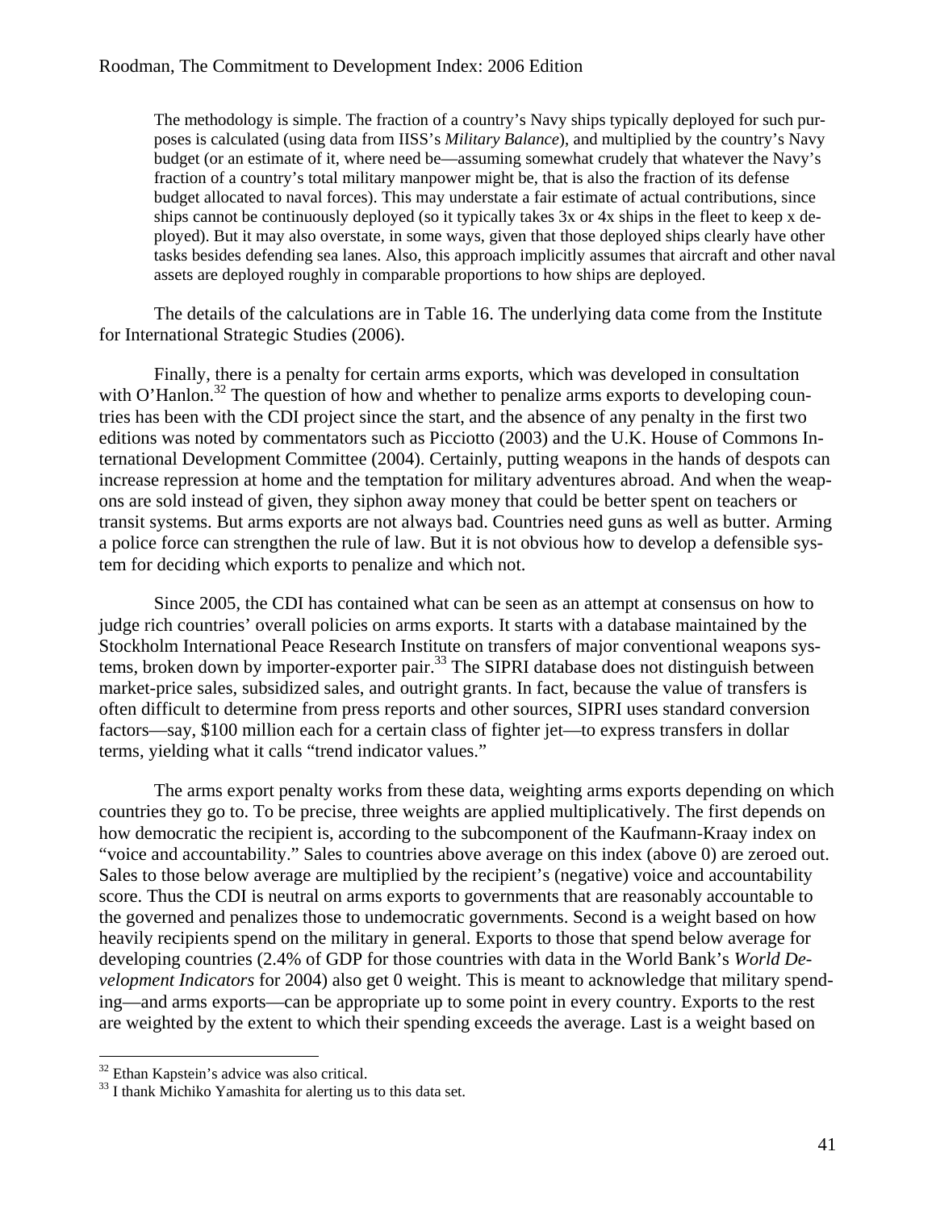> The methodology is simple. The fraction of a country's Navy ships typically deployed for such purposes is calculated (using data from IISS's *Military Balance*), and multiplied by the country's Navy budget (or an estimate of it, where need be—assuming somewhat crudely that whatever the Navy's fraction of a country's total military manpower might be, that is also the fraction of its defense budget allocated to naval forces). This may understate a fair estimate of actual contributions, since ships cannot be continuously deployed (so it typically takes 3x or 4x ships in the fleet to keep x deployed). But it may also overstate, in some ways, given that those deployed ships clearly have other tasks besides defending sea lanes. Also, this approach implicitly assumes that aircraft and other naval assets are deployed roughly in comparable proportions to how ships are deployed.

The details of the calculations are in Table 16. The underlying data come from the Institute for International Strategic Studies (2006).

Finally, there is a penalty for certain arms exports, which was developed in consultation with O'Hanlon.[32] The question of how and whether to penalize arms exports to developing countries has been with the CDI project since the start, and the absence of any penalty in the first two editions was noted by commentators such as Picciotto (2003) and the U.K. House of Commons International Development Committee (2004). Certainly, putting weapons in the hands of despots can increase repression at home and the temptation for military adventures abroad. And when the weapons are sold instead of given, they siphon away money that could be better spent on teachers or transit systems. But arms exports are not always bad. Countries need guns as well as butter. Arming a police force can strengthen the rule of law. But it is not obvious how to develop a defensible system for deciding which exports to penalize and which not.

Since 2005, the CDI has contained what can be seen as an attempt at consensus on how to judge rich countries' overall policies on arms exports. It starts with a database maintained by the Stockholm International Peace Research Institute on transfers of major conventional weapons systems, broken down by importer-exporter pair.[33] The SIPRI database does not distinguish between market-price sales, subsidized sales, and outright grants. In fact, because the value of transfers is often difficult to determine from press reports and other sources, SIPRI uses standard conversion factors—say, \$100 million each for a certain class of fighter jet—to express transfers in dollar terms, yielding what it calls "trend indicator values."

The arms export penalty works from these data, weighting arms exports depending on which countries they go to. To be precise, three weights are applied multiplicatively. The first depends on how democratic the recipient is, according to the subcomponent of the Kaufmann-Kraay index on "voice and accountability." Sales to countries above average on this index (above 0) are zeroed out. Sales to those below average are multiplied by the recipient's (negative) voice and accountability score. Thus the CDI is neutral on arms exports to governments that are reasonably accountable to the governed and penalizes those to undemocratic governments. Second is a weight based on how heavily recipients spend on the military in general. Exports to those that spend below average for developing countries (2.4% of GDP for those countries with data in the World Bank's *World Development Indicators* for 2004) also get 0 weight. This is meant to acknowledge that military spending—and arms exports—can be appropriate up to some point in every country. Exports to the rest are weighted by the extent to which their spending exceeds the average. Last is a weight based on

---

[32] Ethan Kapstein's advice was also critical.

[33] I thank Michiko Yamashita for alerting us to this data set.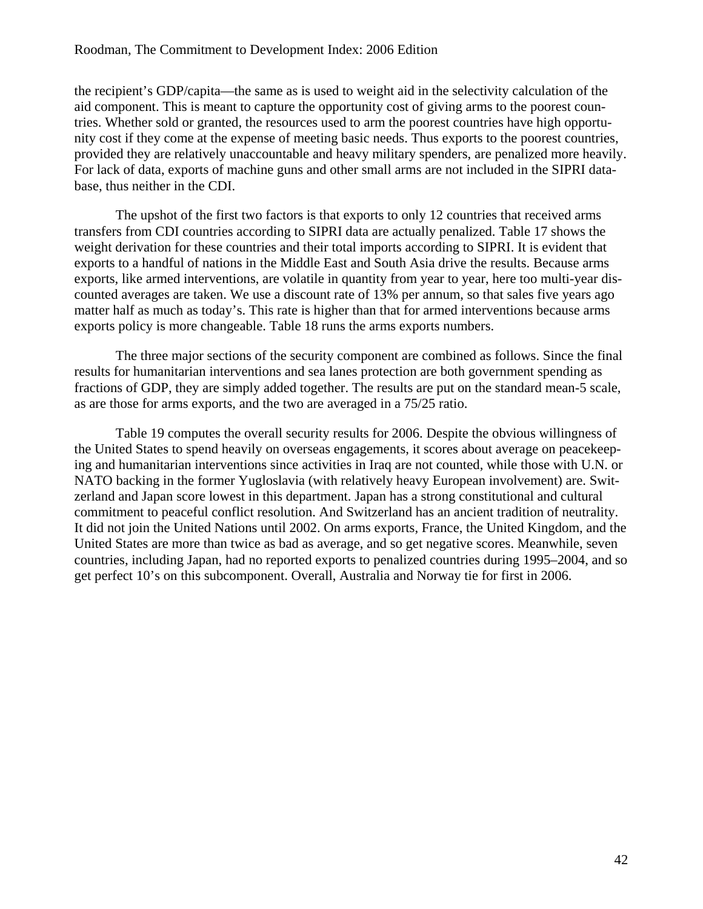the recipient's GDP/capita—the same as is used to weight aid in the selectivity calculation of the aid component. This is meant to capture the opportunity cost of giving arms to the poorest countries. Whether sold or granted, the resources used to arm the poorest countries have high opportunity cost if they come at the expense of meeting basic needs. Thus exports to the poorest countries, provided they are relatively unaccountable and heavy military spenders, are penalized more heavily. For lack of data, exports of machine guns and other small arms are not included in the SIPRI database, thus neither in the CDI.

The upshot of the first two factors is that exports to only 12 countries that received arms transfers from CDI countries according to SIPRI data are actually penalized. Table 17 shows the weight derivation for these countries and their total imports according to SIPRI. It is evident that exports to a handful of nations in the Middle East and South Asia drive the results. Because arms exports, like armed interventions, are volatile in quantity from year to year, here too multi-year discounted averages are taken. We use a discount rate of 13% per annum, so that sales five years ago matter half as much as today's. This rate is higher than that for armed interventions because arms exports policy is more changeable. Table 18 runs the arms exports numbers.

The three major sections of the security component are combined as follows. Since the final results for humanitarian interventions and sea lanes protection are both government spending as fractions of GDP, they are simply added together. The results are put on the standard mean-5 scale, as are those for arms exports, and the two are averaged in a 75/25 ratio.

Table 19 computes the overall security results for 2006. Despite the obvious willingness of the United States to spend heavily on overseas engagements, it scores about average on peacekeeping and humanitarian interventions since activities in Iraq are not counted, while those with U.N. or NATO backing in the former Yugloslavia (with relatively heavy European involvement) are. Switzerland and Japan score lowest in this department. Japan has a strong constitutional and cultural commitment to peaceful conflict resolution. And Switzerland has an ancient tradition of neutrality. It did not join the United Nations until 2002. On arms exports, France, the United Kingdom, and the United States are more than twice as bad as average, and so get negative scores. Meanwhile, seven countries, including Japan, had no reported exports to penalized countries during 1995–2004, and so get perfect 10's on this subcomponent. Overall, Australia and Norway tie for first in 2006.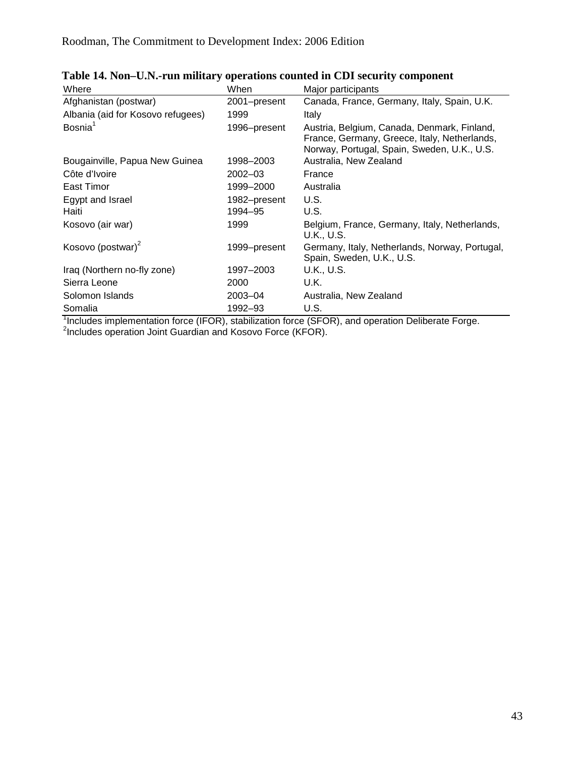**Table 14. Non–U.N.-run military operations counted in CDI security component**

| Where | When | Major participants |
|---|---|---|
| Afghanistan (postwar) | 2001–present | Canada, France, Germany, Italy, Spain, U.K. |
| Albania (aid for Kosovo refugees) | 1999 | Italy |
| Bosnia[1] | 1996–present | Austria, Belgium, Canada, Denmark, Finland, France, Germany, Greece, Italy, Netherlands, Norway, Portugal, Spain, Sweden, U.K., U.S. |
| Bougainville, Papua New Guinea | 1998–2003 | Australia, New Zealand |
| Côte d'Ivoire | 2002–03 | France |
| East Timor | 1999–2000 | Australia |
| Egypt and Israel | 1982–present | U.S. |
| Haiti | 1994–95 | U.S. |
| Kosovo (air war) | 1999 | Belgium, France, Germany, Italy, Netherlands, U.K., U.S. |
| Kosovo (postwar)[2] | 1999–present | Germany, Italy, Netherlands, Norway, Portugal, Spain, Sweden, U.K., U.S. |
| Iraq (Northern no-fly zone) | 1997–2003 | U.K., U.S. |
| Sierra Leone | 2000 | U.K. |
| Solomon Islands | 2003–04 | Australia, New Zealand |
| Somalia | 1992–93 | U.S. |

[1]Includes implementation force (IFOR), stabilization force (SFOR), and operation Deliberate Forge.
[2]Includes operation Joint Guardian and Kosovo Force (KFOR).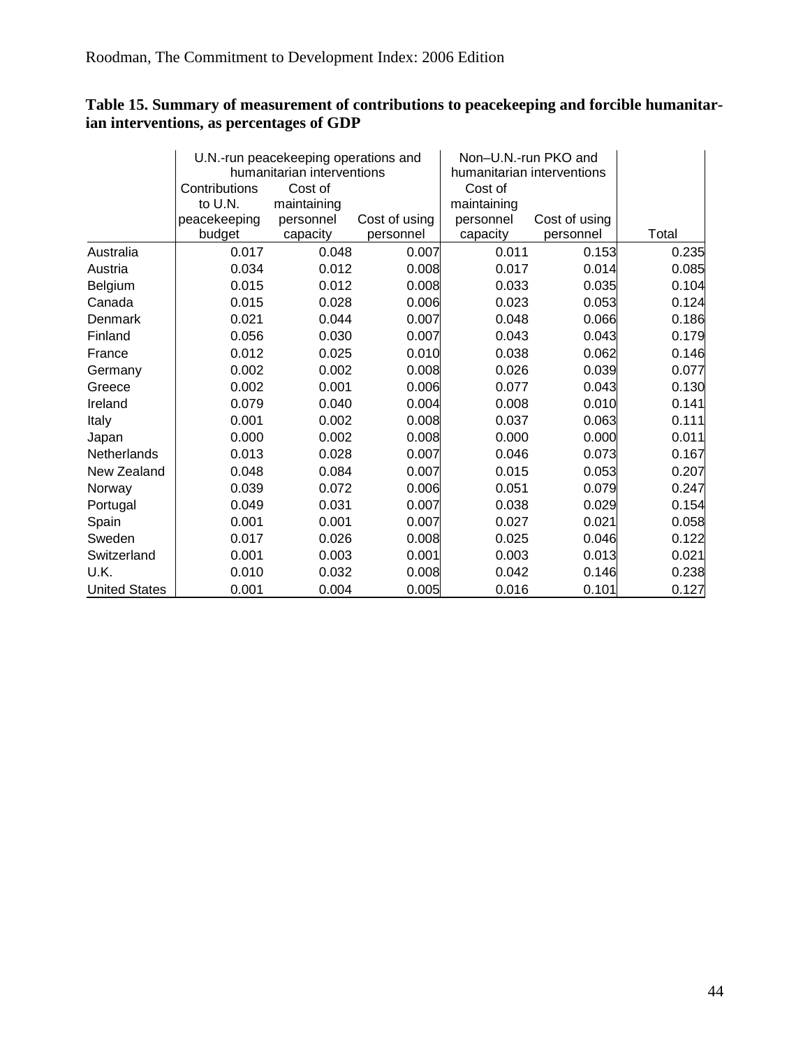**Table 15. Summary of measurement of contributions to peacekeeping and forcible humanitarian interventions, as percentages of GDP**

| | U.N.-run peacekeeping operations and humanitarian interventions | | | Non–U.N.-run PKO and humanitarian interventions | | |
|---|---|---|---|---|---|---|
| | Contributions to U.N. peacekeeping budget | Cost of maintaining personnel capacity | Cost of using personnel | Cost of maintaining personnel capacity | Cost of using personnel | Total |
| Australia | 0.017 | 0.048 | 0.007 | 0.011 | 0.153 | 0.235 |
| Austria | 0.034 | 0.012 | 0.008 | 0.017 | 0.014 | 0.085 |
| Belgium | 0.015 | 0.012 | 0.008 | 0.033 | 0.035 | 0.104 |
| Canada | 0.015 | 0.028 | 0.006 | 0.023 | 0.053 | 0.124 |
| Denmark | 0.021 | 0.044 | 0.007 | 0.048 | 0.066 | 0.186 |
| Finland | 0.056 | 0.030 | 0.007 | 0.043 | 0.043 | 0.179 |
| France | 0.012 | 0.025 | 0.010 | 0.038 | 0.062 | 0.146 |
| Germany | 0.002 | 0.002 | 0.008 | 0.026 | 0.039 | 0.077 |
| Greece | 0.002 | 0.001 | 0.006 | 0.077 | 0.043 | 0.130 |
| Ireland | 0.079 | 0.040 | 0.004 | 0.008 | 0.010 | 0.141 |
| Italy | 0.001 | 0.002 | 0.008 | 0.037 | 0.063 | 0.111 |
| Japan | 0.000 | 0.002 | 0.008 | 0.000 | 0.000 | 0.011 |
| Netherlands | 0.013 | 0.028 | 0.007 | 0.046 | 0.073 | 0.167 |
| New Zealand | 0.048 | 0.084 | 0.007 | 0.015 | 0.053 | 0.207 |
| Norway | 0.039 | 0.072 | 0.006 | 0.051 | 0.079 | 0.247 |
| Portugal | 0.049 | 0.031 | 0.007 | 0.038 | 0.029 | 0.154 |
| Spain | 0.001 | 0.001 | 0.007 | 0.027 | 0.021 | 0.058 |
| Sweden | 0.017 | 0.026 | 0.008 | 0.025 | 0.046 | 0.122 |
| Switzerland | 0.001 | 0.003 | 0.001 | 0.003 | 0.013 | 0.021 |
| U.K. | 0.010 | 0.032 | 0.008 | 0.042 | 0.146 | 0.238 |
| United States | 0.001 | 0.004 | 0.005 | 0.016 | 0.101 | 0.127 |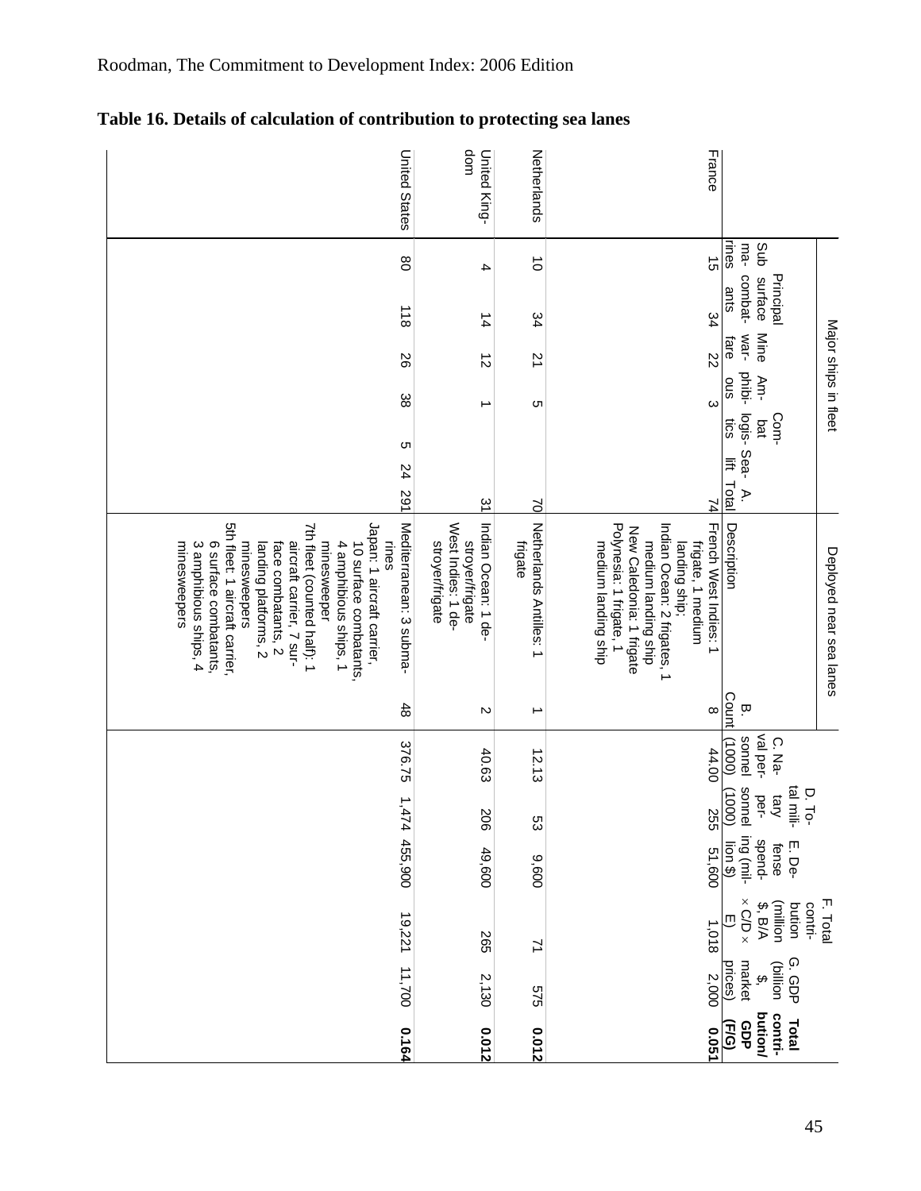## Table 16. Details of calculation of contribution to protecting sea lanes

| | Major ships in fleet | | | | | | | Deployed near sea lanes | | | | | | | |
|---|---|---|---|---|---|---|---|---|---|---|---|---|---|---|---|
| | Submarines | Principal surface combatants | Mine warfare | Amphibious | Combat logistics | Sealift | A. Total | Description | B. Count | C. Naval personnel (1000) | D. Total military personnel (1000) | E. Defense spending (million $) | F. Total contribution (million $, B/A × C/D × E) | G. GDP (billion $, market prices) | **Total contribution/GDP (F/G)** |
| France | 15 | 34 | 22 | 3 | | | 74 | French West Indies: 1 frigate, 1 medium landing ship; Indian Ocean: 2 frigates, 1 medium landing ship; New Caledonia: 1 frigate; Polynesia: 1 frigate, 1 medium landing ship | 8 | 44.00 | 255 | 51,600 | 1,018 | 2,000 | **0.051** |
| Netherlands | 10 | 34 | 21 | 5 | | | 70 | Netherlands Antilles: 1 frigate | 1 | 12.13 | 53 | 9,600 | 71 | 575 | **0.012** |
| United Kingdom | 4 | 14 | 12 | 1 | | | 31 | Indian Ocean: 1 destroyer/frigate; West Indies: 1 destroyer/frigate | 2 | 40.63 | 206 | 49,600 | 265 | 2,130 | **0.012** |
| United States | 80 | 118 | 26 | 38 | 5 | 24 | 291 | Mediterranean: 3 submarines; Japan: 1 aircraft carrier, 10 surface combatants, 4 amphibious ships, 1 minesweeper; 7th fleet (counted half): 1 aircraft carrier, 7 surface combatants, 2 landing platforms, 2 minesweepers; 5th fleet: 1 aircraft carrier, 6 surface combatants, 3 amphibious ships, 4 minesweepers | 48 | 376.75 | 1,474 | 455,900 | 19,221 | 11,700 | **0.164** |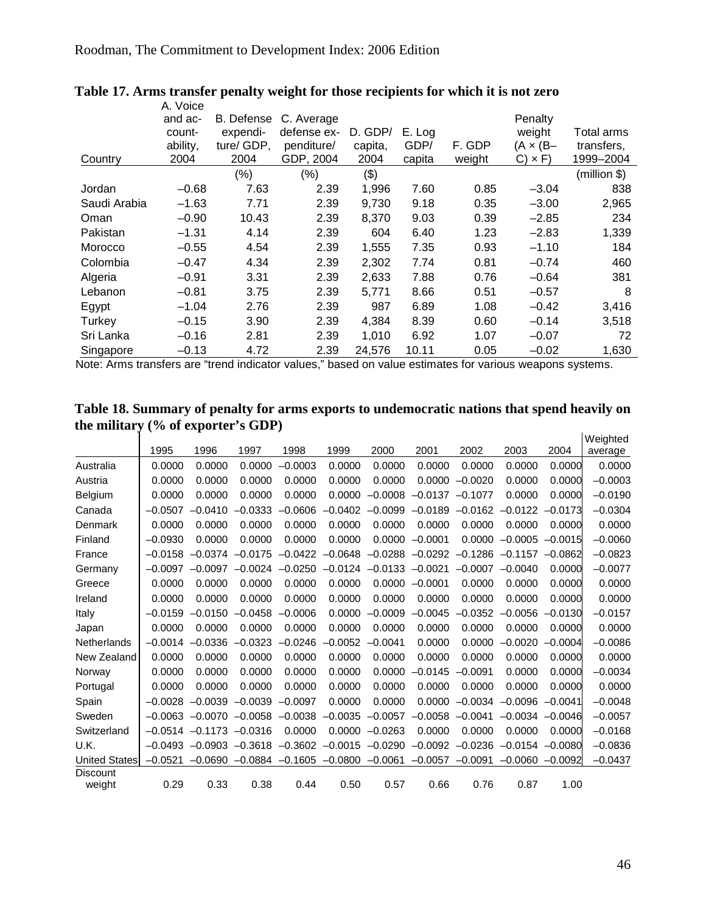**Table 17. Arms transfer penalty weight for those recipients for which it is not zero**

| Country | A. Voice and accountability, 2004 | B. Defense expenditure/ GDP, 2004 | C. Average defense expenditure/ GDP, 2004 | D. GDP/ capita, 2004 | E. Log GDP/ capita | F. GDP weight | Penalty weight (A × (B–C) × F) | Total arms transfers, 1999–2004 |
|---|---|---|---|---|---|---|---|---|
| | | (%) | (%) | ($) | | | | (million $) |
| Jordan | –0.68 | 7.63 | 2.39 | 1,996 | 7.60 | 0.85 | –3.04 | 838 |
| Saudi Arabia | –1.63 | 7.71 | 2.39 | 9,730 | 9.18 | 0.35 | –3.00 | 2,965 |
| Oman | –0.90 | 10.43 | 2.39 | 8,370 | 9.03 | 0.39 | –2.85 | 234 |
| Pakistan | –1.31 | 4.14 | 2.39 | 604 | 6.40 | 1.23 | –2.83 | 1,339 |
| Morocco | –0.55 | 4.54 | 2.39 | 1,555 | 7.35 | 0.93 | –1.10 | 184 |
| Colombia | –0.47 | 4.34 | 2.39 | 2,302 | 7.74 | 0.81 | –0.74 | 460 |
| Algeria | –0.91 | 3.31 | 2.39 | 2,633 | 7.88 | 0.76 | –0.64 | 381 |
| Lebanon | –0.81 | 3.75 | 2.39 | 5,771 | 8.66 | 0.51 | –0.57 | 8 |
| Egypt | –1.04 | 2.76 | 2.39 | 987 | 6.89 | 1.08 | –0.42 | 3,416 |
| Turkey | –0.15 | 3.90 | 2.39 | 4,384 | 8.39 | 0.60 | –0.14 | 3,518 |
| Sri Lanka | –0.16 | 2.81 | 2.39 | 1,010 | 6.92 | 1.07 | –0.07 | 72 |
| Singapore | –0.13 | 4.72 | 2.39 | 24,576 | 10.11 | 0.05 | –0.02 | 1,630 |

Note: Arms transfers are "trend indicator values," based on value estimates for various weapons systems.

**Table 18. Summary of penalty for arms exports to undemocratic nations that spend heavily on the military (% of exporter's GDP)**

| | 1995 | 1996 | 1997 | 1998 | 1999 | 2000 | 2001 | 2002 | 2003 | 2004 | Weighted average |
|---|---|---|---|---|---|---|---|---|---|---|---|
| Australia | 0.0000 | 0.0000 | 0.0000 | –0.0003 | 0.0000 | 0.0000 | 0.0000 | 0.0000 | 0.0000 | 0.0000 | 0.0000 |
| Austria | 0.0000 | 0.0000 | 0.0000 | 0.0000 | 0.0000 | 0.0000 | 0.0000 | –0.0020 | 0.0000 | 0.0000 | –0.0003 |
| Belgium | 0.0000 | 0.0000 | 0.0000 | 0.0000 | 0.0000 | –0.0008 | –0.0137 | –0.1077 | 0.0000 | 0.0000 | –0.0190 |
| Canada | –0.0507 | –0.0410 | –0.0333 | –0.0606 | –0.0402 | –0.0099 | –0.0189 | –0.0162 | –0.0122 | –0.0173 | –0.0304 |
| Denmark | 0.0000 | 0.0000 | 0.0000 | 0.0000 | 0.0000 | 0.0000 | 0.0000 | 0.0000 | 0.0000 | 0.0000 | 0.0000 |
| Finland | –0.0930 | 0.0000 | 0.0000 | 0.0000 | 0.0000 | 0.0000 | –0.0001 | 0.0000 | –0.0005 | –0.0015 | –0.0060 |
| France | –0.0158 | –0.0374 | –0.0175 | –0.0422 | –0.0648 | –0.0288 | –0.0292 | –0.1286 | –0.1157 | –0.0862 | –0.0823 |
| Germany | –0.0097 | –0.0097 | –0.0024 | –0.0250 | –0.0124 | –0.0133 | –0.0021 | –0.0007 | –0.0040 | 0.0000 | –0.0077 |
| Greece | 0.0000 | 0.0000 | 0.0000 | 0.0000 | 0.0000 | 0.0000 | –0.0001 | 0.0000 | 0.0000 | 0.0000 | 0.0000 |
| Ireland | 0.0000 | 0.0000 | 0.0000 | 0.0000 | 0.0000 | 0.0000 | 0.0000 | 0.0000 | 0.0000 | 0.0000 | 0.0000 |
| Italy | –0.0159 | –0.0150 | –0.0458 | –0.0006 | 0.0000 | –0.0009 | –0.0045 | –0.0352 | –0.0056 | –0.0130 | –0.0157 |
| Japan | 0.0000 | 0.0000 | 0.0000 | 0.0000 | 0.0000 | 0.0000 | 0.0000 | 0.0000 | 0.0000 | 0.0000 | 0.0000 |
| Netherlands | –0.0014 | –0.0336 | –0.0323 | –0.0246 | –0.0052 | –0.0041 | 0.0000 | 0.0000 | –0.0020 | –0.0004 | –0.0086 |
| New Zealand | 0.0000 | 0.0000 | 0.0000 | 0.0000 | 0.0000 | 0.0000 | 0.0000 | 0.0000 | 0.0000 | 0.0000 | 0.0000 |
| Norway | 0.0000 | 0.0000 | 0.0000 | 0.0000 | 0.0000 | 0.0000 | –0.0145 | –0.0091 | 0.0000 | 0.0000 | –0.0034 |
| Portugal | 0.0000 | 0.0000 | 0.0000 | 0.0000 | 0.0000 | 0.0000 | 0.0000 | 0.0000 | 0.0000 | 0.0000 | 0.0000 |
| Spain | –0.0028 | –0.0039 | –0.0039 | –0.0097 | 0.0000 | 0.0000 | 0.0000 | –0.0034 | –0.0096 | –0.0041 | –0.0048 |
| Sweden | –0.0063 | –0.0070 | –0.0058 | –0.0038 | –0.0035 | –0.0057 | –0.0058 | –0.0041 | –0.0034 | –0.0046 | –0.0057 |
| Switzerland | –0.0514 | –0.1173 | –0.0316 | 0.0000 | 0.0000 | –0.0263 | 0.0000 | 0.0000 | 0.0000 | 0.0000 | –0.0168 |
| U.K. | –0.0493 | –0.0903 | –0.3618 | –0.3602 | –0.0015 | –0.0290 | –0.0092 | –0.0236 | –0.0154 | –0.0080 | –0.0836 |
| United States | –0.0521 | –0.0690 | –0.0884 | –0.1605 | –0.0800 | –0.0061 | –0.0057 | –0.0091 | –0.0060 | –0.0092 | –0.0437 |
| Discount weight | 0.29 | 0.33 | 0.38 | 0.44 | 0.50 | 0.57 | 0.66 | 0.76 | 0.87 | 1.00 | |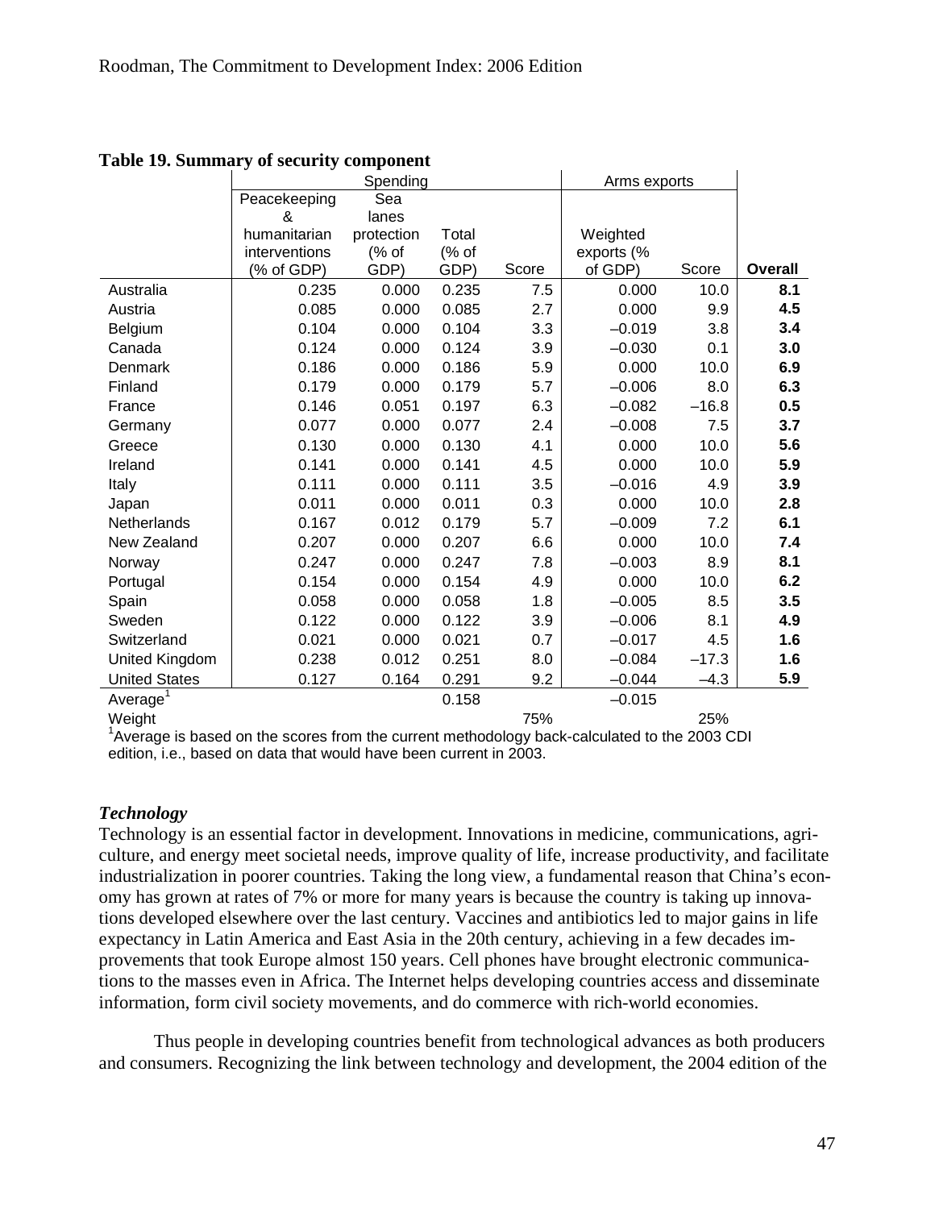**Table 19. Summary of security component**

| | Spending | | | | Arms exports | | |
|---|---|---|---|---|---|---|---|
| | Peacekeeping & humanitarian interventions (% of GDP) | Sea lanes protection (% of GDP) | Total (% of GDP) | Score | Weighted exports (% of GDP) | Score | **Overall** |
| Australia | 0.235 | 0.000 | 0.235 | 7.5 | 0.000 | 10.0 | **8.1** |
| Austria | 0.085 | 0.000 | 0.085 | 2.7 | 0.000 | 9.9 | **4.5** |
| Belgium | 0.104 | 0.000 | 0.104 | 3.3 | –0.019 | 3.8 | **3.4** |
| Canada | 0.124 | 0.000 | 0.124 | 3.9 | –0.030 | 0.1 | **3.0** |
| Denmark | 0.186 | 0.000 | 0.186 | 5.9 | 0.000 | 10.0 | **6.9** |
| Finland | 0.179 | 0.000 | 0.179 | 5.7 | –0.006 | 8.0 | **6.3** |
| France | 0.146 | 0.051 | 0.197 | 6.3 | –0.082 | –16.8 | **0.5** |
| Germany | 0.077 | 0.000 | 0.077 | 2.4 | –0.008 | 7.5 | **3.7** |
| Greece | 0.130 | 0.000 | 0.130 | 4.1 | 0.000 | 10.0 | **5.6** |
| Ireland | 0.141 | 0.000 | 0.141 | 4.5 | 0.000 | 10.0 | **5.9** |
| Italy | 0.111 | 0.000 | 0.111 | 3.5 | –0.016 | 4.9 | **3.9** |
| Japan | 0.011 | 0.000 | 0.011 | 0.3 | 0.000 | 10.0 | **2.8** |
| Netherlands | 0.167 | 0.012 | 0.179 | 5.7 | –0.009 | 7.2 | **6.1** |
| New Zealand | 0.207 | 0.000 | 0.207 | 6.6 | 0.000 | 10.0 | **7.4** |
| Norway | 0.247 | 0.000 | 0.247 | 7.8 | –0.003 | 8.9 | **8.1** |
| Portugal | 0.154 | 0.000 | 0.154 | 4.9 | 0.000 | 10.0 | **6.2** |
| Spain | 0.058 | 0.000 | 0.058 | 1.8 | –0.005 | 8.5 | **3.5** |
| Sweden | 0.122 | 0.000 | 0.122 | 3.9 | –0.006 | 8.1 | **4.9** |
| Switzerland | 0.021 | 0.000 | 0.021 | 0.7 | –0.017 | 4.5 | **1.6** |
| United Kingdom | 0.238 | 0.012 | 0.251 | 8.0 | –0.084 | –17.3 | **1.6** |
| United States | 0.127 | 0.164 | 0.291 | 9.2 | –0.044 | –4.3 | **5.9** |
| Average[1] | | | 0.158 | | –0.015 | | |
| Weight | | | | 75% | | 25% | |

[1]Average is based on the scores from the current methodology back-calculated to the 2003 CDI edition, i.e., based on data that would have been current in 2003.

### *Technology*

Technology is an essential factor in development. Innovations in medicine, communications, agriculture, and energy meet societal needs, improve quality of life, increase productivity, and facilitate industrialization in poorer countries. Taking the long view, a fundamental reason that China's economy has grown at rates of 7% or more for many years is because the country is taking up innovations developed elsewhere over the last century. Vaccines and antibiotics led to major gains in life expectancy in Latin America and East Asia in the 20th century, achieving in a few decades improvements that took Europe almost 150 years. Cell phones have brought electronic communications to the masses even in Africa. The Internet helps developing countries access and disseminate information, form civil society movements, and do commerce with rich-world economies.

Thus people in developing countries benefit from technological advances as both producers and consumers. Recognizing the link between technology and development, the 2004 edition of the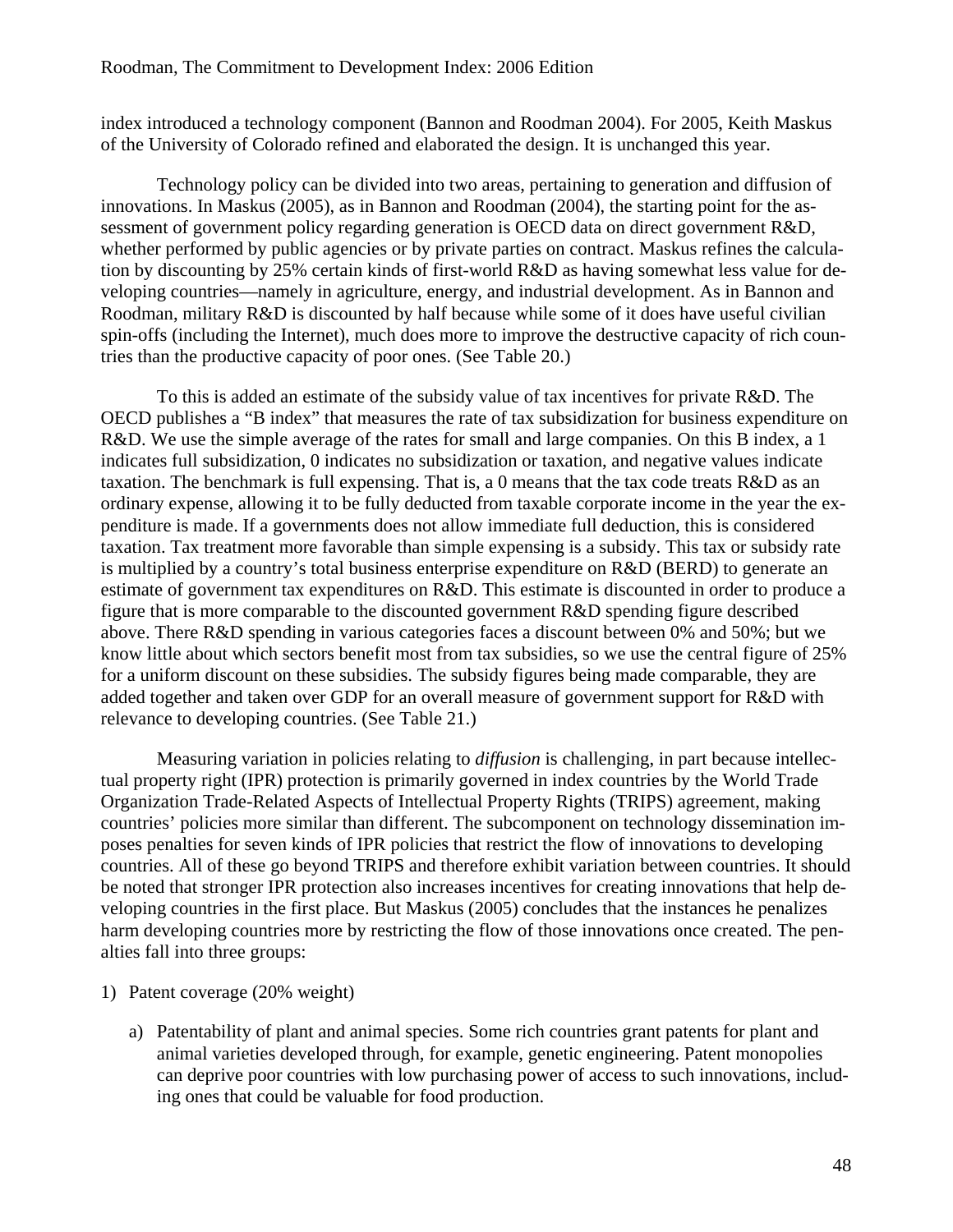index introduced a technology component (Bannon and Roodman 2004). For 2005, Keith Maskus of the University of Colorado refined and elaborated the design. It is unchanged this year.

Technology policy can be divided into two areas, pertaining to generation and diffusion of innovations. In Maskus (2005), as in Bannon and Roodman (2004), the starting point for the assessment of government policy regarding generation is OECD data on direct government R&D, whether performed by public agencies or by private parties on contract. Maskus refines the calculation by discounting by 25% certain kinds of first-world R&D as having somewhat less value for developing countries—namely in agriculture, energy, and industrial development. As in Bannon and Roodman, military R&D is discounted by half because while some of it does have useful civilian spin-offs (including the Internet), much does more to improve the destructive capacity of rich countries than the productive capacity of poor ones. (See Table 20.)

To this is added an estimate of the subsidy value of tax incentives for private R&D. The OECD publishes a "B index" that measures the rate of tax subsidization for business expenditure on R&D. We use the simple average of the rates for small and large companies. On this B index, a 1 indicates full subsidization, 0 indicates no subsidization or taxation, and negative values indicate taxation. The benchmark is full expensing. That is, a 0 means that the tax code treats R&D as an ordinary expense, allowing it to be fully deducted from taxable corporate income in the year the expenditure is made. If a governments does not allow immediate full deduction, this is considered taxation. Tax treatment more favorable than simple expensing is a subsidy. This tax or subsidy rate is multiplied by a country's total business enterprise expenditure on R&D (BERD) to generate an estimate of government tax expenditures on R&D. This estimate is discounted in order to produce a figure that is more comparable to the discounted government R&D spending figure described above. There R&D spending in various categories faces a discount between 0% and 50%; but we know little about which sectors benefit most from tax subsidies, so we use the central figure of 25% for a uniform discount on these subsidies. The subsidy figures being made comparable, they are added together and taken over GDP for an overall measure of government support for R&D with relevance to developing countries. (See Table 21.)

Measuring variation in policies relating to *diffusion* is challenging, in part because intellectual property right (IPR) protection is primarily governed in index countries by the World Trade Organization Trade-Related Aspects of Intellectual Property Rights (TRIPS) agreement, making countries' policies more similar than different. The subcomponent on technology dissemination imposes penalties for seven kinds of IPR policies that restrict the flow of innovations to developing countries. All of these go beyond TRIPS and therefore exhibit variation between countries. It should be noted that stronger IPR protection also increases incentives for creating innovations that help developing countries in the first place. But Maskus (2005) concludes that the instances he penalizes harm developing countries more by restricting the flow of those innovations once created. The penalties fall into three groups:

1) Patent coverage (20% weight)

   a) Patentability of plant and animal species. Some rich countries grant patents for plant and animal varieties developed through, for example, genetic engineering. Patent monopolies can deprive poor countries with low purchasing power of access to such innovations, including ones that could be valuable for food production.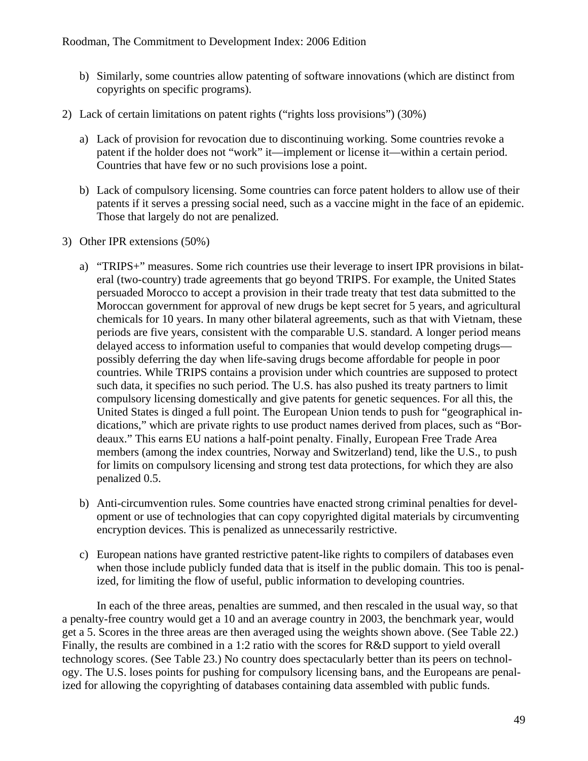b) Similarly, some countries allow patenting of software innovations (which are distinct from copyrights on specific programs).

2) Lack of certain limitations on patent rights ("rights loss provisions") (30%)

   a) Lack of provision for revocation due to discontinuing working. Some countries revoke a patent if the holder does not "work" it—implement or license it—within a certain period. Countries that have few or no such provisions lose a point.

   b) Lack of compulsory licensing. Some countries can force patent holders to allow use of their patents if it serves a pressing social need, such as a vaccine might in the face of an epidemic. Those that largely do not are penalized.

3) Other IPR extensions (50%)

   a) "TRIPS+" measures. Some rich countries use their leverage to insert IPR provisions in bilateral (two-country) trade agreements that go beyond TRIPS. For example, the United States persuaded Morocco to accept a provision in their trade treaty that test data submitted to the Moroccan government for approval of new drugs be kept secret for 5 years, and agricultural chemicals for 10 years. In many other bilateral agreements, such as that with Vietnam, these periods are five years, consistent with the comparable U.S. standard. A longer period means delayed access to information useful to companies that would develop competing drugs—possibly deferring the day when life-saving drugs become affordable for people in poor countries. While TRIPS contains a provision under which countries are supposed to protect such data, it specifies no such period. The U.S. has also pushed its treaty partners to limit compulsory licensing domestically and give patents for genetic sequences. For all this, the United States is dinged a full point. The European Union tends to push for "geographical indications," which are private rights to use product names derived from places, such as "Bordeaux." This earns EU nations a half-point penalty. Finally, European Free Trade Area members (among the index countries, Norway and Switzerland) tend, like the U.S., to push for limits on compulsory licensing and strong test data protections, for which they are also penalized 0.5.

   b) Anti-circumvention rules. Some countries have enacted strong criminal penalties for development or use of technologies that can copy copyrighted digital materials by circumventing encryption devices. This is penalized as unnecessarily restrictive.

   c) European nations have granted restrictive patent-like rights to compilers of databases even when those include publicly funded data that is itself in the public domain. This too is penalized, for limiting the flow of useful, public information to developing countries.

In each of the three areas, penalties are summed, and then rescaled in the usual way, so that a penalty-free country would get a 10 and an average country in 2003, the benchmark year, would get a 5. Scores in the three areas are then averaged using the weights shown above. (See Table 22.) Finally, the results are combined in a 1:2 ratio with the scores for R&D support to yield overall technology scores. (See Table 23.) No country does spectacularly better than its peers on technology. The U.S. loses points for pushing for compulsory licensing bans, and the Europeans are penalized for allowing the copyrighting of databases containing data assembled with public funds.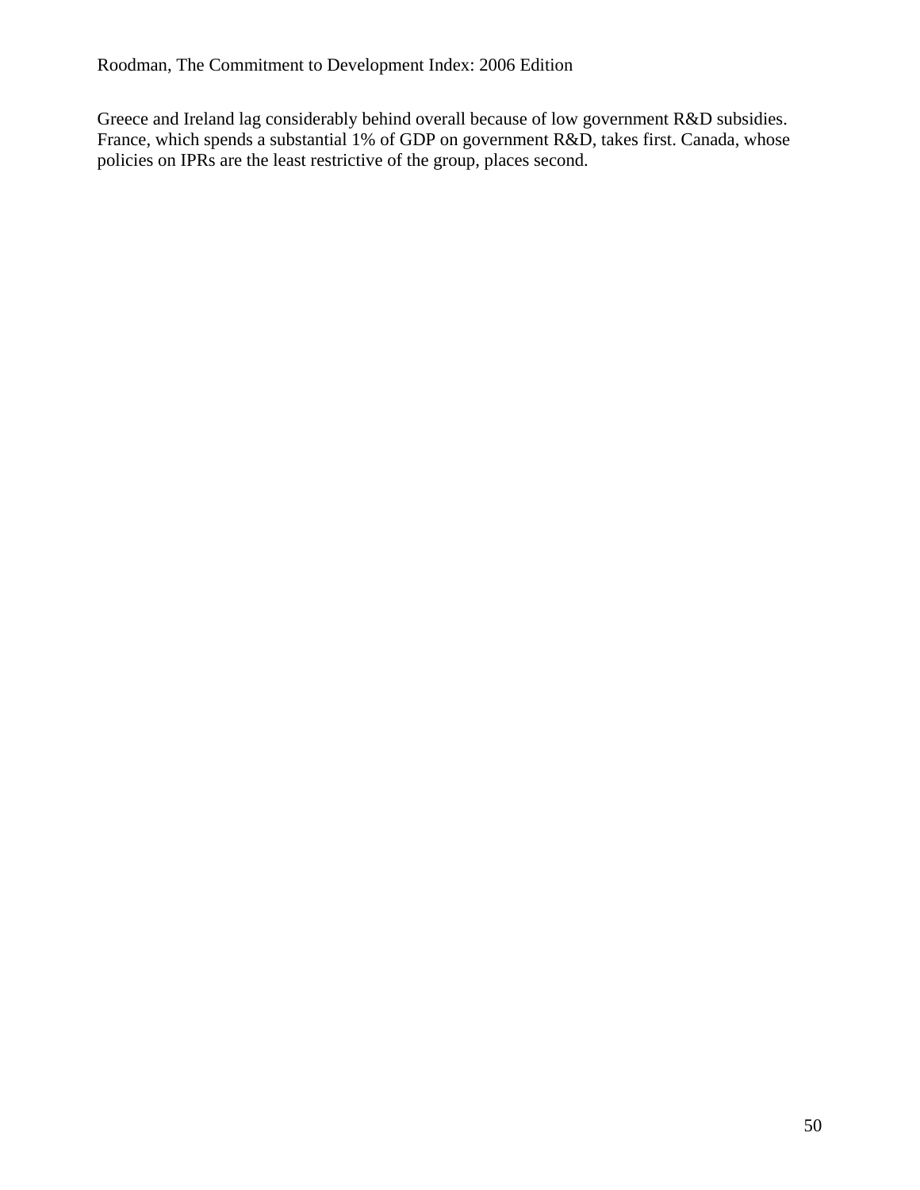Greece and Ireland lag considerably behind overall because of low government R&D subsidies. France, which spends a substantial 1% of GDP on government R&D, takes first. Canada, whose policies on IPRs are the least restrictive of the group, places second.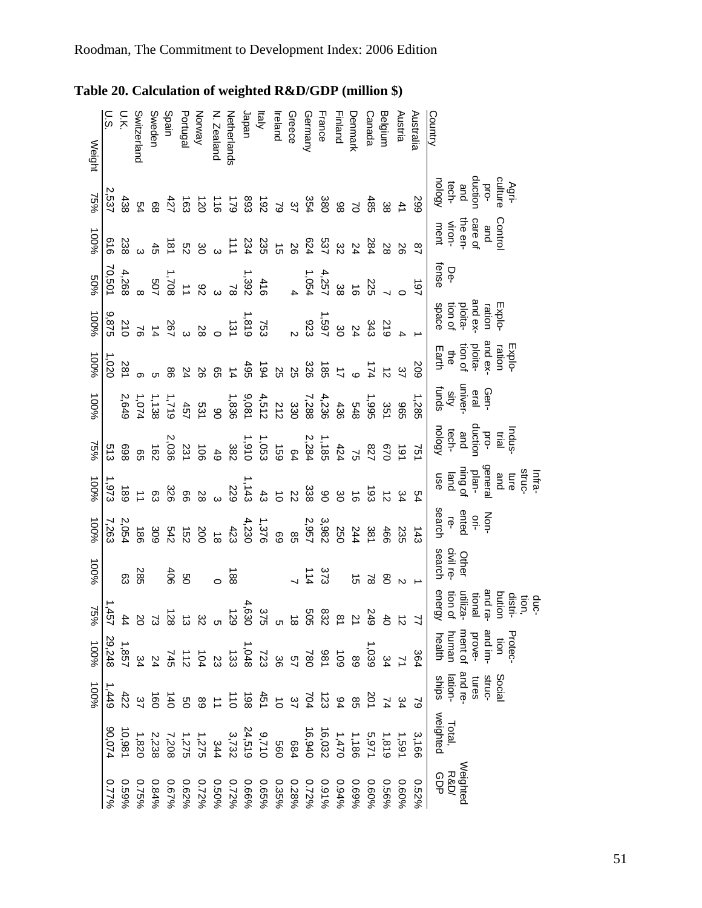# Table 20. Calculation of weighted R&D/GDP (million $)

| Country | Agriculture production and technology | Control and care of the environment | Defense | Exploration and exploitation of space | Exploration and exploitation of the Earth | General university funds | Industrial production and technology | Infrastructure and general planning of land use | Non-oriented research | Other civil research | Production, distribution and rational utilization of energy | Protection and improvement of human health | Social structures and relationships | Total, weighted | Weighted R&D/GDP |
|---|---|---|---|---|---|---|---|---|---|---|---|---|---|---|---|
| Australia | 299 | 87 | 197 | 1 | 209 | 1,285 | 751 | 54 | 143 | 1 | 77 | 364 | 79 | 3,166 | 0.52% |
| Austria | 41 | 26 | 0 | 4 | 37 | 965 | 191 | 34 | 235 | 2 | 12 | 71 | 34 | 1,591 | 0.60% |
| Belgium | 38 | 28 | 7 | 219 | 12 | 351 | 670 | 12 | 466 | 60 | 40 | 34 | 74 | 1,819 | 0.56% |
| Canada | 485 | 284 | 225 | 343 | 174 | 1,995 | 827 | 193 | 381 | 78 | 249 | 1,039 | 201 | 5,971 | 0.60% |
| Denmark | 70 | 24 | 16 | 24 | 9 | 548 | 75 | 16 | 244 | 15 | 21 | 89 | 85 | 1,186 | 0.69% |
| Finland | 98 | 32 | 38 | 30 | 17 | 436 | 424 | 30 | 250 | | 81 | 109 | 94 | 1,470 | 0.94% |
| France | 380 | 537 | 4,257 | 1,597 | 185 | 4,236 | 1,185 | 90 | 3,982 | 373 | 832 | 981 | 123 | 16,032 | 0.91% |
| Germany | 354 | 624 | 1,054 | 923 | 326 | 7,288 | 2,284 | 338 | 2,957 | 114 | 505 | 780 | 704 | 16,940 | 0.72% |
| Greece | 37 | 26 | 4 | 2 | 25 | 330 | 64 | 22 | 85 | 7 | 18 | 57 | 37 | 684 | 0.28% |
| Ireland | 79 | 15 | | | 25 | 212 | 159 | 10 | 69 | | 5 | 36 | 10 | 560 | 0.35% |
| Italy | 192 | 235 | 416 | 753 | 194 | 4,512 | 1,053 | 43 | 1,376 | | 375 | 723 | 451 | 9,710 | 0.65% |
| Japan | 893 | 234 | 1,392 | 1,819 | 495 | 9,081 | 1,910 | 1,143 | 4,230 | | 4,630 | 1,048 | 198 | 24,519 | 0.66% |
| Netherlands | 179 | 111 | 78 | 131 | 14 | 1,836 | 382 | 229 | 423 | 188 | 129 | 133 | 110 | 3,732 | 0.72% |
| N. Zealand | 116 | 3 | 3 | 0 | 65 | 90 | 49 | 3 | 18 | 0 | 5 | 23 | 11 | 344 | 0.50% |
| Norway | 120 | 30 | 92 | 28 | 26 | 531 | 106 | 28 | 200 | | 32 | 104 | 89 | 1,275 | 0.72% |
| Portugal | 163 | 52 | 11 | 3 | 24 | 457 | 231 | 66 | 152 | 50 | 13 | 112 | 50 | 1,275 | 0.62% |
| Spain | 427 | 181 | 1,708 | 267 | 86 | 1,719 | 2,036 | 326 | 542 | 406 | 128 | 745 | 140 | 7,208 | 0.67% |
| Sweden | 68 | 45 | 507 | 14 | 5 | 1,138 | 162 | 63 | 309 | | 73 | 24 | 160 | 2,238 | 0.84% |
| Switzerland | 54 | 3 | 8 | 76 | 6 | 1,074 | 65 | 11 | 186 | 285 | 20 | 34 | 37 | 1,820 | 0.75% |
| U.K. | 438 | 238 | 4,268 | 210 | 281 | 2,649 | 698 | 189 | 2,054 | 63 | 44 | 1,857 | 422 | 10,981 | 0.59% |
| U.S. | 2,537 | 616 | 70,501 | 9,875 | 1,020 | | 513 | 1,973 | 7,263 | | 1,457 | 29,248 | 1,449 | 90,074 | 0.77% |
| Weight | 75% | 100% | 50% | 100% | 100% | 100% | 75% | 100% | 100% | 100% | 75% | 100% | 100% | | |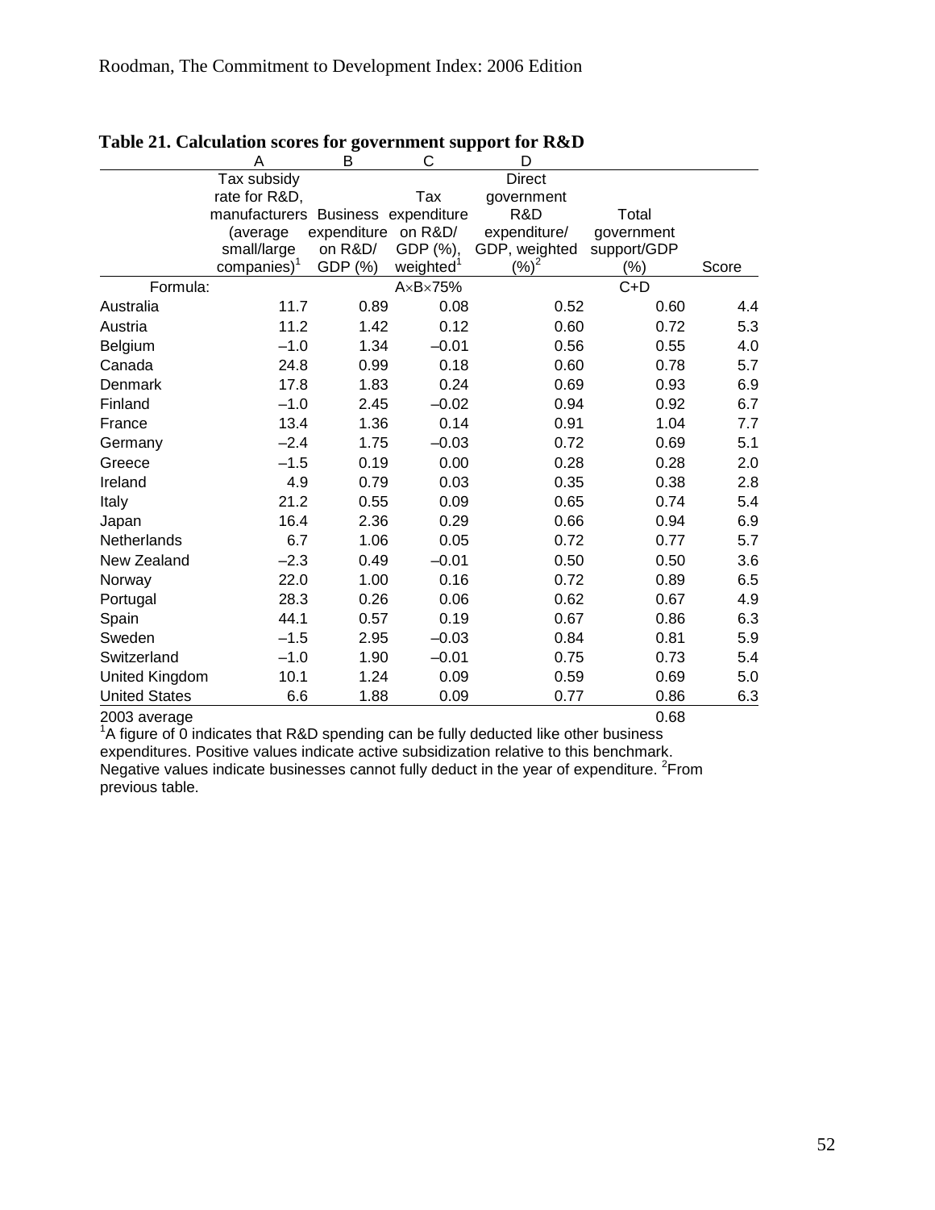**Table 21. Calculation scores for government support for R&D**

| | A | B | C | D | | |
|---|---|---|---|---|---|---|
| | Tax subsidy rate for R&D, manufacturers (average small/large companies)[1] | Business expenditure on R&D/ GDP (%) | Tax expenditure on R&D/ GDP (%), weighted[1] | Direct government R&D expenditure/ GDP, weighted (%)[2] | Total government support/GDP (%) | Score |
| Formula: | | | A×B×75% | | C+D | |
| Australia | 11.7 | 0.89 | 0.08 | 0.52 | 0.60 | 4.4 |
| Austria | 11.2 | 1.42 | 0.12 | 0.60 | 0.72 | 5.3 |
| Belgium | –1.0 | 1.34 | –0.01 | 0.56 | 0.55 | 4.0 |
| Canada | 24.8 | 0.99 | 0.18 | 0.60 | 0.78 | 5.7 |
| Denmark | 17.8 | 1.83 | 0.24 | 0.69 | 0.93 | 6.9 |
| Finland | –1.0 | 2.45 | –0.02 | 0.94 | 0.92 | 6.7 |
| France | 13.4 | 1.36 | 0.14 | 0.91 | 1.04 | 7.7 |
| Germany | –2.4 | 1.75 | –0.03 | 0.72 | 0.69 | 5.1 |
| Greece | –1.5 | 0.19 | 0.00 | 0.28 | 0.28 | 2.0 |
| Ireland | 4.9 | 0.79 | 0.03 | 0.35 | 0.38 | 2.8 |
| Italy | 21.2 | 0.55 | 0.09 | 0.65 | 0.74 | 5.4 |
| Japan | 16.4 | 2.36 | 0.29 | 0.66 | 0.94 | 6.9 |
| Netherlands | 6.7 | 1.06 | 0.05 | 0.72 | 0.77 | 5.7 |
| New Zealand | –2.3 | 0.49 | –0.01 | 0.50 | 0.50 | 3.6 |
| Norway | 22.0 | 1.00 | 0.16 | 0.72 | 0.89 | 6.5 |
| Portugal | 28.3 | 0.26 | 0.06 | 0.62 | 0.67 | 4.9 |
| Spain | 44.1 | 0.57 | 0.19 | 0.67 | 0.86 | 6.3 |
| Sweden | –1.5 | 2.95 | –0.03 | 0.84 | 0.81 | 5.9 |
| Switzerland | –1.0 | 1.90 | –0.01 | 0.75 | 0.73 | 5.4 |
| United Kingdom | 10.1 | 1.24 | 0.09 | 0.59 | 0.69 | 5.0 |
| United States | 6.6 | 1.88 | 0.09 | 0.77 | 0.86 | 6.3 |
| 2003 average | | | | | 0.68 | |

[1]A figure of 0 indicates that R&D spending can be fully deducted like other business expenditures. Positive values indicate active subsidization relative to this benchmark. Negative values indicate businesses cannot fully deduct in the year of expenditure. [2]From previous table.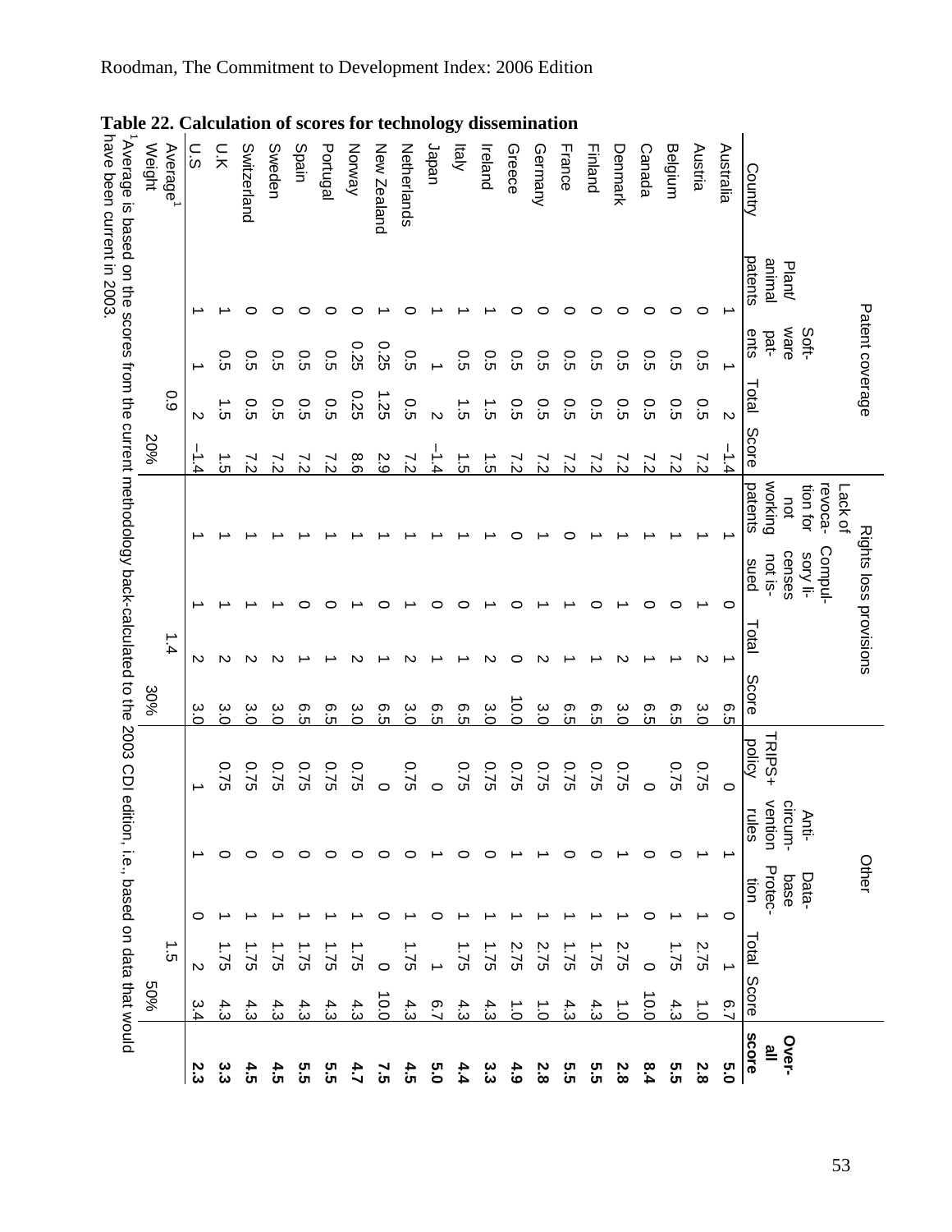**Table 22. Calculation of scores for technology dissemination**

| Country | Patent coverage | | | | Rights loss provisions | | | | Other | | | | | Overall score |
|---|---|---|---|---|---|---|---|---|---|---|---|---|---|---|
| | Plant/ animal patents | Software patents | Total | Score | Lack of revocation for not working patents | Compulsory licenses not issued | Total | Score | TRIPS+ policy | Anti-circumvention rules | Database Protection | Total | Score | |
| Australia | 1 | 1 | 2 | −1.4 | 1 | 0 | 1 | 6.5 | 0 | 1 | 0 | 1 | 6.7 | **5.0** |
| Austria | 0 | 0.5 | 0.5 | 7.2 | 1 | 1 | 2 | 3.0 | 0.75 | 1 | 1 | 2.75 | 1.0 | **2.8** |
| Belgium | 0 | 0.5 | 0.5 | 7.2 | 1 | 0 | 1 | 6.5 | 0.75 | 0 | 1 | 1.75 | 4.3 | **5.5** |
| Canada | 0 | 0.5 | 0.5 | 7.2 | 1 | 0 | 1 | 6.5 | 0 | 0 | 0 | 0 | 10.0 | **8.4** |
| Denmark | 0 | 0.5 | 0.5 | 7.2 | 1 | 1 | 2 | 3.0 | 0.75 | 1 | 1 | 2.75 | 1.0 | **2.8** |
| Finland | 0 | 0.5 | 0.5 | 7.2 | 1 | 0 | 1 | 6.5 | 0.75 | 0 | 1 | 1.75 | 4.3 | **5.5** |
| France | 0 | 0.5 | 0.5 | 7.2 | 0 | 1 | 1 | 6.5 | 0.75 | 0 | 1 | 1.75 | 4.3 | **5.5** |
| Germany | 0 | 0.5 | 0.5 | 7.2 | 1 | 1 | 2 | 3.0 | 0.75 | 1 | 1 | 2.75 | 1.0 | **2.8** |
| Greece | 0 | 0.5 | 0.5 | 7.2 | 0 | 0 | 0 | 10.0 | 0.75 | 1 | 1 | 2.75 | 1.0 | **4.9** |
| Ireland | 1 | 0.5 | 1.5 | 1.5 | 1 | 1 | 2 | 3.0 | 0.75 | 0 | 1 | 1.75 | 4.3 | **3.3** |
| Italy | 1 | 0.5 | 1.5 | 1.5 | 1 | 0 | 1 | 6.5 | 0.75 | 0 | 1 | 1.75 | 4.3 | **4.4** |
| Japan | 1 | 1 | 2 | −1.4 | 1 | 0 | 1 | 6.5 | 0 | 1 | 0 | 1 | 6.7 | **5.0** |
| Netherlands | 0 | 0.5 | 0.5 | 7.2 | 1 | 1 | 2 | 3.0 | 0.75 | 0 | 1 | 1.75 | 4.3 | **4.5** |
| New Zealand | 1 | 0.25 | 1.25 | 2.9 | 1 | 0 | 1 | 6.5 | 0 | 0 | 0 | 0 | 10.0 | **7.5** |
| Norway | 0 | 0.25 | 0.25 | 8.6 | 1 | 1 | 2 | 3.0 | 0.75 | 0 | 1 | 1.75 | 4.3 | **4.7** |
| Portugal | 0 | 0.5 | 0.5 | 7.2 | 1 | 0 | 1 | 6.5 | 0.75 | 0 | 1 | 1.75 | 4.3 | **5.5** |
| Spain | 0 | 0.5 | 0.5 | 7.2 | 1 | 0 | 1 | 6.5 | 0.75 | 0 | 1 | 1.75 | 4.3 | **5.5** |
| Sweden | 0 | 0.5 | 0.5 | 7.2 | 1 | 1 | 2 | 3.0 | 0.75 | 0 | 1 | 1.75 | 4.3 | **4.5** |
| Switzerland | 0 | 0.5 | 0.5 | 7.2 | 1 | 1 | 2 | 3.0 | 0.75 | 0 | 1 | 1.75 | 4.3 | **4.5** |
| U.K | 1 | 0.5 | 1.5 | 1.5 | 1 | 1 | 2 | 3.0 | 0.75 | 0 | 1 | 1.75 | 4.3 | **3.3** |
| U.S | 1 | 1 | 2 | −1.4 | 1 | 1 | 2 | 3.0 | 1 | 1 | 0 | 2 | 3.4 | **2.3** |
| Average[1] | | | 0.9 | | | | 1.4 | | | | | 1.5 | | |
| Weight | | | | 20% | | | | 30% | | | | | 50% | |

[1]Average is based on the scores from the current methodology back-calculated to the 2003 CDI edition, i.e., based on data that would have been current in 2003.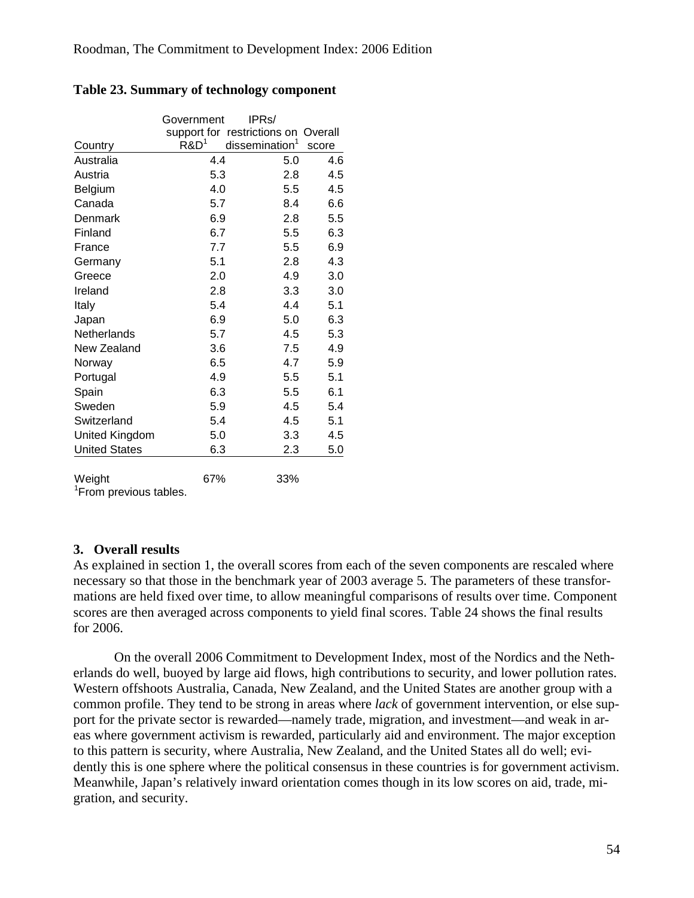**Table 23. Summary of technology component**

| Country | Government support for R&D[1] | IPRs/ restrictions on dissemination[1] | Overall score |
|---|---|---|---|
| Australia | 4.4 | 5.0 | 4.6 |
| Austria | 5.3 | 2.8 | 4.5 |
| Belgium | 4.0 | 5.5 | 4.5 |
| Canada | 5.7 | 8.4 | 6.6 |
| Denmark | 6.9 | 2.8 | 5.5 |
| Finland | 6.7 | 5.5 | 6.3 |
| France | 7.7 | 5.5 | 6.9 |
| Germany | 5.1 | 2.8 | 4.3 |
| Greece | 2.0 | 4.9 | 3.0 |
| Ireland | 2.8 | 3.3 | 3.0 |
| Italy | 5.4 | 4.4 | 5.1 |
| Japan | 6.9 | 5.0 | 6.3 |
| Netherlands | 5.7 | 4.5 | 5.3 |
| New Zealand | 3.6 | 7.5 | 4.9 |
| Norway | 6.5 | 4.7 | 5.9 |
| Portugal | 4.9 | 5.5 | 5.1 |
| Spain | 6.3 | 5.5 | 6.1 |
| Sweden | 5.9 | 4.5 | 5.4 |
| Switzerland | 5.4 | 4.5 | 5.1 |
| United Kingdom | 5.0 | 3.3 | 4.5 |
| United States | 6.3 | 2.3 | 5.0 |
| Weight | 67% | 33% | |

[1]From previous tables.

## 3. Overall results

As explained in section 1, the overall scores from each of the seven components are rescaled where necessary so that those in the benchmark year of 2003 average 5. The parameters of these transformations are held fixed over time, to allow meaningful comparisons of results over time. Component scores are then averaged across components to yield final scores. Table 24 shows the final results for 2006.

On the overall 2006 Commitment to Development Index, most of the Nordics and the Netherlands do well, buoyed by large aid flows, high contributions to security, and lower pollution rates. Western offshoots Australia, Canada, New Zealand, and the United States are another group with a common profile. They tend to be strong in areas where *lack* of government intervention, or else support for the private sector is rewarded—namely trade, migration, and investment—and weak in areas where government activism is rewarded, particularly aid and environment. The major exception to this pattern is security, where Australia, New Zealand, and the United States all do well; evidently this is one sphere where the political consensus in these countries is for government activism. Meanwhile, Japan's relatively inward orientation comes though in its low scores on aid, trade, migration, and security.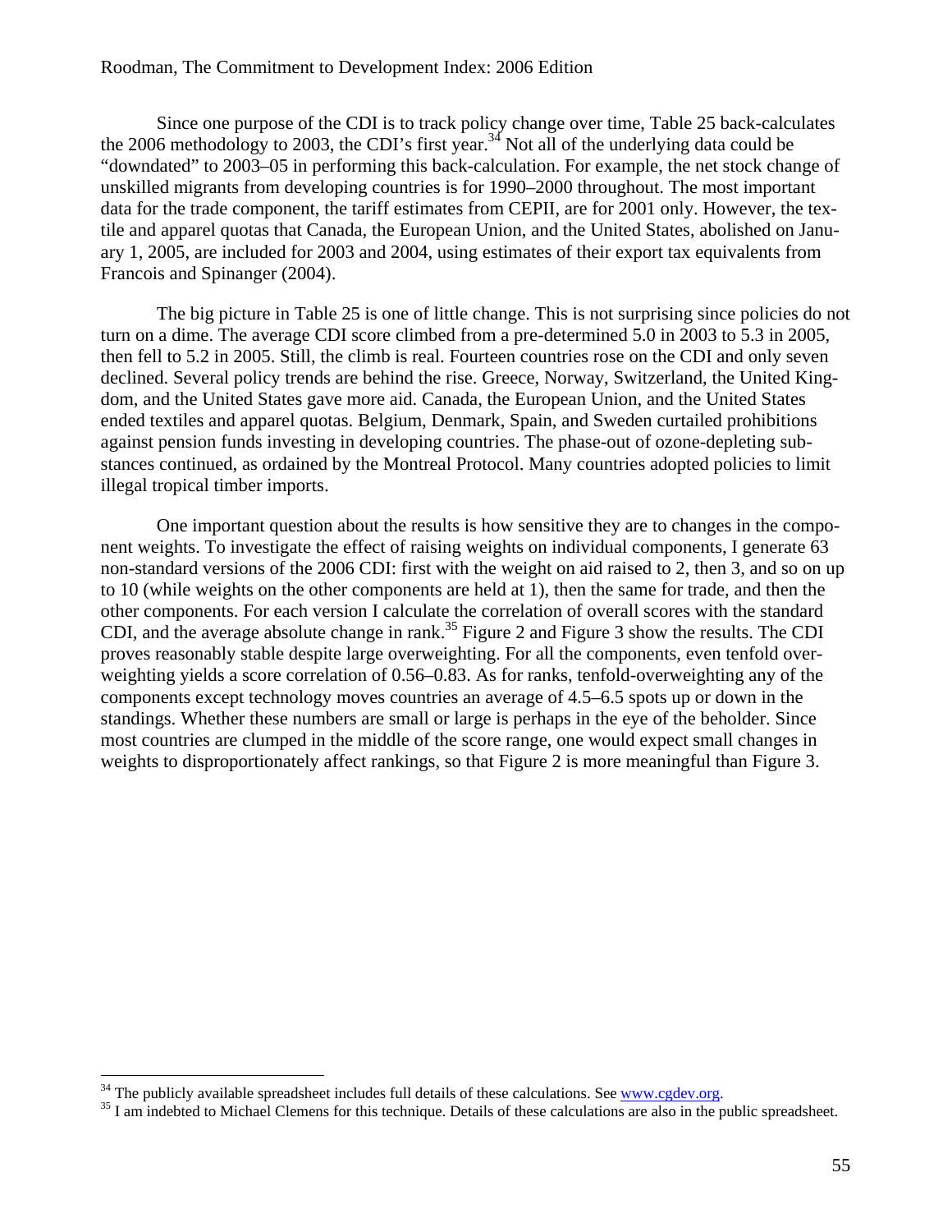Since one purpose of the CDI is to track policy change over time, Table 25 back-calculates the 2006 methodology to 2003, the CDI's first year.[34] Not all of the underlying data could be "downdated" to 2003–05 in performing this back-calculation. For example, the net stock change of unskilled migrants from developing countries is for 1990–2000 throughout. The most important data for the trade component, the tariff estimates from CEPII, are for 2001 only. However, the textile and apparel quotas that Canada, the European Union, and the United States, abolished on January 1, 2005, are included for 2003 and 2004, using estimates of their export tax equivalents from Francois and Spinanger (2004).

The big picture in Table 25 is one of little change. This is not surprising since policies do not turn on a dime. The average CDI score climbed from a pre-determined 5.0 in 2003 to 5.3 in 2005, then fell to 5.2 in 2005. Still, the climb is real. Fourteen countries rose on the CDI and only seven declined. Several policy trends are behind the rise. Greece, Norway, Switzerland, the United Kingdom, and the United States gave more aid. Canada, the European Union, and the United States ended textiles and apparel quotas. Belgium, Denmark, Spain, and Sweden curtailed prohibitions against pension funds investing in developing countries. The phase-out of ozone-depleting substances continued, as ordained by the Montreal Protocol. Many countries adopted policies to limit illegal tropical timber imports.

One important question about the results is how sensitive they are to changes in the component weights. To investigate the effect of raising weights on individual components, I generate 63 non-standard versions of the 2006 CDI: first with the weight on aid raised to 2, then 3, and so on up to 10 (while weights on the other components are held at 1), then the same for trade, and then the other components. For each version I calculate the correlation of overall scores with the standard CDI, and the average absolute change in rank.[35] Figure 2 and Figure 3 show the results. The CDI proves reasonably stable despite large overweighting. For all the components, even tenfold overweighting yields a score correlation of 0.56–0.83. As for ranks, tenfold-overweighting any of the components except technology moves countries an average of 4.5–6.5 spots up or down in the standings. Whether these numbers are small or large is perhaps in the eye of the beholder. Since most countries are clumped in the middle of the score range, one would expect small changes in weights to disproportionately affect rankings, so that Figure 2 is more meaningful than Figure 3.

[34] The publicly available spreadsheet includes full details of these calculations. See www.cgdev.org.

[35] I am indebted to Michael Clemens for this technique. Details of these calculations are also in the public spreadsheet.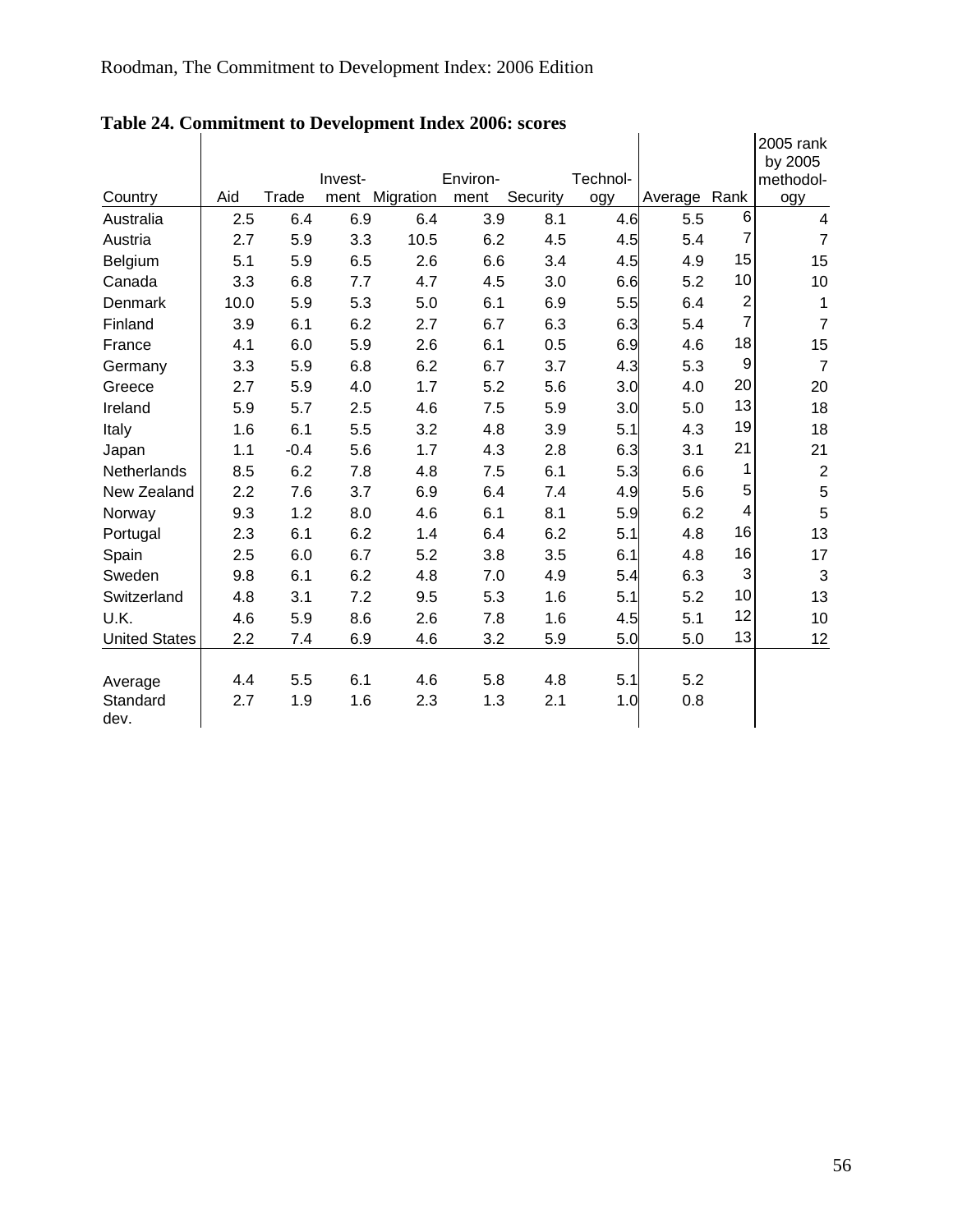**Table 24. Commitment to Development Index 2006: scores**

| Country | Aid | Trade | Invest-ment | Migration | Environ-ment | Security | Technol-ogy | Average | Rank | 2005 rank by 2005 methodol-ogy |
|---|---|---|---|---|---|---|---|---|---|---|
| Australia | 2.5 | 6.4 | 6.9 | 6.4 | 3.9 | 8.1 | 4.6 | 5.5 | 6 | 4 |
| Austria | 2.7 | 5.9 | 3.3 | 10.5 | 6.2 | 4.5 | 4.5 | 5.4 | 7 | 7 |
| Belgium | 5.1 | 5.9 | 6.5 | 2.6 | 6.6 | 3.4 | 4.5 | 4.9 | 15 | 15 |
| Canada | 3.3 | 6.8 | 7.7 | 4.7 | 4.5 | 3.0 | 6.6 | 5.2 | 10 | 10 |
| Denmark | 10.0 | 5.9 | 5.3 | 5.0 | 6.1 | 6.9 | 5.5 | 6.4 | 2 | 1 |
| Finland | 3.9 | 6.1 | 6.2 | 2.7 | 6.7 | 6.3 | 6.3 | 5.4 | 7 | 7 |
| France | 4.1 | 6.0 | 5.9 | 2.6 | 6.1 | 0.5 | 6.9 | 4.6 | 18 | 15 |
| Germany | 3.3 | 5.9 | 6.8 | 6.2 | 6.7 | 3.7 | 4.3 | 5.3 | 9 | 7 |
| Greece | 2.7 | 5.9 | 4.0 | 1.7 | 5.2 | 5.6 | 3.0 | 4.0 | 20 | 20 |
| Ireland | 5.9 | 5.7 | 2.5 | 4.6 | 7.5 | 5.9 | 3.0 | 5.0 | 13 | 18 |
| Italy | 1.6 | 6.1 | 5.5 | 3.2 | 4.8 | 3.9 | 5.1 | 4.3 | 19 | 18 |
| Japan | 1.1 | -0.4 | 5.6 | 1.7 | 4.3 | 2.8 | 6.3 | 3.1 | 21 | 21 |
| Netherlands | 8.5 | 6.2 | 7.8 | 4.8 | 7.5 | 6.1 | 5.3 | 6.6 | 1 | 2 |
| New Zealand | 2.2 | 7.6 | 3.7 | 6.9 | 6.4 | 7.4 | 4.9 | 5.6 | 5 | 5 |
| Norway | 9.3 | 1.2 | 8.0 | 4.6 | 6.1 | 8.1 | 5.9 | 6.2 | 4 | 5 |
| Portugal | 2.3 | 6.1 | 6.2 | 1.4 | 6.4 | 6.2 | 5.1 | 4.8 | 16 | 13 |
| Spain | 2.5 | 6.0 | 6.7 | 5.2 | 3.8 | 3.5 | 6.1 | 4.8 | 16 | 17 |
| Sweden | 9.8 | 6.1 | 6.2 | 4.8 | 7.0 | 4.9 | 5.4 | 6.3 | 3 | 3 |
| Switzerland | 4.8 | 3.1 | 7.2 | 9.5 | 5.3 | 1.6 | 5.1 | 5.2 | 10 | 13 |
| U.K. | 4.6 | 5.9 | 8.6 | 2.6 | 7.8 | 1.6 | 4.5 | 5.1 | 12 | 10 |
| United States | 2.2 | 7.4 | 6.9 | 4.6 | 3.2 | 5.9 | 5.0 | 5.0 | 13 | 12 |
| Average | 4.4 | 5.5 | 6.1 | 4.6 | 5.8 | 4.8 | 5.1 | 5.2 | | |
| Standard dev. | 2.7 | 1.9 | 1.6 | 2.3 | 1.3 | 2.1 | 1.0 | 0.8 | | |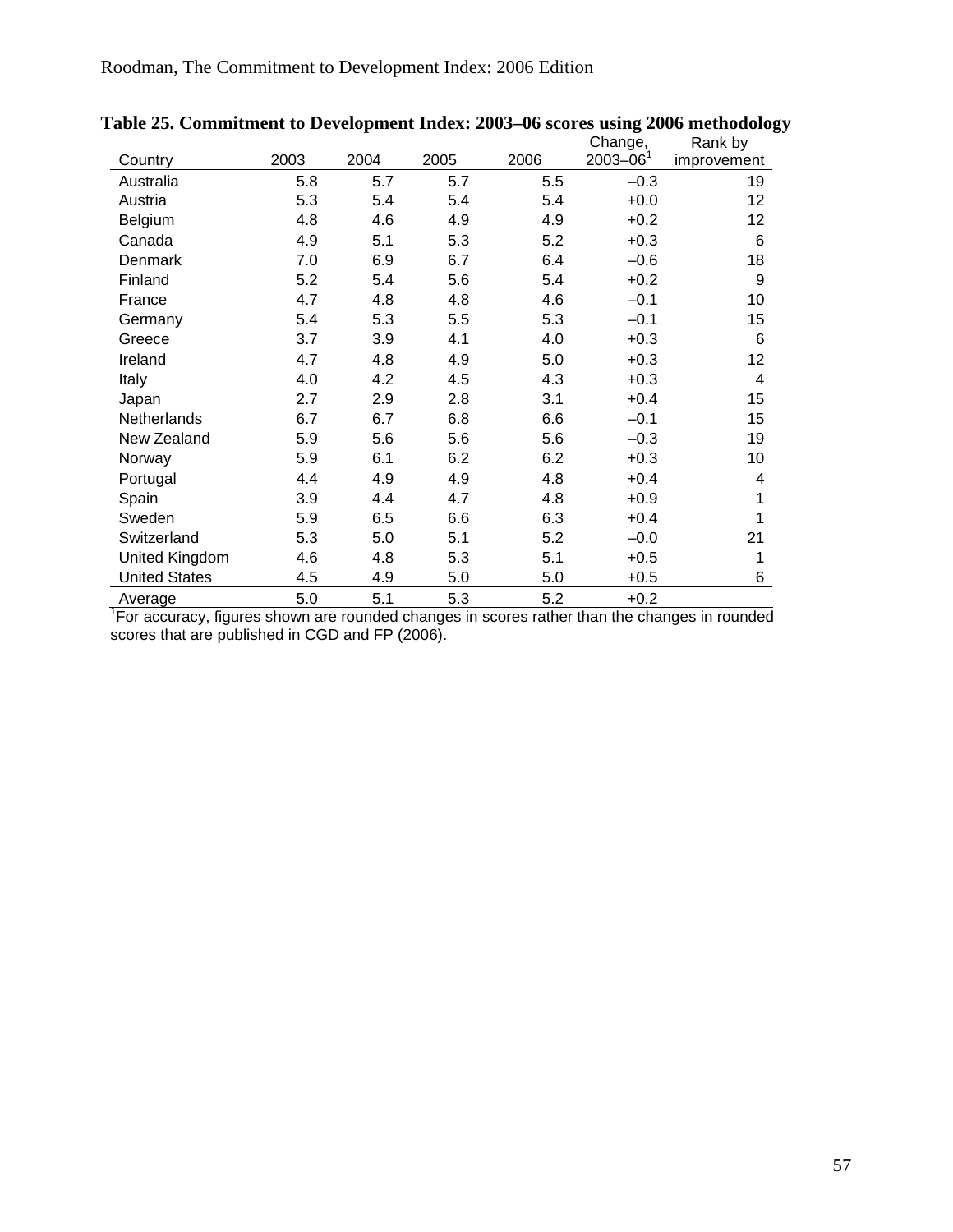**Table 25. Commitment to Development Index: 2003–06 scores using 2006 methodology**

| Country | 2003 | 2004 | 2005 | 2006 | Change, 2003–06[1] | Rank by improvement |
|---|---|---|---|---|---|---|
| Australia | 5.8 | 5.7 | 5.7 | 5.5 | –0.3 | 19 |
| Austria | 5.3 | 5.4 | 5.4 | 5.4 | +0.0 | 12 |
| Belgium | 4.8 | 4.6 | 4.9 | 4.9 | +0.2 | 12 |
| Canada | 4.9 | 5.1 | 5.3 | 5.2 | +0.3 | 6 |
| Denmark | 7.0 | 6.9 | 6.7 | 6.4 | –0.6 | 18 |
| Finland | 5.2 | 5.4 | 5.6 | 5.4 | +0.2 | 9 |
| France | 4.7 | 4.8 | 4.8 | 4.6 | –0.1 | 10 |
| Germany | 5.4 | 5.3 | 5.5 | 5.3 | –0.1 | 15 |
| Greece | 3.7 | 3.9 | 4.1 | 4.0 | +0.3 | 6 |
| Ireland | 4.7 | 4.8 | 4.9 | 5.0 | +0.3 | 12 |
| Italy | 4.0 | 4.2 | 4.5 | 4.3 | +0.3 | 4 |
| Japan | 2.7 | 2.9 | 2.8 | 3.1 | +0.4 | 15 |
| Netherlands | 6.7 | 6.7 | 6.8 | 6.6 | –0.1 | 15 |
| New Zealand | 5.9 | 5.6 | 5.6 | 5.6 | –0.3 | 19 |
| Norway | 5.9 | 6.1 | 6.2 | 6.2 | +0.3 | 10 |
| Portugal | 4.4 | 4.9 | 4.9 | 4.8 | +0.4 | 4 |
| Spain | 3.9 | 4.4 | 4.7 | 4.8 | +0.9 | 1 |
| Sweden | 5.9 | 6.5 | 6.6 | 6.3 | +0.4 | 1 |
| Switzerland | 5.3 | 5.0 | 5.1 | 5.2 | –0.0 | 21 |
| United Kingdom | 4.6 | 4.8 | 5.3 | 5.1 | +0.5 | 1 |
| United States | 4.5 | 4.9 | 5.0 | 5.0 | +0.5 | 6 |
| Average | 5.0 | 5.1 | 5.3 | 5.2 | +0.2 | |

[1]For accuracy, figures shown are rounded changes in scores rather than the changes in rounded scores that are published in CGD and FP (2006).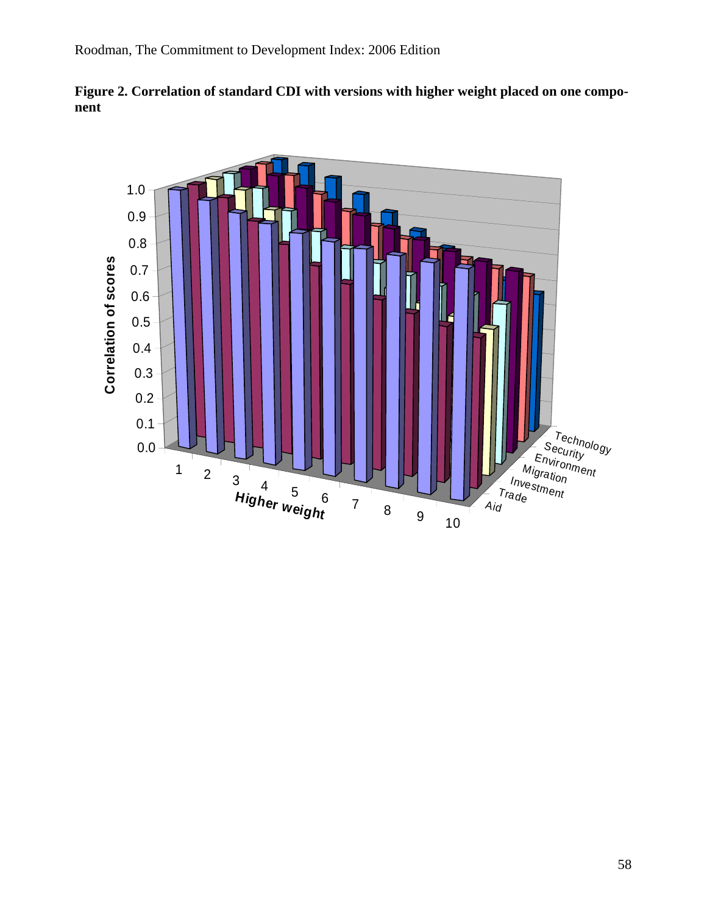**Figure 2. Correlation of standard CDI with versions with higher weight placed on one component**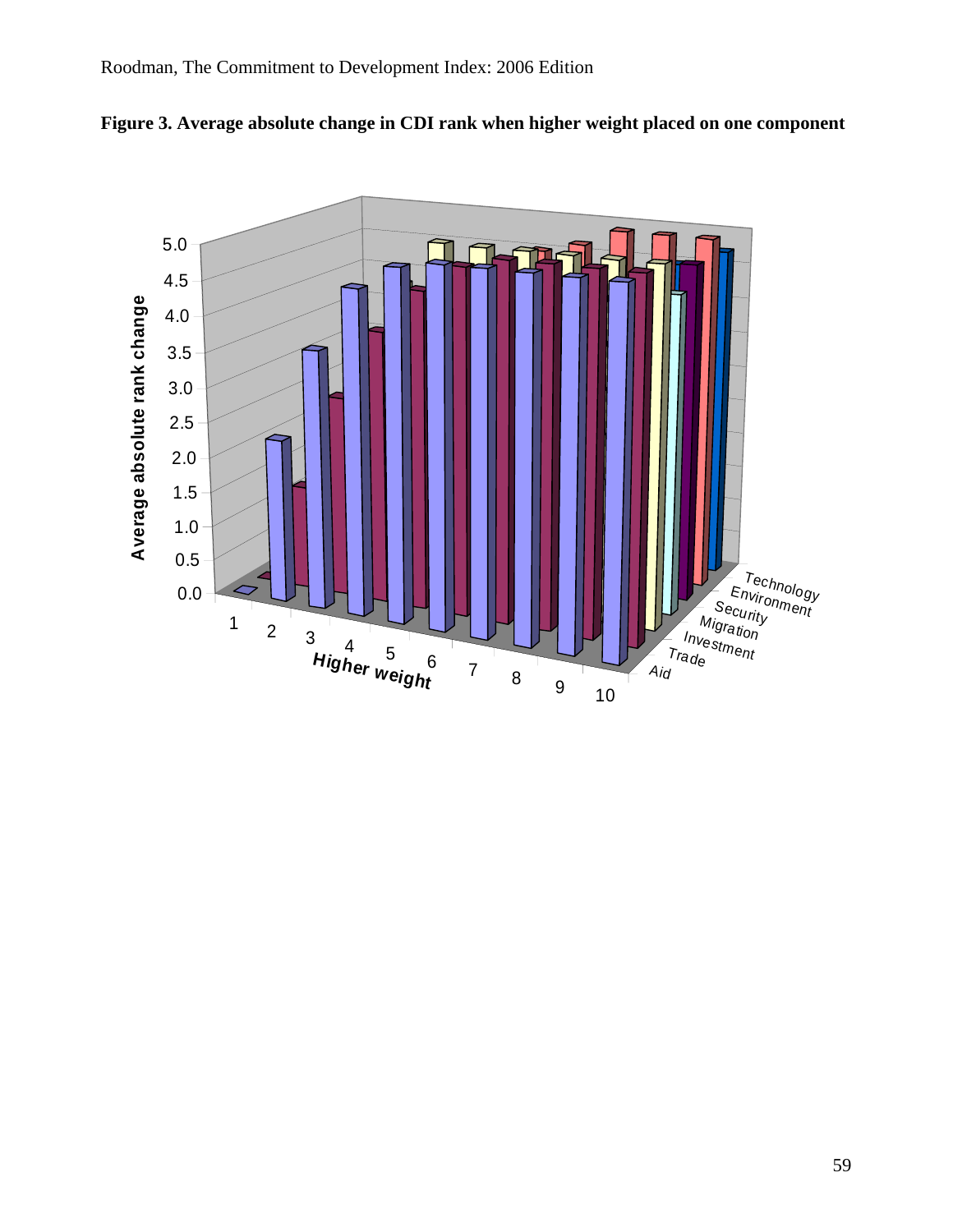**Figure 3. Average absolute change in CDI rank when higher weight placed on one component**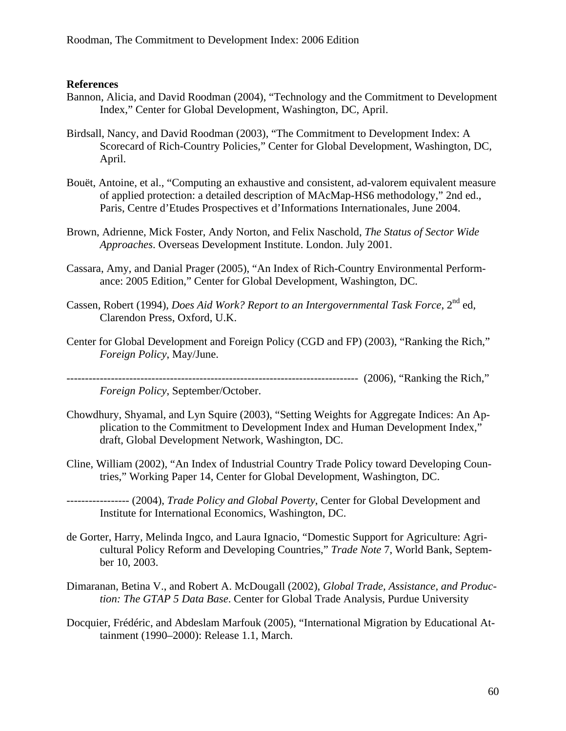**References**

Bannon, Alicia, and David Roodman (2004), "Technology and the Commitment to Development Index," Center for Global Development, Washington, DC, April.

Birdsall, Nancy, and David Roodman (2003), "The Commitment to Development Index: A Scorecard of Rich-Country Policies," Center for Global Development, Washington, DC, April.

Bouët, Antoine, et al., "Computing an exhaustive and consistent, ad-valorem equivalent measure of applied protection: a detailed description of MAcMap-HS6 methodology," 2nd ed., Paris, Centre d'Etudes Prospectives et d'Informations Internationales, June 2004.

Brown, Adrienne, Mick Foster, Andy Norton, and Felix Naschold, *The Status of Sector Wide Approaches*. Overseas Development Institute. London. July 2001.

Cassara, Amy, and Danial Prager (2005), "An Index of Rich-Country Environmental Performance: 2005 Edition," Center for Global Development, Washington, DC.

Cassen, Robert (1994), *Does Aid Work? Report to an Intergovernmental Task Force*, 2nd ed, Clarendon Press, Oxford, U.K.

Center for Global Development and Foreign Policy (CGD and FP) (2003), "Ranking the Rich," *Foreign Policy*, May/June.

---------------------------------------------------------------------------- (2006), "Ranking the Rich," *Foreign Policy*, September/October.

Chowdhury, Shyamal, and Lyn Squire (2003), "Setting Weights for Aggregate Indices: An Application to the Commitment to Development Index and Human Development Index," draft, Global Development Network, Washington, DC.

Cline, William (2002), "An Index of Industrial Country Trade Policy toward Developing Countries," Working Paper 14, Center for Global Development, Washington, DC.

----------------- (2004), *Trade Policy and Global Poverty*, Center for Global Development and Institute for International Economics, Washington, DC.

de Gorter, Harry, Melinda Ingco, and Laura Ignacio, "Domestic Support for Agriculture: Agricultural Policy Reform and Developing Countries," *Trade Note* 7, World Bank, September 10, 2003.

Dimaranan, Betina V., and Robert A. McDougall (2002), *Global Trade, Assistance, and Production: The GTAP 5 Data Base*. Center for Global Trade Analysis, Purdue University

Docquier, Frédéric, and Abdeslam Marfouk (2005), "International Migration by Educational Attainment (1990–2000): Release 1.1, March.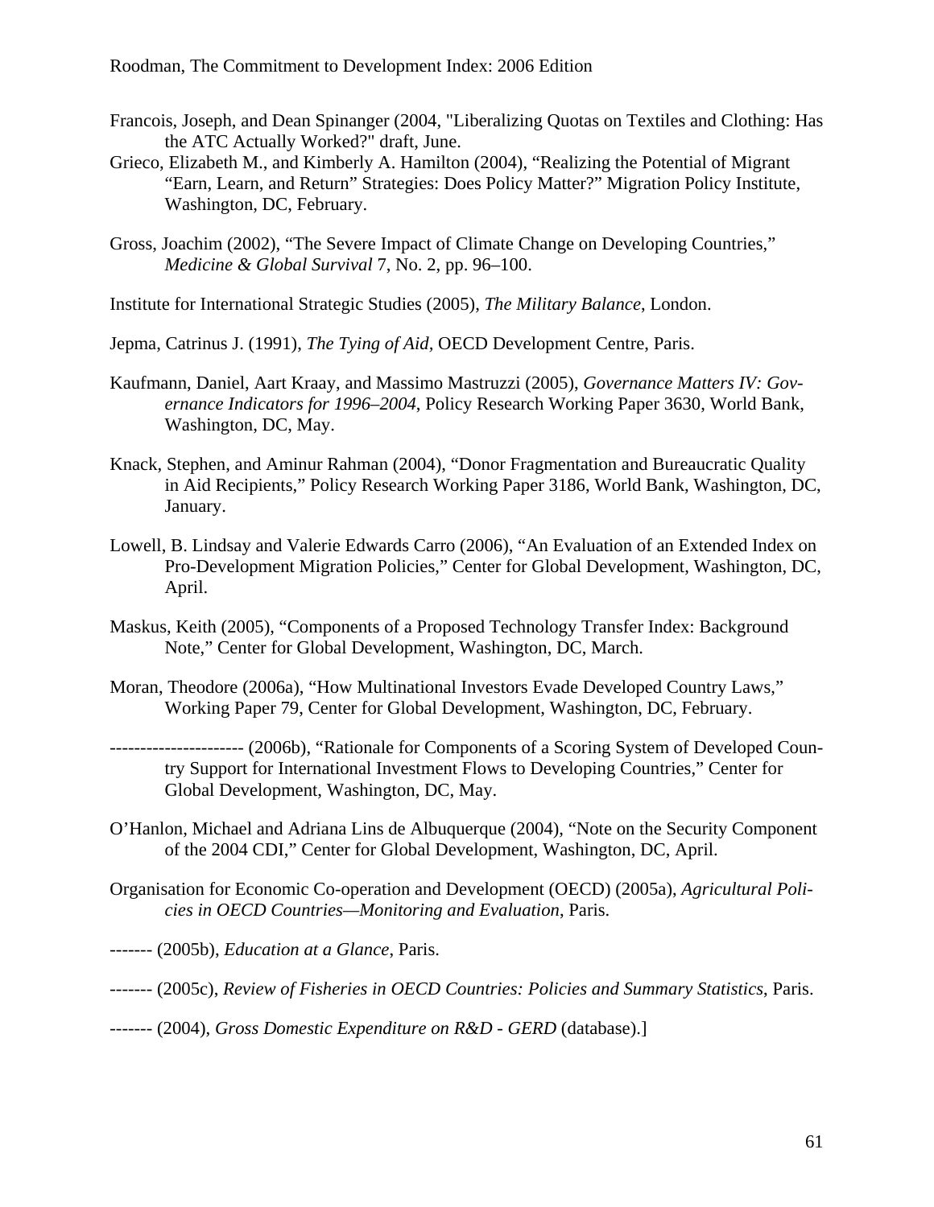Francois, Joseph, and Dean Spinanger (2004, "Liberalizing Quotas on Textiles and Clothing: Has the ATC Actually Worked?" draft, June.

Grieco, Elizabeth M., and Kimberly A. Hamilton (2004), "Realizing the Potential of Migrant "Earn, Learn, and Return" Strategies: Does Policy Matter?" Migration Policy Institute, Washington, DC, February.

Gross, Joachim (2002), "The Severe Impact of Climate Change on Developing Countries," *Medicine & Global Survival* 7, No. 2, pp. 96–100.

Institute for International Strategic Studies (2005), *The Military Balance*, London.

Jepma, Catrinus J. (1991), *The Tying of Aid*, OECD Development Centre, Paris.

Kaufmann, Daniel, Aart Kraay, and Massimo Mastruzzi (2005), *Governance Matters IV: Governance Indicators for 1996–2004*, Policy Research Working Paper 3630, World Bank, Washington, DC, May.

Knack, Stephen, and Aminur Rahman (2004), "Donor Fragmentation and Bureaucratic Quality in Aid Recipients," Policy Research Working Paper 3186, World Bank, Washington, DC, January.

Lowell, B. Lindsay and Valerie Edwards Carro (2006), "An Evaluation of an Extended Index on Pro-Development Migration Policies," Center for Global Development, Washington, DC, April.

Maskus, Keith (2005), "Components of a Proposed Technology Transfer Index: Background Note," Center for Global Development, Washington, DC, March.

Moran, Theodore (2006a), "How Multinational Investors Evade Developed Country Laws," Working Paper 79, Center for Global Development, Washington, DC, February.

---------------------- (2006b), "Rationale for Components of a Scoring System of Developed Country Support for International Investment Flows to Developing Countries," Center for Global Development, Washington, DC, May.

O'Hanlon, Michael and Adriana Lins de Albuquerque (2004), "Note on the Security Component of the 2004 CDI," Center for Global Development, Washington, DC, April.

Organisation for Economic Co-operation and Development (OECD) (2005a), *Agricultural Policies in OECD Countries—Monitoring and Evaluation*, Paris.

------- (2005b), *Education at a Glance*, Paris.

------- (2005c), *Review of Fisheries in OECD Countries: Policies and Summary Statistics*, Paris.

------- (2004), *Gross Domestic Expenditure on R&D - GERD* (database).]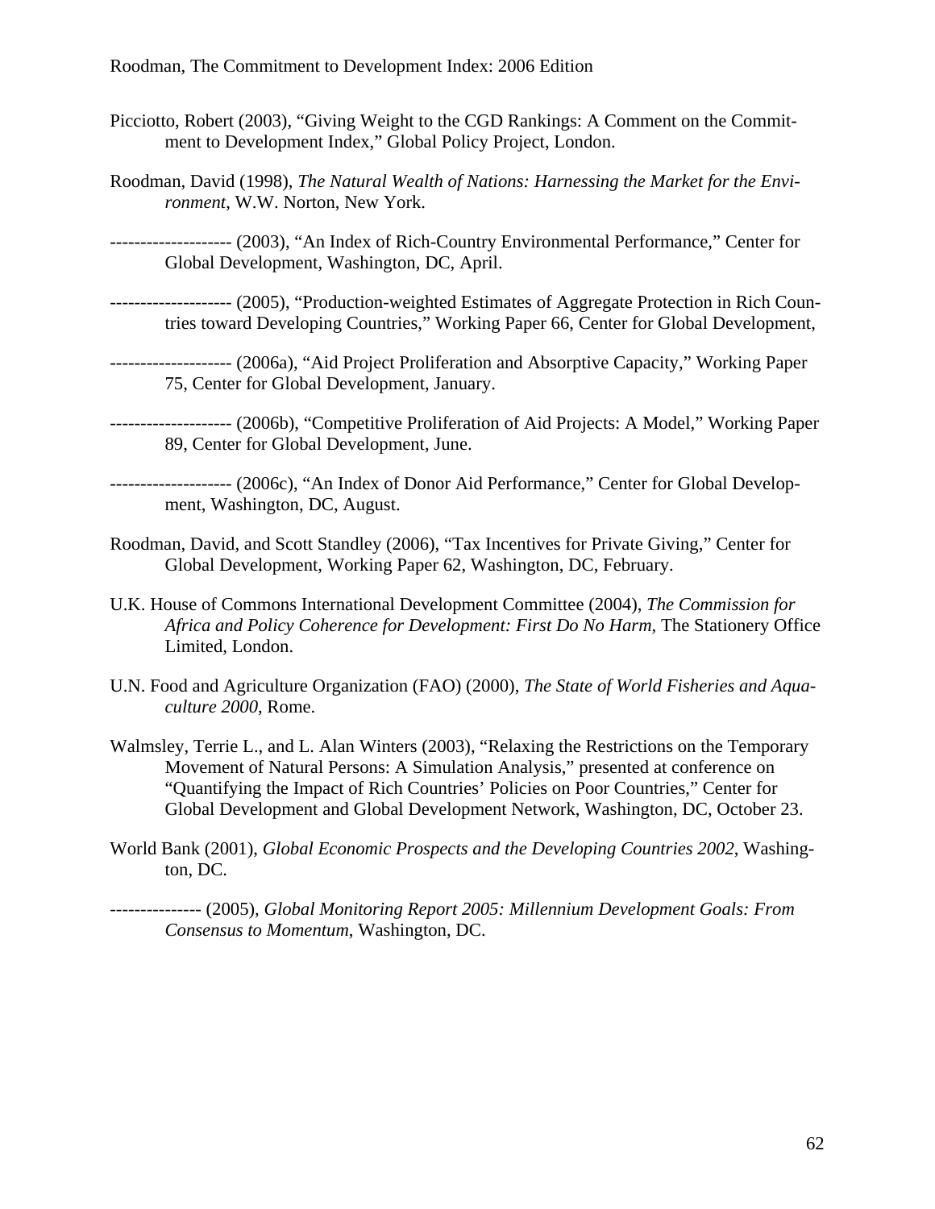Picciotto, Robert (2003), "Giving Weight to the CGD Rankings: A Comment on the Commitment to Development Index," Global Policy Project, London.

Roodman, David (1998), *The Natural Wealth of Nations: Harnessing the Market for the Environment*, W.W. Norton, New York.

-------------------- (2003), "An Index of Rich-Country Environmental Performance," Center for Global Development, Washington, DC, April.

-------------------- (2005), "Production-weighted Estimates of Aggregate Protection in Rich Countries toward Developing Countries," Working Paper 66, Center for Global Development,

-------------------- (2006a), "Aid Project Proliferation and Absorptive Capacity," Working Paper 75, Center for Global Development, January.

-------------------- (2006b), "Competitive Proliferation of Aid Projects: A Model," Working Paper 89, Center for Global Development, June.

-------------------- (2006c), "An Index of Donor Aid Performance," Center for Global Development, Washington, DC, August.

Roodman, David, and Scott Standley (2006), "Tax Incentives for Private Giving," Center for Global Development, Working Paper 62, Washington, DC, February.

U.K. House of Commons International Development Committee (2004), *The Commission for Africa and Policy Coherence for Development: First Do No Harm*, The Stationery Office Limited, London.

U.N. Food and Agriculture Organization (FAO) (2000), *The State of World Fisheries and Aquaculture 2000*, Rome.

Walmsley, Terrie L., and L. Alan Winters (2003), "Relaxing the Restrictions on the Temporary Movement of Natural Persons: A Simulation Analysis," presented at conference on "Quantifying the Impact of Rich Countries' Policies on Poor Countries," Center for Global Development and Global Development Network, Washington, DC, October 23.

World Bank (2001), *Global Economic Prospects and the Developing Countries 2002*, Washington, DC.

--------------- (2005), *Global Monitoring Report 2005: Millennium Development Goals: From Consensus to Momentum*, Washington, DC.